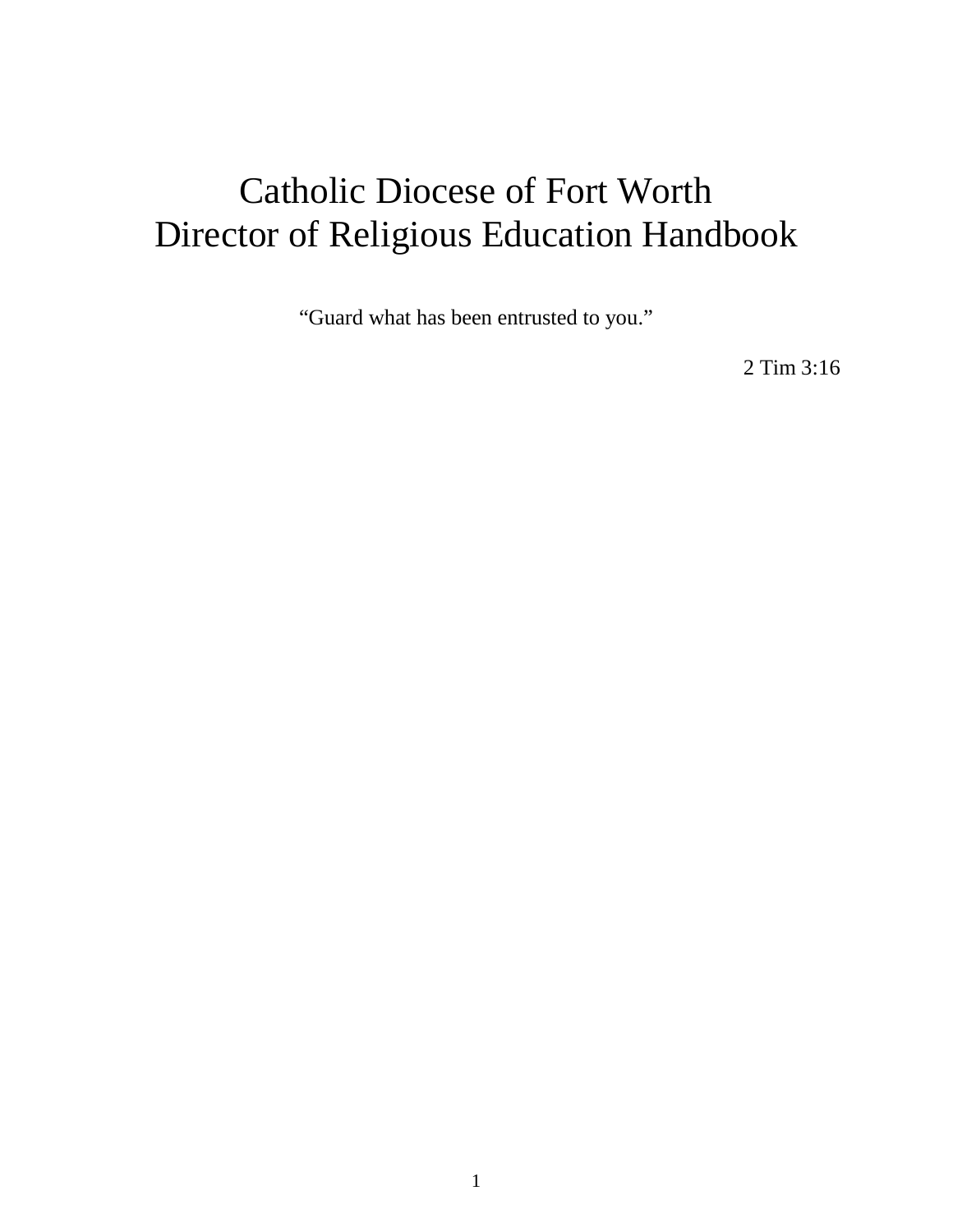# Catholic Diocese of Fort Worth
# Director of Religious Education Handbook

"Guard what has been entrusted to you."

2 Tim 3:16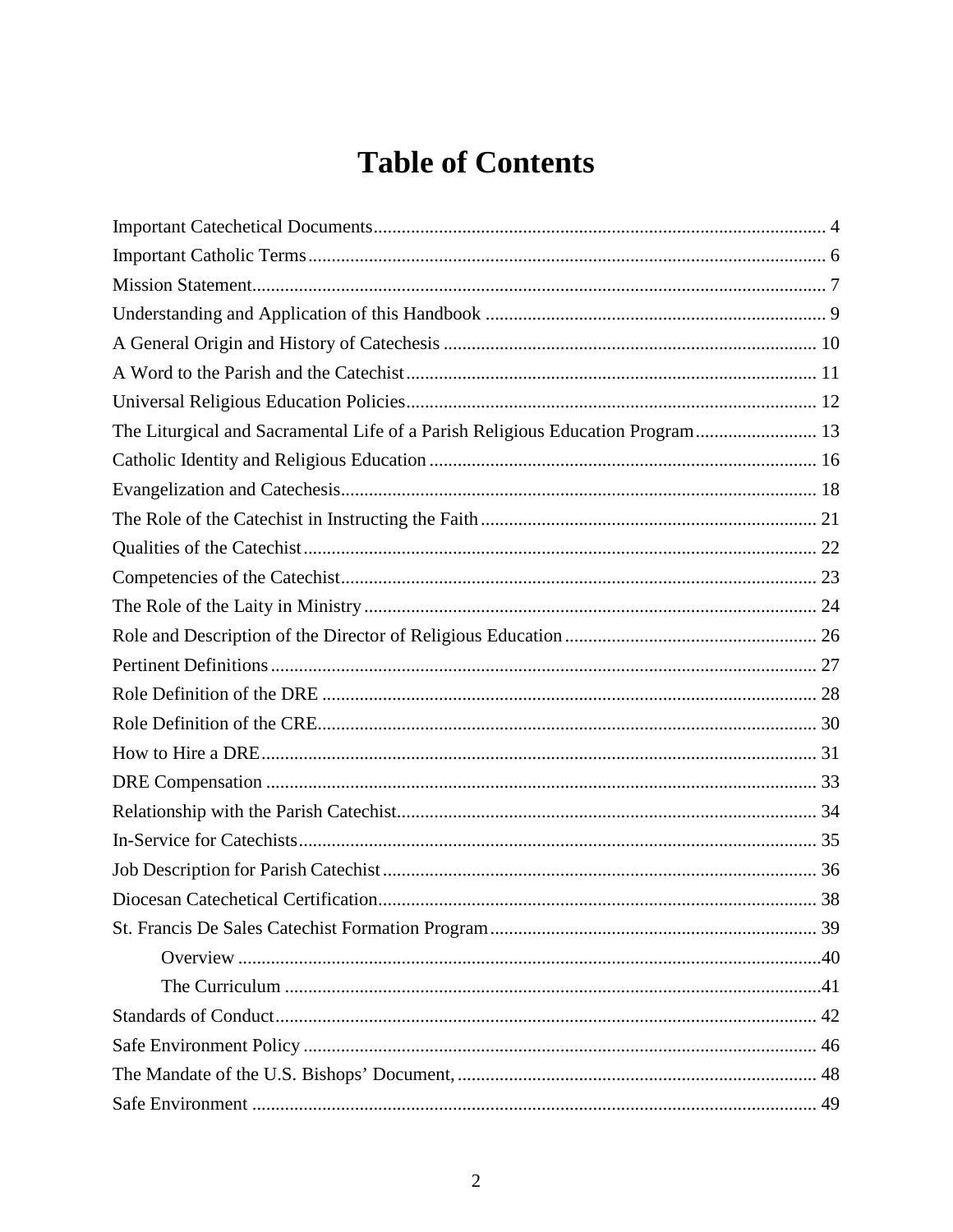# Table of Contents

Important Catechetical Documents ........ 4
Important Catholic Terms ........ 6
Mission Statement ........ 7
Understanding and Application of this Handbook ........ 9
A General Origin and History of Catechesis ........ 10
A Word to the Parish and the Catechist ........ 11
Universal Religious Education Policies ........ 12
The Liturgical and Sacramental Life of a Parish Religious Education Program ........ 13
Catholic Identity and Religious Education ........ 16
Evangelization and Catechesis ........ 18
The Role of the Catechist in Instructing the Faith ........ 21
Qualities of the Catechist ........ 22
Competencies of the Catechist ........ 23
The Role of the Laity in Ministry ........ 24
Role and Description of the Director of Religious Education ........ 26
Pertinent Definitions ........ 27
Role Definition of the DRE ........ 28
Role Definition of the CRE ........ 30
How to Hire a DRE ........ 31
DRE Compensation ........ 33
Relationship with the Parish Catechist ........ 34
In-Service for Catechists ........ 35
Job Description for Parish Catechist ........ 36
Diocesan Catechetical Certification ........ 38
St. Francis De Sales Catechist Formation Program ........ 39
- Overview ........ 40
- The Curriculum ........ 41

Standards of Conduct ........ 42
Safe Environment Policy ........ 46
The Mandate of the U.S. Bishops' Document, ........ 48
Safe Environment ........ 49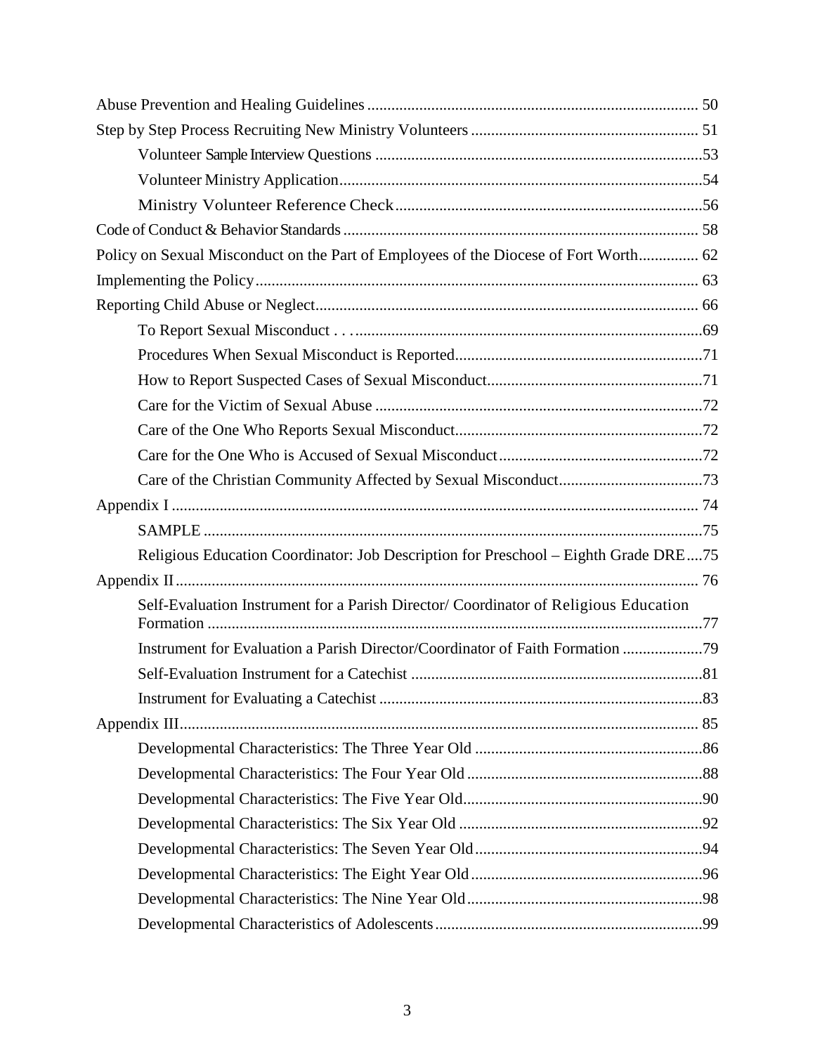- Abuse Prevention and Healing Guidelines .................................................................................. 50
- Step by Step Process Recruiting New Ministry Volunteers ......................................................... 51
  - Volunteer Sample Interview Questions .................................................................................53
  - Volunteer Ministry Application..........................................................................................54
  - Ministry Volunteer Reference Check............................................................................56
- Code of Conduct & Behavior Standards ........................................................................................ 58
- Policy on Sexual Misconduct on the Part of Employees of the Diocese of Fort Worth............... 62
- Implementing the Policy.............................................................................................................. 63
- Reporting Child Abuse or Neglect............................................................................................... 66
  - To Report Sexual Misconduct . . . .......................................................................................69
  - Procedures When Sexual Misconduct is Reported.............................................................71
  - How to Report Suspected Cases of Sexual Misconduct......................................................71
  - Care for the Victim of Sexual Abuse .................................................................................72
  - Care of the One Who Reports Sexual Misconduct.............................................................72
  - Care for the One Who is Accused of Sexual Misconduct...................................................72
  - Care of the Christian Community Affected by Sexual Misconduct....................................73
- Appendix I .................................................................................................................................... 74
  - SAMPLE ............................................................................................................................75
  - Religious Education Coordinator: Job Description for Preschool – Eighth Grade DRE....75
- Appendix II.................................................................................................................................. 76
  - Self-Evaluation Instrument for a Parish Director/ Coordinator of Religious Education Formation ...........................................................................................................................77
  - Instrument for Evaluation a Parish Director/Coordinator of Faith Formation ....................79
  - Self-Evaluation Instrument for a Catechist .........................................................................81
  - Instrument for Evaluating a Catechist ................................................................................83
- Appendix III.................................................................................................................................. 85
  - Developmental Characteristics: The Three Year Old .........................................................86
  - Developmental Characteristics: The Four Year Old ...........................................................88
  - Developmental Characteristics: The Five Year Old............................................................90
  - Developmental Characteristics: The Six Year Old .............................................................92
  - Developmental Characteristics: The Seven Year Old.........................................................94
  - Developmental Characteristics: The Eight Year Old..........................................................96
  - Developmental Characteristics: The Nine Year Old...........................................................98
  - Developmental Characteristics of Adolescents..................................................................99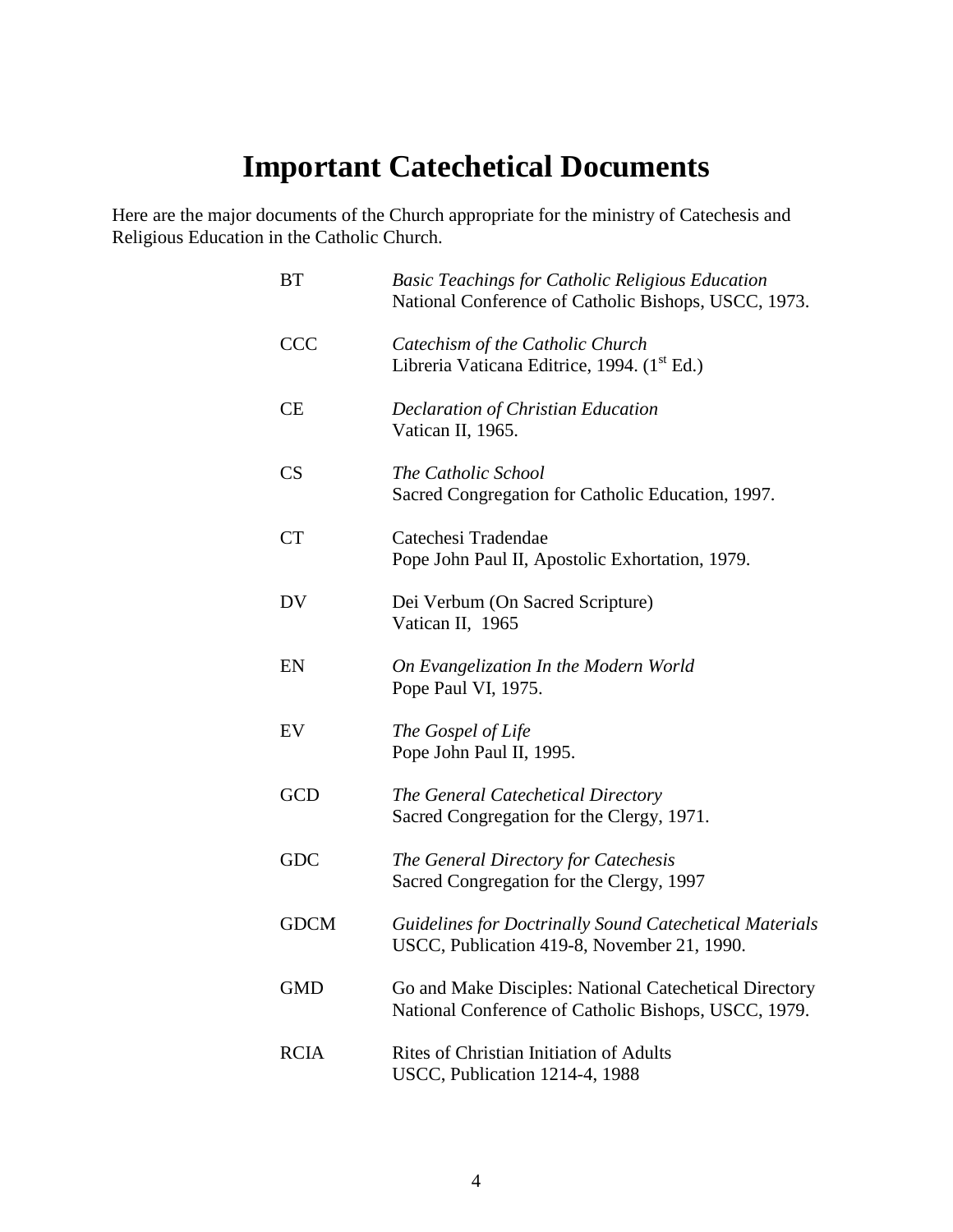# Important Catechetical Documents

Here are the major documents of the Church appropriate for the ministry of Catechesis and Religious Education in the Catholic Church.

| | |
|---|---|
| BT | *Basic Teachings for Catholic Religious Education*<br>National Conference of Catholic Bishops, USCC, 1973. |
| CCC | *Catechism of the Catholic Church*<br>Libreria Vaticana Editrice, 1994. (1st Ed.) |
| CE | *Declaration of Christian Education*<br>Vatican II, 1965. |
| CS | *The Catholic School*<br>Sacred Congregation for Catholic Education, 1997. |
| CT | Catechesi Tradendae<br>Pope John Paul II, Apostolic Exhortation, 1979. |
| DV | Dei Verbum (On Sacred Scripture)<br>Vatican II, 1965 |
| EN | *On Evangelization In the Modern World*<br>Pope Paul VI, 1975. |
| EV | *The Gospel of Life*<br>Pope John Paul II, 1995. |
| GCD | *The General Catechetical Directory*<br>Sacred Congregation for the Clergy, 1971. |
| GDC | *The General Directory for Catechesis*<br>Sacred Congregation for the Clergy, 1997 |
| GDCM | *Guidelines for Doctrinally Sound Catechetical Materials*<br>USCC, Publication 419-8, November 21, 1990. |
| GMD | Go and Make Disciples: National Catechetical Directory<br>National Conference of Catholic Bishops, USCC, 1979. |
| RCIA | Rites of Christian Initiation of Adults<br>USCC, Publication 1214-4, 1988 |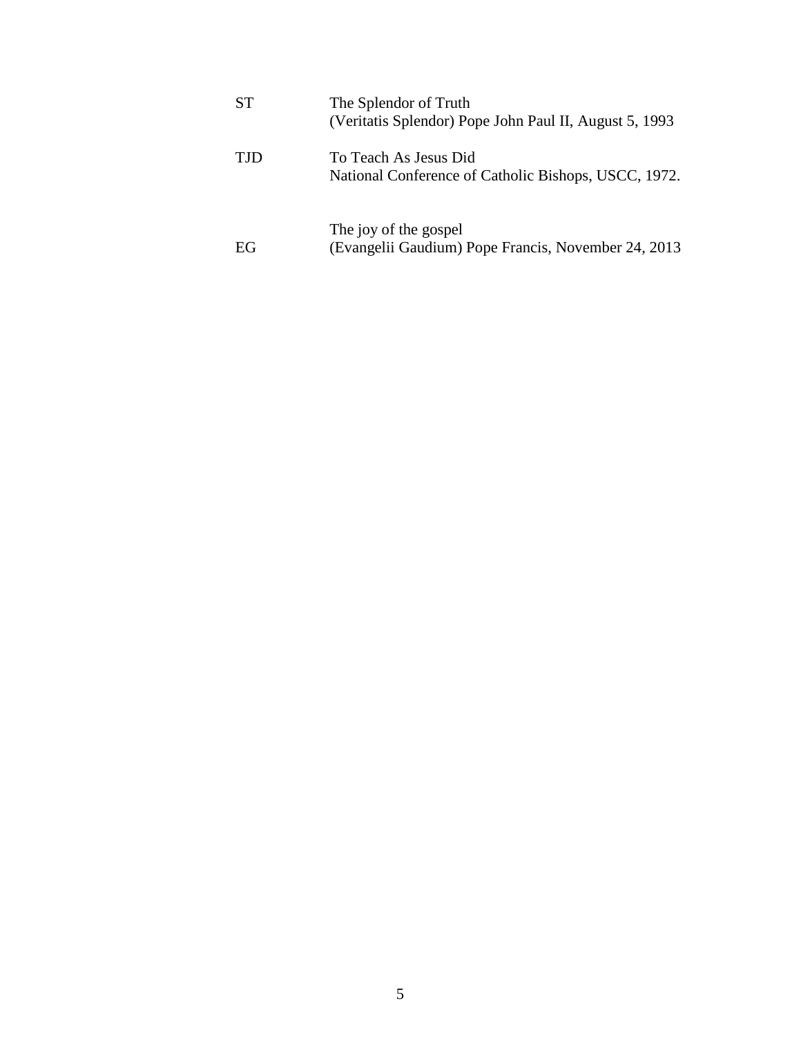| | |
|---|---|
| ST | The Splendor of Truth<br>(Veritatis Splendor) Pope John Paul II, August 5, 1993 |
| TJD | To Teach As Jesus Did<br>National Conference of Catholic Bishops, USCC, 1972. |
| EG | The joy of the gospel<br>(Evangelii Gaudium) Pope Francis, November 24, 2013 |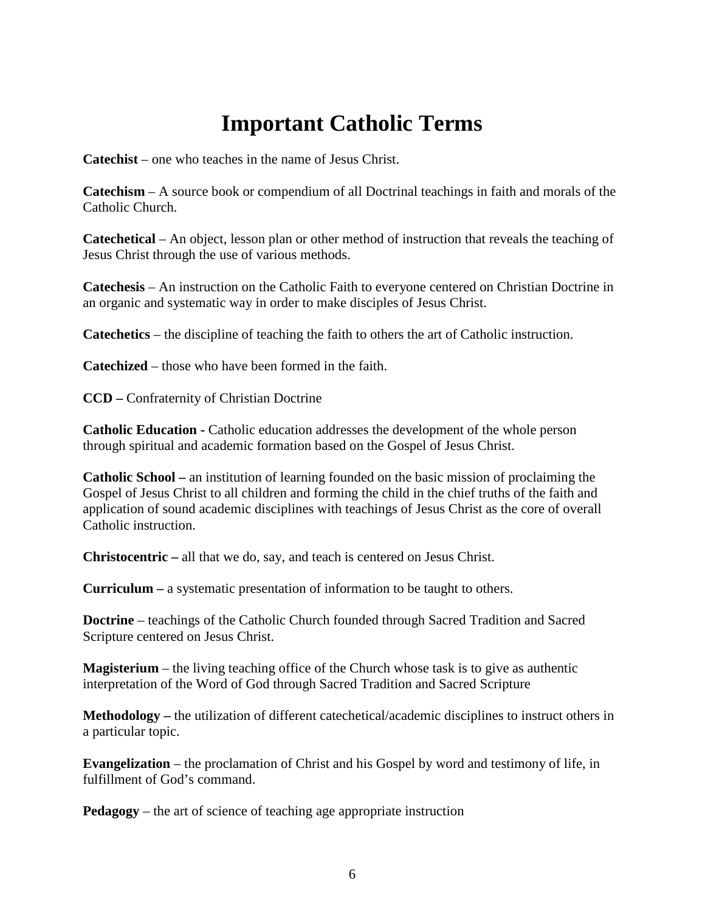# Important Catholic Terms

**Catechist** – one who teaches in the name of Jesus Christ.

**Catechism** – A source book or compendium of all Doctrinal teachings in faith and morals of the Catholic Church.

**Catechetical** – An object, lesson plan or other method of instruction that reveals the teaching of Jesus Christ through the use of various methods.

**Catechesis** – An instruction on the Catholic Faith to everyone centered on Christian Doctrine in an organic and systematic way in order to make disciples of Jesus Christ.

**Catechetics** – the discipline of teaching the faith to others the art of Catholic instruction.

**Catechized** – those who have been formed in the faith.

**CCD –** Confraternity of Christian Doctrine

**Catholic Education -** Catholic education addresses the development of the whole person through spiritual and academic formation based on the Gospel of Jesus Christ.

**Catholic School –** an institution of learning founded on the basic mission of proclaiming the Gospel of Jesus Christ to all children and forming the child in the chief truths of the faith and application of sound academic disciplines with teachings of Jesus Christ as the core of overall Catholic instruction.

**Christocentric –** all that we do, say, and teach is centered on Jesus Christ.

**Curriculum –** a systematic presentation of information to be taught to others.

**Doctrine** – teachings of the Catholic Church founded through Sacred Tradition and Sacred Scripture centered on Jesus Christ.

**Magisterium** – the living teaching office of the Church whose task is to give as authentic interpretation of the Word of God through Sacred Tradition and Sacred Scripture

**Methodology –** the utilization of different catechetical/academic disciplines to instruct others in a particular topic.

**Evangelization** – the proclamation of Christ and his Gospel by word and testimony of life, in fulfillment of God's command.

**Pedagogy** – the art of science of teaching age appropriate instruction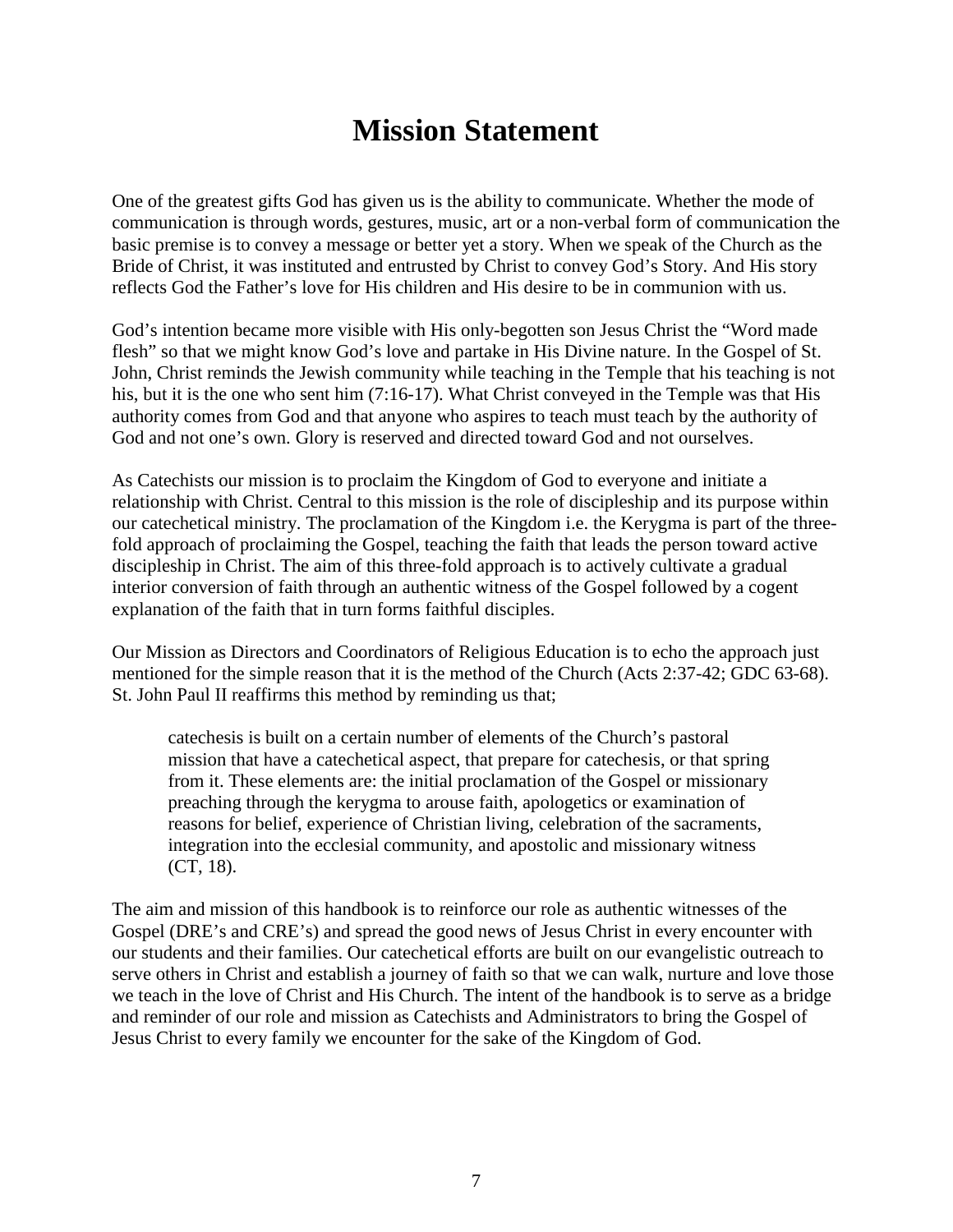# Mission Statement

One of the greatest gifts God has given us is the ability to communicate. Whether the mode of communication is through words, gestures, music, art or a non-verbal form of communication the basic premise is to convey a message or better yet a story. When we speak of the Church as the Bride of Christ, it was instituted and entrusted by Christ to convey God's Story. And His story reflects God the Father's love for His children and His desire to be in communion with us.

God's intention became more visible with His only-begotten son Jesus Christ the "Word made flesh" so that we might know God's love and partake in His Divine nature. In the Gospel of St. John, Christ reminds the Jewish community while teaching in the Temple that his teaching is not his, but it is the one who sent him (7:16-17). What Christ conveyed in the Temple was that His authority comes from God and that anyone who aspires to teach must teach by the authority of God and not one's own. Glory is reserved and directed toward God and not ourselves.

As Catechists our mission is to proclaim the Kingdom of God to everyone and initiate a relationship with Christ. Central to this mission is the role of discipleship and its purpose within our catechetical ministry. The proclamation of the Kingdom i.e. the Kerygma is part of the three-fold approach of proclaiming the Gospel, teaching the faith that leads the person toward active discipleship in Christ. The aim of this three-fold approach is to actively cultivate a gradual interior conversion of faith through an authentic witness of the Gospel followed by a cogent explanation of the faith that in turn forms faithful disciples.

Our Mission as Directors and Coordinators of Religious Education is to echo the approach just mentioned for the simple reason that it is the method of the Church (Acts 2:37-42; GDC 63-68). St. John Paul II reaffirms this method by reminding us that;

> catechesis is built on a certain number of elements of the Church's pastoral mission that have a catechetical aspect, that prepare for catechesis, or that spring from it. These elements are: the initial proclamation of the Gospel or missionary preaching through the kerygma to arouse faith, apologetics or examination of reasons for belief, experience of Christian living, celebration of the sacraments, integration into the ecclesial community, and apostolic and missionary witness (CT, 18).

The aim and mission of this handbook is to reinforce our role as authentic witnesses of the Gospel (DRE's and CRE's) and spread the good news of Jesus Christ in every encounter with our students and their families. Our catechetical efforts are built on our evangelistic outreach to serve others in Christ and establish a journey of faith so that we can walk, nurture and love those we teach in the love of Christ and His Church. The intent of the handbook is to serve as a bridge and reminder of our role and mission as Catechists and Administrators to bring the Gospel of Jesus Christ to every family we encounter for the sake of the Kingdom of God.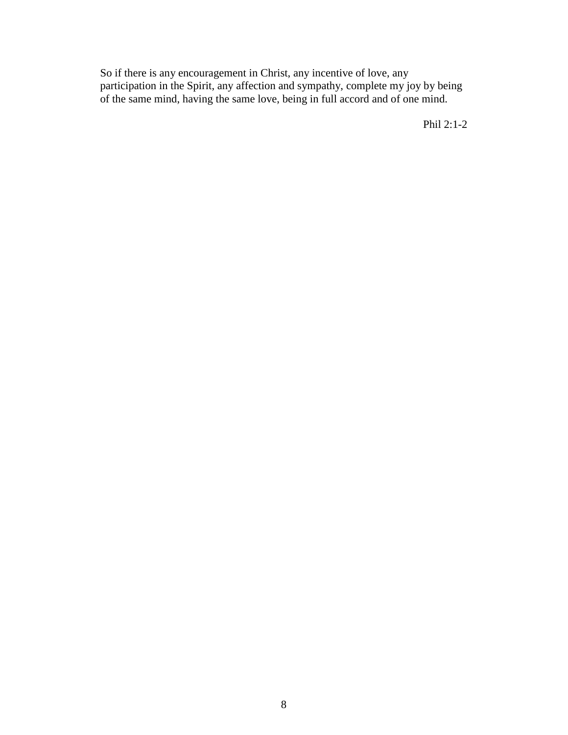So if there is any encouragement in Christ, any incentive of love, any participation in the Spirit, any affection and sympathy, complete my joy by being of the same mind, having the same love, being in full accord and of one mind.

Phil 2:1-2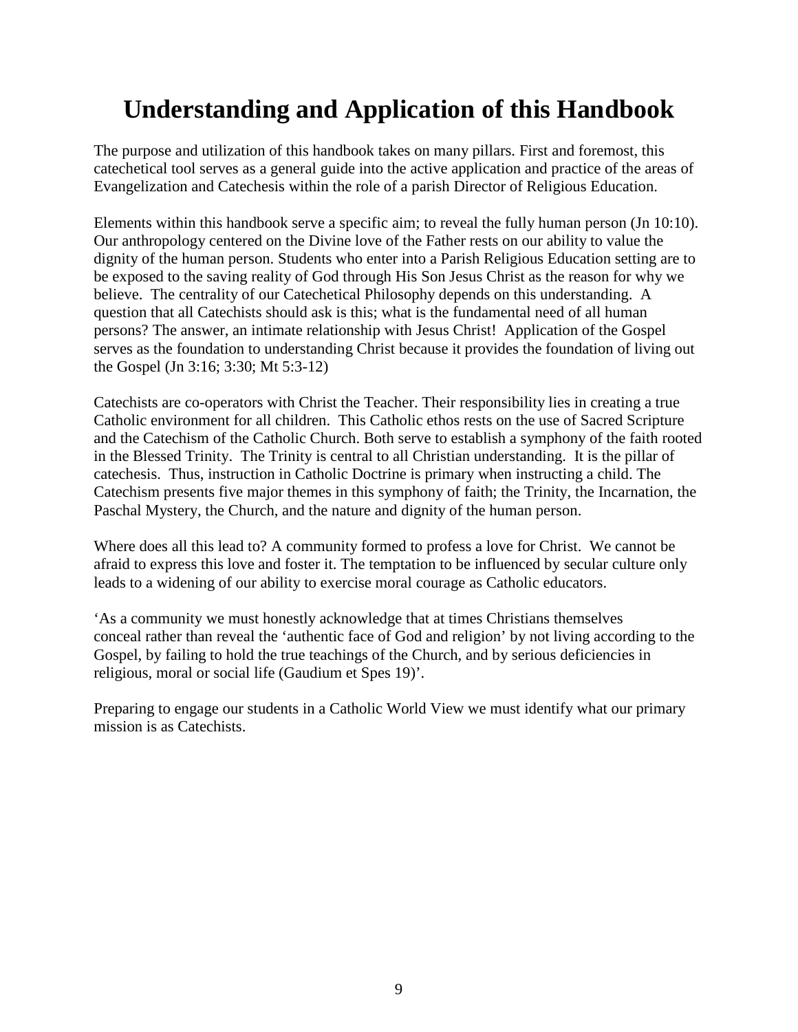# Understanding and Application of this Handbook

The purpose and utilization of this handbook takes on many pillars. First and foremost, this catechetical tool serves as a general guide into the active application and practice of the areas of Evangelization and Catechesis within the role of a parish Director of Religious Education.

Elements within this handbook serve a specific aim; to reveal the fully human person (Jn 10:10). Our anthropology centered on the Divine love of the Father rests on our ability to value the dignity of the human person. Students who enter into a Parish Religious Education setting are to be exposed to the saving reality of God through His Son Jesus Christ as the reason for why we believe. The centrality of our Catechetical Philosophy depends on this understanding. A question that all Catechists should ask is this; what is the fundamental need of all human persons? The answer, an intimate relationship with Jesus Christ! Application of the Gospel serves as the foundation to understanding Christ because it provides the foundation of living out the Gospel (Jn 3:16; 3:30; Mt 5:3-12)

Catechists are co-operators with Christ the Teacher. Their responsibility lies in creating a true Catholic environment for all children. This Catholic ethos rests on the use of Sacred Scripture and the Catechism of the Catholic Church. Both serve to establish a symphony of the faith rooted in the Blessed Trinity. The Trinity is central to all Christian understanding. It is the pillar of catechesis. Thus, instruction in Catholic Doctrine is primary when instructing a child. The Catechism presents five major themes in this symphony of faith; the Trinity, the Incarnation, the Paschal Mystery, the Church, and the nature and dignity of the human person.

Where does all this lead to? A community formed to profess a love for Christ. We cannot be afraid to express this love and foster it. The temptation to be influenced by secular culture only leads to a widening of our ability to exercise moral courage as Catholic educators.

'As a community we must honestly acknowledge that at times Christians themselves conceal rather than reveal the 'authentic face of God and religion' by not living according to the Gospel, by failing to hold the true teachings of the Church, and by serious deficiencies in religious, moral or social life (Gaudium et Spes 19)'.

Preparing to engage our students in a Catholic World View we must identify what our primary mission is as Catechists.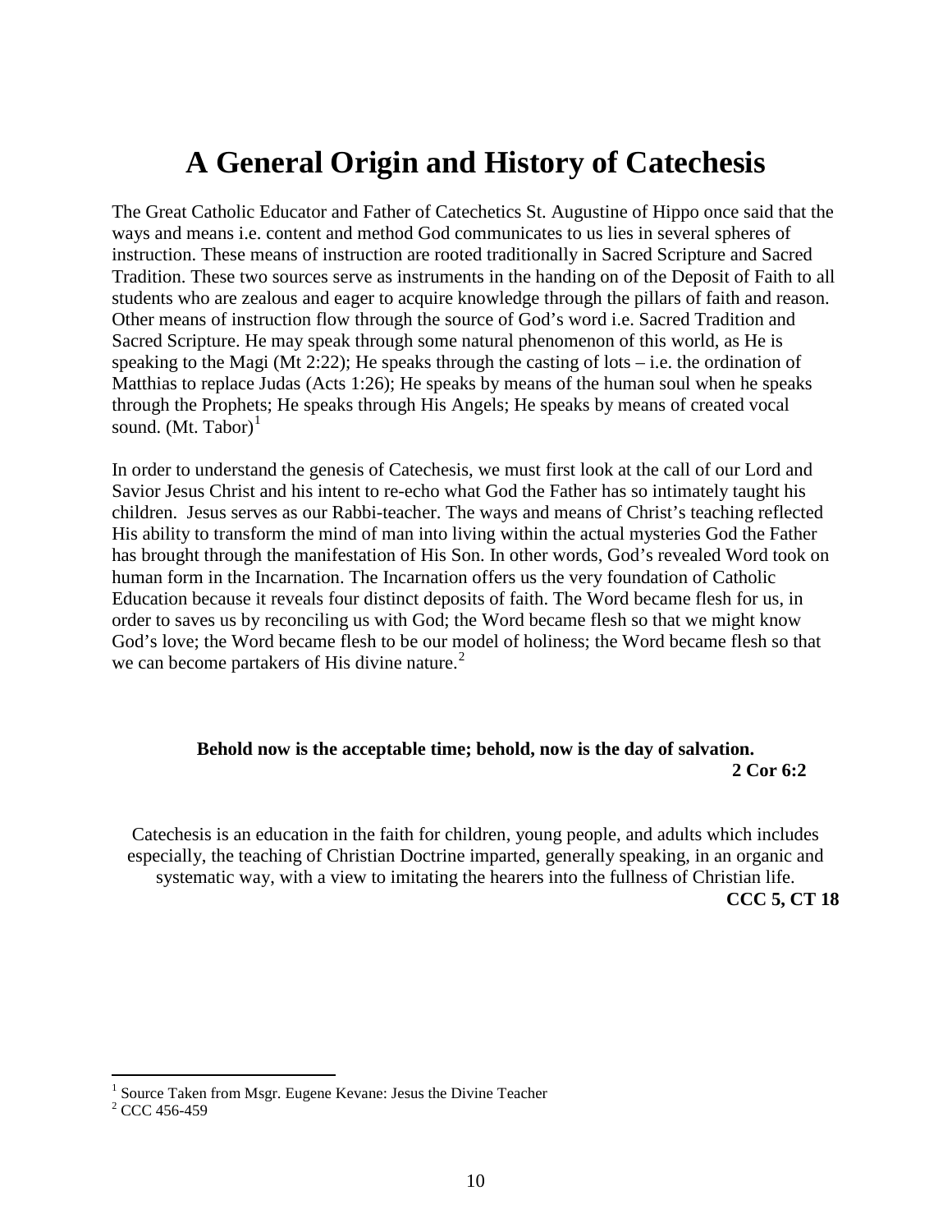# A General Origin and History of Catechesis

The Great Catholic Educator and Father of Catechetics St. Augustine of Hippo once said that the ways and means i.e. content and method God communicates to us lies in several spheres of instruction. These means of instruction are rooted traditionally in Sacred Scripture and Sacred Tradition. These two sources serve as instruments in the handing on of the Deposit of Faith to all students who are zealous and eager to acquire knowledge through the pillars of faith and reason. Other means of instruction flow through the source of God's word i.e. Sacred Tradition and Sacred Scripture. He may speak through some natural phenomenon of this world, as He is speaking to the Magi (Mt 2:22); He speaks through the casting of lots – i.e. the ordination of Matthias to replace Judas (Acts 1:26); He speaks by means of the human soul when he speaks through the Prophets; He speaks through His Angels; He speaks by means of created vocal sound. (Mt. Tabor)[1]

In order to understand the genesis of Catechesis, we must first look at the call of our Lord and Savior Jesus Christ and his intent to re-echo what God the Father has so intimately taught his children. Jesus serves as our Rabbi-teacher. The ways and means of Christ's teaching reflected His ability to transform the mind of man into living within the actual mysteries God the Father has brought through the manifestation of His Son. In other words, God's revealed Word took on human form in the Incarnation. The Incarnation offers us the very foundation of Catholic Education because it reveals four distinct deposits of faith. The Word became flesh for us, in order to saves us by reconciling us with God; the Word became flesh so that we might know God's love; the Word became flesh to be our model of holiness; the Word became flesh so that we can become partakers of His divine nature.[2]

**Behold now is the acceptable time; behold, now is the day of salvation.**
**2 Cor 6:2**

Catechesis is an education in the faith for children, young people, and adults which includes especially, the teaching of Christian Doctrine imparted, generally speaking, in an organic and systematic way, with a view to imitating the hearers into the fullness of Christian life.
**CCC 5, CT 18**

---

[1] Source Taken from Msgr. Eugene Kevane: Jesus the Divine Teacher
[2] CCC 456-459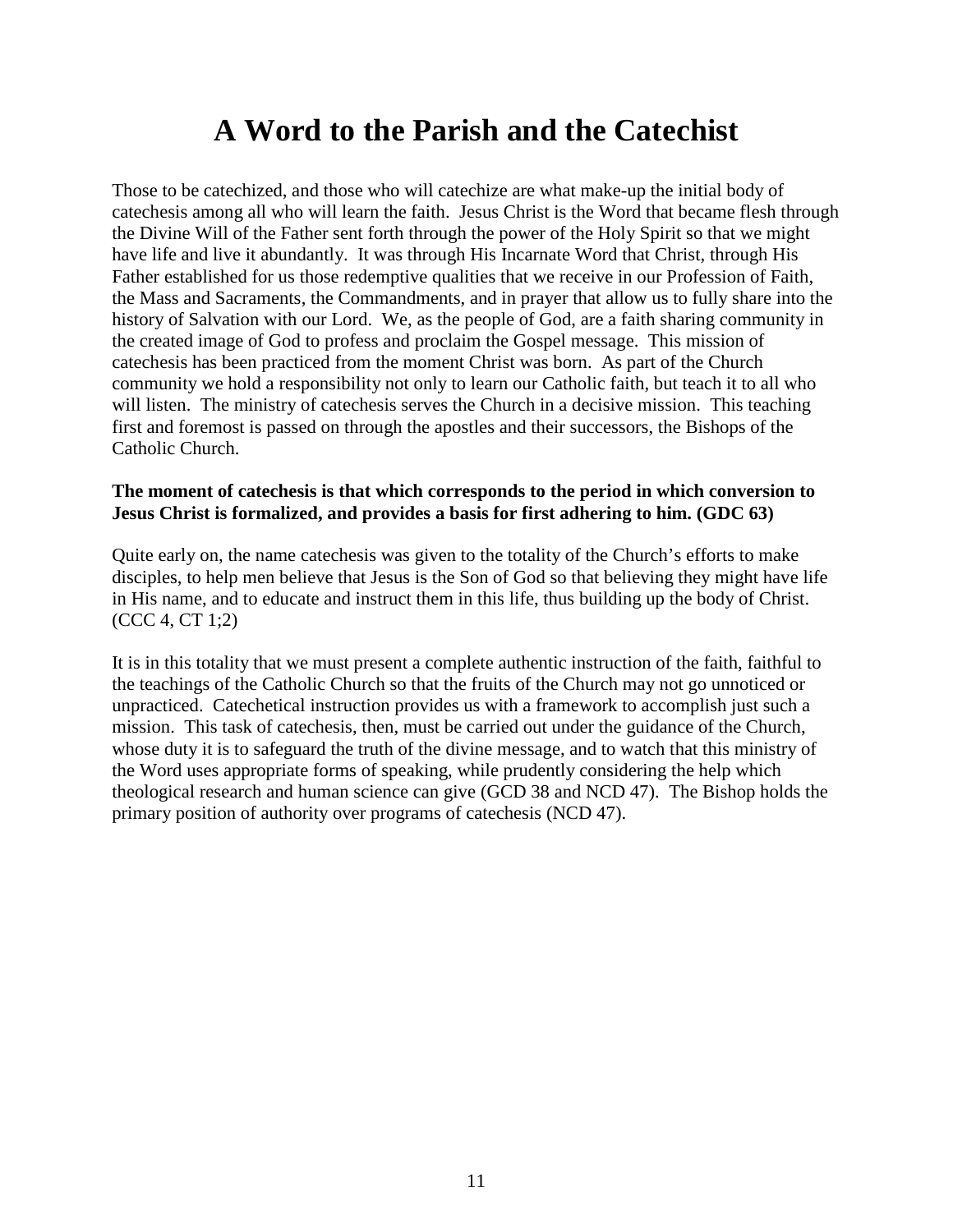# A Word to the Parish and the Catechist

Those to be catechized, and those who will catechize are what make-up the initial body of catechesis among all who will learn the faith. Jesus Christ is the Word that became flesh through the Divine Will of the Father sent forth through the power of the Holy Spirit so that we might have life and live it abundantly. It was through His Incarnate Word that Christ, through His Father established for us those redemptive qualities that we receive in our Profession of Faith, the Mass and Sacraments, the Commandments, and in prayer that allow us to fully share into the history of Salvation with our Lord. We, as the people of God, are a faith sharing community in the created image of God to profess and proclaim the Gospel message. This mission of catechesis has been practiced from the moment Christ was born. As part of the Church community we hold a responsibility not only to learn our Catholic faith, but teach it to all who will listen. The ministry of catechesis serves the Church in a decisive mission. This teaching first and foremost is passed on through the apostles and their successors, the Bishops of the Catholic Church.

**The moment of catechesis is that which corresponds to the period in which conversion to Jesus Christ is formalized, and provides a basis for first adhering to him. (GDC 63)**

Quite early on, the name catechesis was given to the totality of the Church's efforts to make disciples, to help men believe that Jesus is the Son of God so that believing they might have life in His name, and to educate and instruct them in this life, thus building up the body of Christ. (CCC 4, CT 1;2)

It is in this totality that we must present a complete authentic instruction of the faith, faithful to the teachings of the Catholic Church so that the fruits of the Church may not go unnoticed or unpracticed. Catechetical instruction provides us with a framework to accomplish just such a mission. This task of catechesis, then, must be carried out under the guidance of the Church, whose duty it is to safeguard the truth of the divine message, and to watch that this ministry of the Word uses appropriate forms of speaking, while prudently considering the help which theological research and human science can give (GCD 38 and NCD 47). The Bishop holds the primary position of authority over programs of catechesis (NCD 47).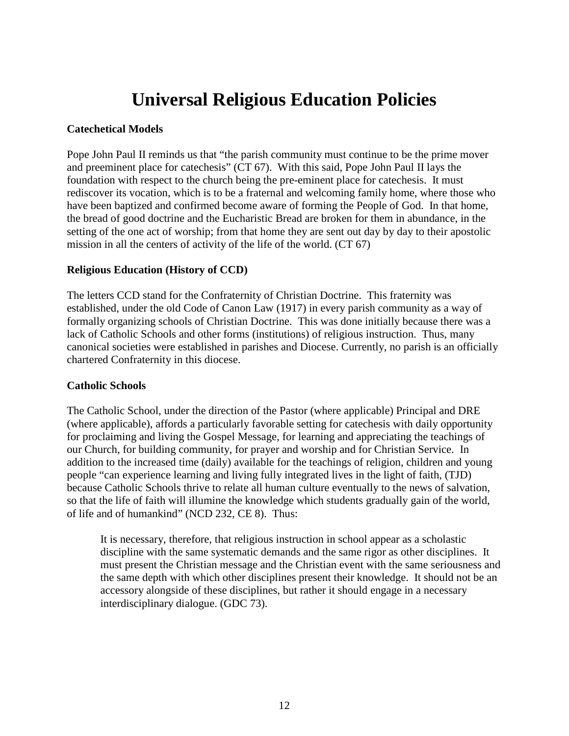# Universal Religious Education Policies

**Catechetical Models**

Pope John Paul II reminds us that "the parish community must continue to be the prime mover and preeminent place for catechesis" (CT 67). With this said, Pope John Paul II lays the foundation with respect to the church being the pre-eminent place for catechesis. It must rediscover its vocation, which is to be a fraternal and welcoming family home, where those who have been baptized and confirmed become aware of forming the People of God. In that home, the bread of good doctrine and the Eucharistic Bread are broken for them in abundance, in the setting of the one act of worship; from that home they are sent out day by day to their apostolic mission in all the centers of activity of the life of the world. (CT 67)

**Religious Education (History of CCD)**

The letters CCD stand for the Confraternity of Christian Doctrine. This fraternity was established, under the old Code of Canon Law (1917) in every parish community as a way of formally organizing schools of Christian Doctrine. This was done initially because there was a lack of Catholic Schools and other forms (institutions) of religious instruction. Thus, many canonical societies were established in parishes and Diocese. Currently, no parish is an officially chartered Confraternity in this diocese.

**Catholic Schools**

The Catholic School, under the direction of the Pastor (where applicable) Principal and DRE (where applicable), affords a particularly favorable setting for catechesis with daily opportunity for proclaiming and living the Gospel Message, for learning and appreciating the teachings of our Church, for building community, for prayer and worship and for Christian Service. In addition to the increased time (daily) available for the teachings of religion, children and young people "can experience learning and living fully integrated lives in the light of faith, (TJD) because Catholic Schools thrive to relate all human culture eventually to the news of salvation, so that the life of faith will illumine the knowledge which students gradually gain of the world, of life and of humankind" (NCD 232, CE 8). Thus:

> It is necessary, therefore, that religious instruction in school appear as a scholastic discipline with the same systematic demands and the same rigor as other disciplines. It must present the Christian message and the Christian event with the same seriousness and the same depth with which other disciplines present their knowledge. It should not be an accessory alongside of these disciplines, but rather it should engage in a necessary interdisciplinary dialogue. (GDC 73).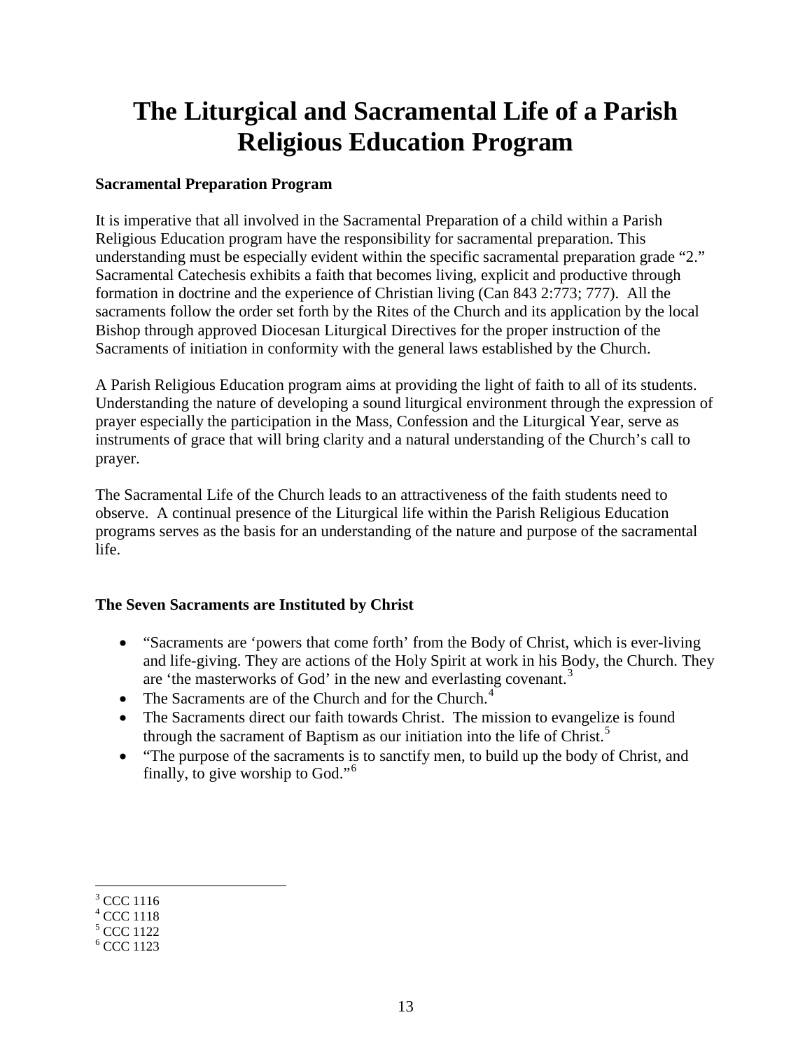# The Liturgical and Sacramental Life of a Parish Religious Education Program

**Sacramental Preparation Program**

It is imperative that all involved in the Sacramental Preparation of a child within a Parish Religious Education program have the responsibility for sacramental preparation. This understanding must be especially evident within the specific sacramental preparation grade "2." Sacramental Catechesis exhibits a faith that becomes living, explicit and productive through formation in doctrine and the experience of Christian living (Can 843 2:773; 777). All the sacraments follow the order set forth by the Rites of the Church and its application by the local Bishop through approved Diocesan Liturgical Directives for the proper instruction of the Sacraments of initiation in conformity with the general laws established by the Church.

A Parish Religious Education program aims at providing the light of faith to all of its students. Understanding the nature of developing a sound liturgical environment through the expression of prayer especially the participation in the Mass, Confession and the Liturgical Year, serve as instruments of grace that will bring clarity and a natural understanding of the Church's call to prayer.

The Sacramental Life of the Church leads to an attractiveness of the faith students need to observe. A continual presence of the Liturgical life within the Parish Religious Education programs serves as the basis for an understanding of the nature and purpose of the sacramental life.

**The Seven Sacraments are Instituted by Christ**

- "Sacraments are 'powers that come forth' from the Body of Christ, which is ever-living and life-giving. They are actions of the Holy Spirit at work in his Body, the Church. They are 'the masterworks of God' in the new and everlasting covenant.[3]
- The Sacraments are of the Church and for the Church.[4]
- The Sacraments direct our faith towards Christ. The mission to evangelize is found through the sacrament of Baptism as our initiation into the life of Christ.[5]
- "The purpose of the sacraments is to sanctify men, to build up the body of Christ, and finally, to give worship to God."[6]

---

[3] CCC 1116
[4] CCC 1118
[5] CCC 1122
[6] CCC 1123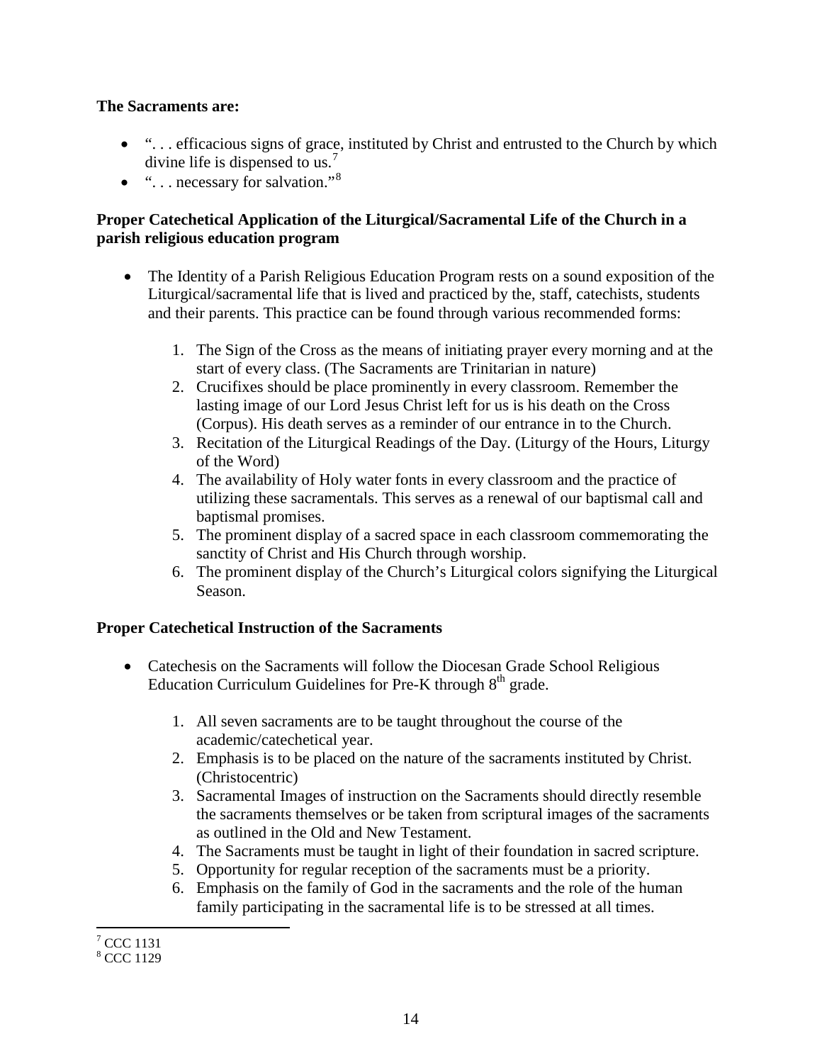**The Sacraments are:**

- ". . . efficacious signs of grace, instituted by Christ and entrusted to the Church by which divine life is dispensed to us.[7]
- ". . . necessary for salvation."[8]

**Proper Catechetical Application of the Liturgical/Sacramental Life of the Church in a parish religious education program**

- The Identity of a Parish Religious Education Program rests on a sound exposition of the Liturgical/sacramental life that is lived and practiced by the, staff, catechists, students and their parents. This practice can be found through various recommended forms:

    1. The Sign of the Cross as the means of initiating prayer every morning and at the start of every class. (The Sacraments are Trinitarian in nature)
    2. Crucifixes should be place prominently in every classroom. Remember the lasting image of our Lord Jesus Christ left for us is his death on the Cross (Corpus). His death serves as a reminder of our entrance in to the Church.
    3. Recitation of the Liturgical Readings of the Day. (Liturgy of the Hours, Liturgy of the Word)
    4. The availability of Holy water fonts in every classroom and the practice of utilizing these sacramentals. This serves as a renewal of our baptismal call and baptismal promises.
    5. The prominent display of a sacred space in each classroom commemorating the sanctity of Christ and His Church through worship.
    6. The prominent display of the Church's Liturgical colors signifying the Liturgical Season.

**Proper Catechetical Instruction of the Sacraments**

- Catechesis on the Sacraments will follow the Diocesan Grade School Religious Education Curriculum Guidelines for Pre-K through 8th grade.

    1. All seven sacraments are to be taught throughout the course of the academic/catechetical year.
    2. Emphasis is to be placed on the nature of the sacraments instituted by Christ. (Christocentric)
    3. Sacramental Images of instruction on the Sacraments should directly resemble the sacraments themselves or be taken from scriptural images of the sacraments as outlined in the Old and New Testament.
    4. The Sacraments must be taught in light of their foundation in sacred scripture.
    5. Opportunity for regular reception of the sacraments must be a priority.
    6. Emphasis on the family of God in the sacraments and the role of the human family participating in the sacramental life is to be stressed at all times.

---

[7] CCC 1131

[8] CCC 1129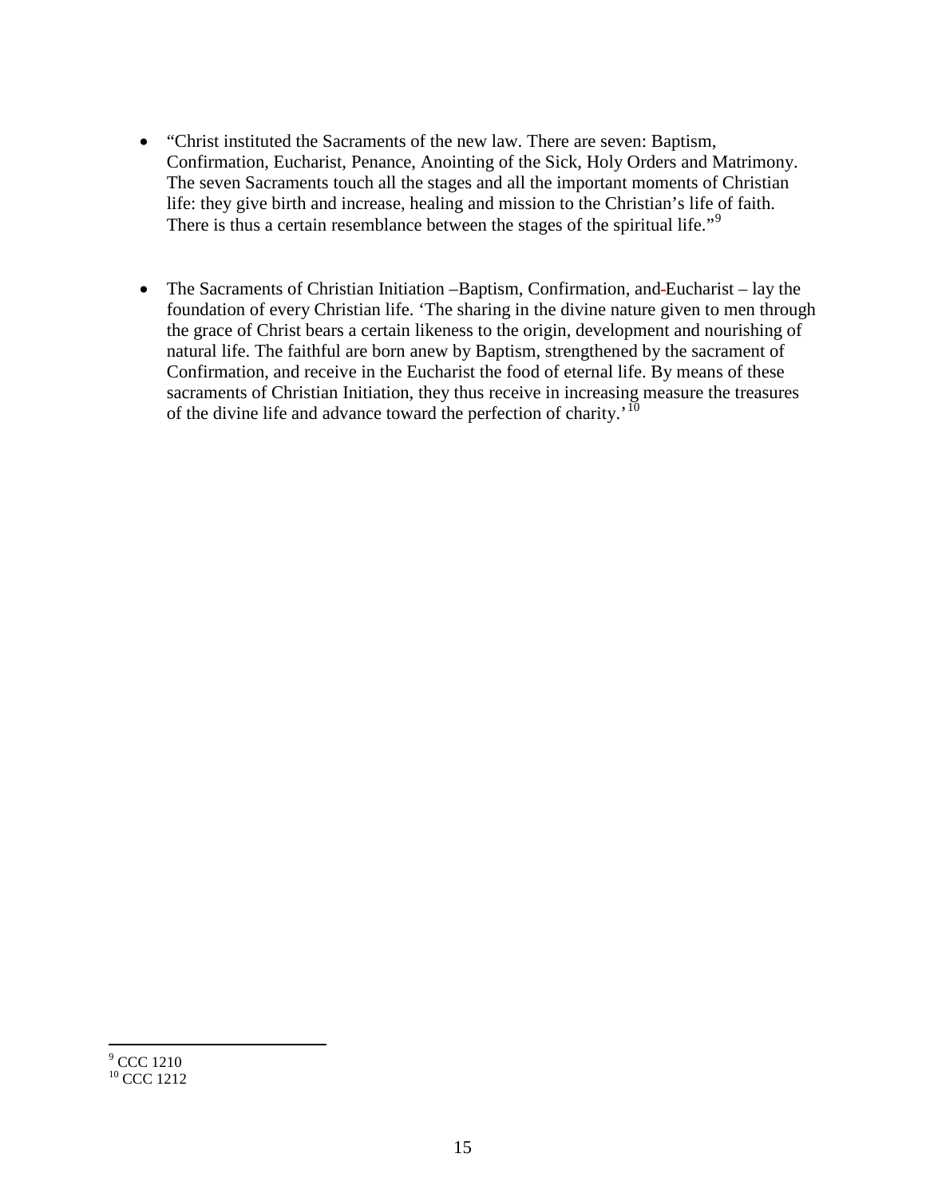- "Christ instituted the Sacraments of the new law. There are seven: Baptism, Confirmation, Eucharist, Penance, Anointing of the Sick, Holy Orders and Matrimony. The seven Sacraments touch all the stages and all the important moments of Christian life: they give birth and increase, healing and mission to the Christian's life of faith. There is thus a certain resemblance between the stages of the spiritual life."[9]

- The Sacraments of Christian Initiation –Baptism, Confirmation, and Eucharist – lay the foundation of every Christian life. 'The sharing in the divine nature given to men through the grace of Christ bears a certain likeness to the origin, development and nourishing of natural life. The faithful are born anew by Baptism, strengthened by the sacrament of Confirmation, and receive in the Eucharist the food of eternal life. By means of these sacraments of Christian Initiation, they thus receive in increasing measure the treasures of the divine life and advance toward the perfection of charity.'[10]

---

[9] CCC 1210
[10] CCC 1212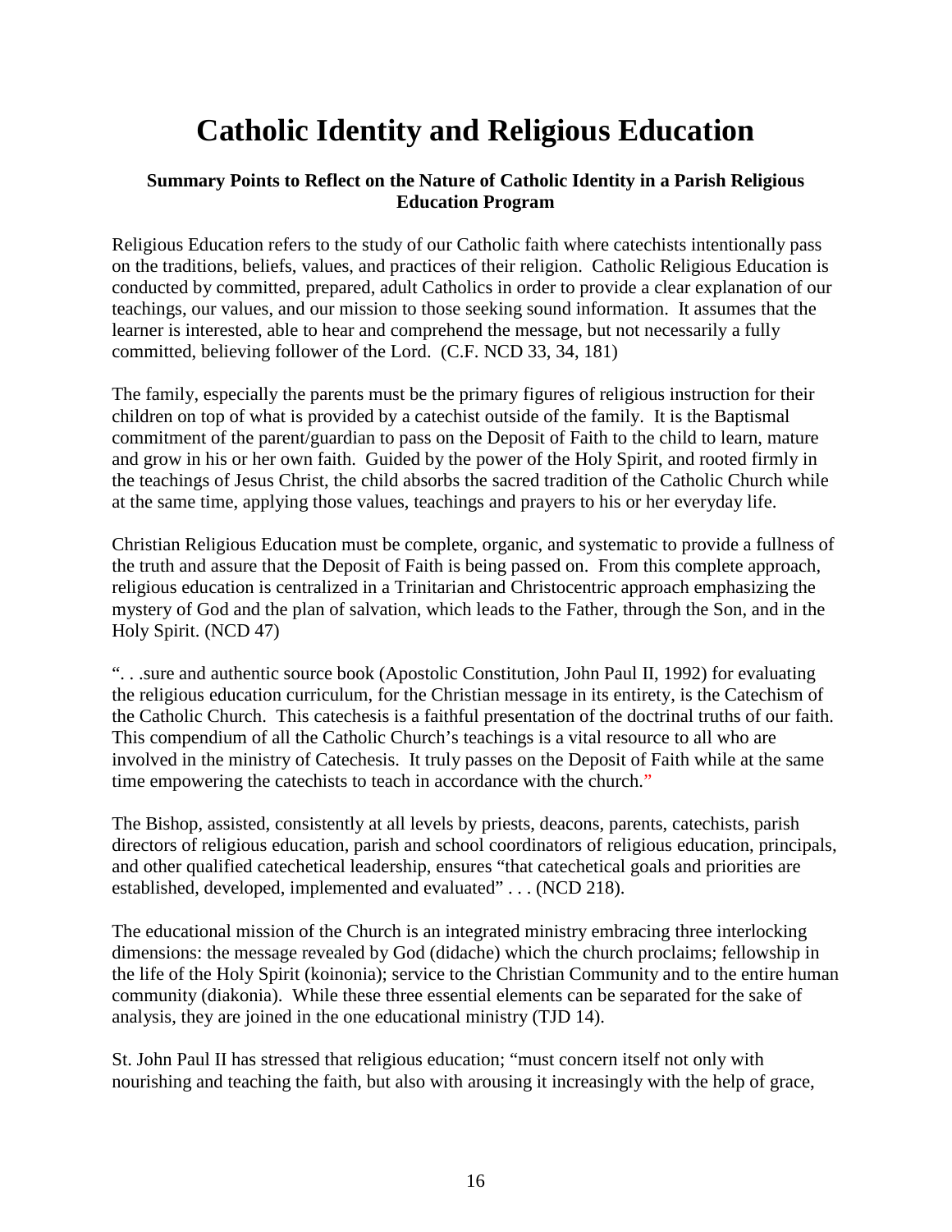# Catholic Identity and Religious Education

**Summary Points to Reflect on the Nature of Catholic Identity in a Parish Religious Education Program**

Religious Education refers to the study of our Catholic faith where catechists intentionally pass on the traditions, beliefs, values, and practices of their religion. Catholic Religious Education is conducted by committed, prepared, adult Catholics in order to provide a clear explanation of our teachings, our values, and our mission to those seeking sound information. It assumes that the learner is interested, able to hear and comprehend the message, but not necessarily a fully committed, believing follower of the Lord. (C.F. NCD 33, 34, 181)

The family, especially the parents must be the primary figures of religious instruction for their children on top of what is provided by a catechist outside of the family. It is the Baptismal commitment of the parent/guardian to pass on the Deposit of Faith to the child to learn, mature and grow in his or her own faith. Guided by the power of the Holy Spirit, and rooted firmly in the teachings of Jesus Christ, the child absorbs the sacred tradition of the Catholic Church while at the same time, applying those values, teachings and prayers to his or her everyday life.

Christian Religious Education must be complete, organic, and systematic to provide a fullness of the truth and assure that the Deposit of Faith is being passed on. From this complete approach, religious education is centralized in a Trinitarian and Christocentric approach emphasizing the mystery of God and the plan of salvation, which leads to the Father, through the Son, and in the Holy Spirit. (NCD 47)

". . .sure and authentic source book (Apostolic Constitution, John Paul II, 1992) for evaluating the religious education curriculum, for the Christian message in its entirety, is the Catechism of the Catholic Church. This catechesis is a faithful presentation of the doctrinal truths of our faith. This compendium of all the Catholic Church's teachings is a vital resource to all who are involved in the ministry of Catechesis. It truly passes on the Deposit of Faith while at the same time empowering the catechists to teach in accordance with the church."

The Bishop, assisted, consistently at all levels by priests, deacons, parents, catechists, parish directors of religious education, parish and school coordinators of religious education, principals, and other qualified catechetical leadership, ensures "that catechetical goals and priorities are established, developed, implemented and evaluated" . . . (NCD 218).

The educational mission of the Church is an integrated ministry embracing three interlocking dimensions: the message revealed by God (didache) which the church proclaims; fellowship in the life of the Holy Spirit (koinonia); service to the Christian Community and to the entire human community (diakonia). While these three essential elements can be separated for the sake of analysis, they are joined in the one educational ministry (TJD 14).

St. John Paul II has stressed that religious education; "must concern itself not only with nourishing and teaching the faith, but also with arousing it increasingly with the help of grace,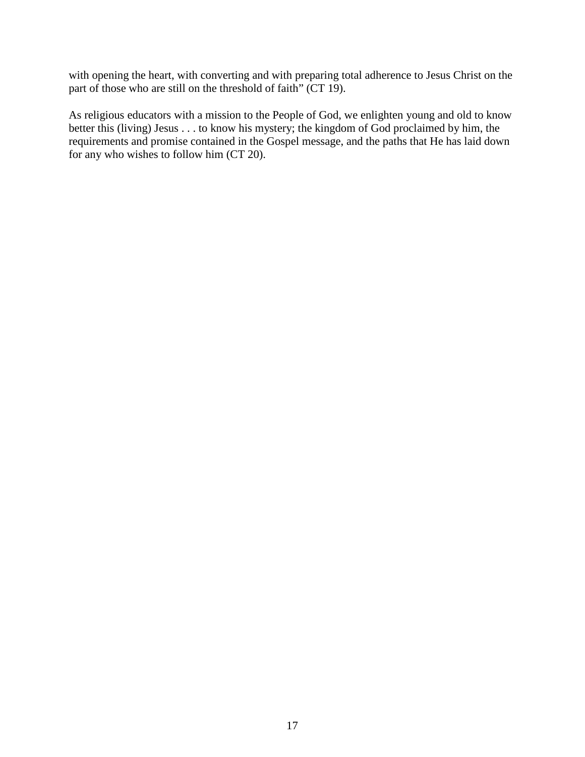with opening the heart, with converting and with preparing total adherence to Jesus Christ on the part of those who are still on the threshold of faith" (CT 19).

As religious educators with a mission to the People of God, we enlighten young and old to know better this (living) Jesus . . . to know his mystery; the kingdom of God proclaimed by him, the requirements and promise contained in the Gospel message, and the paths that He has laid down for any who wishes to follow him (CT 20).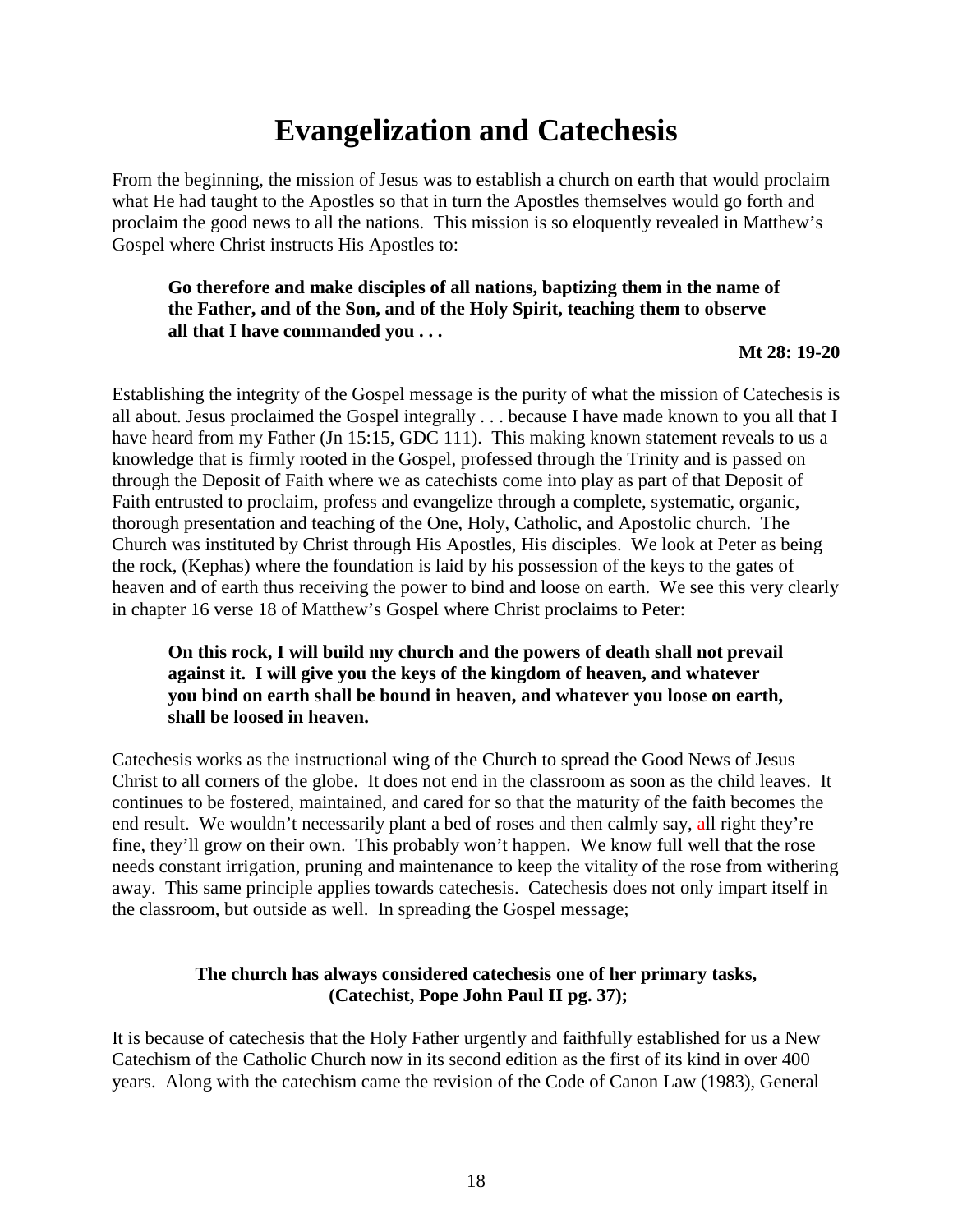# Evangelization and Catechesis

From the beginning, the mission of Jesus was to establish a church on earth that would proclaim what He had taught to the Apostles so that in turn the Apostles themselves would go forth and proclaim the good news to all the nations. This mission is so eloquently revealed in Matthew's Gospel where Christ instructs His Apostles to:

> **Go therefore and make disciples of all nations, baptizing them in the name of the Father, and of the Son, and of the Holy Spirit, teaching them to observe all that I have commanded you . . .**
>
> **Mt 28: 19-20**

Establishing the integrity of the Gospel message is the purity of what the mission of Catechesis is all about. Jesus proclaimed the Gospel integrally . . . because I have made known to you all that I have heard from my Father (Jn 15:15, GDC 111). This making known statement reveals to us a knowledge that is firmly rooted in the Gospel, professed through the Trinity and is passed on through the Deposit of Faith where we as catechists come into play as part of that Deposit of Faith entrusted to proclaim, profess and evangelize through a complete, systematic, organic, thorough presentation and teaching of the One, Holy, Catholic, and Apostolic church. The Church was instituted by Christ through His Apostles, His disciples. We look at Peter as being the rock, (Kephas) where the foundation is laid by his possession of the keys to the gates of heaven and of earth thus receiving the power to bind and loose on earth. We see this very clearly in chapter 16 verse 18 of Matthew's Gospel where Christ proclaims to Peter:

> **On this rock, I will build my church and the powers of death shall not prevail against it. I will give you the keys of the kingdom of heaven, and whatever you bind on earth shall be bound in heaven, and whatever you loose on earth, shall be loosed in heaven.**

Catechesis works as the instructional wing of the Church to spread the Good News of Jesus Christ to all corners of the globe. It does not end in the classroom as soon as the child leaves. It continues to be fostered, maintained, and cared for so that the maturity of the faith becomes the end result. We wouldn't necessarily plant a bed of roses and then calmly say, all right they're fine, they'll grow on their own. This probably won't happen. We know full well that the rose needs constant irrigation, pruning and maintenance to keep the vitality of the rose from withering away. This same principle applies towards catechesis. Catechesis does not only impart itself in the classroom, but outside as well. In spreading the Gospel message;

> **The church has always considered catechesis one of her primary tasks, (Catechist, Pope John Paul II pg. 37);**

It is because of catechesis that the Holy Father urgently and faithfully established for us a New Catechism of the Catholic Church now in its second edition as the first of its kind in over 400 years. Along with the catechism came the revision of the Code of Canon Law (1983), General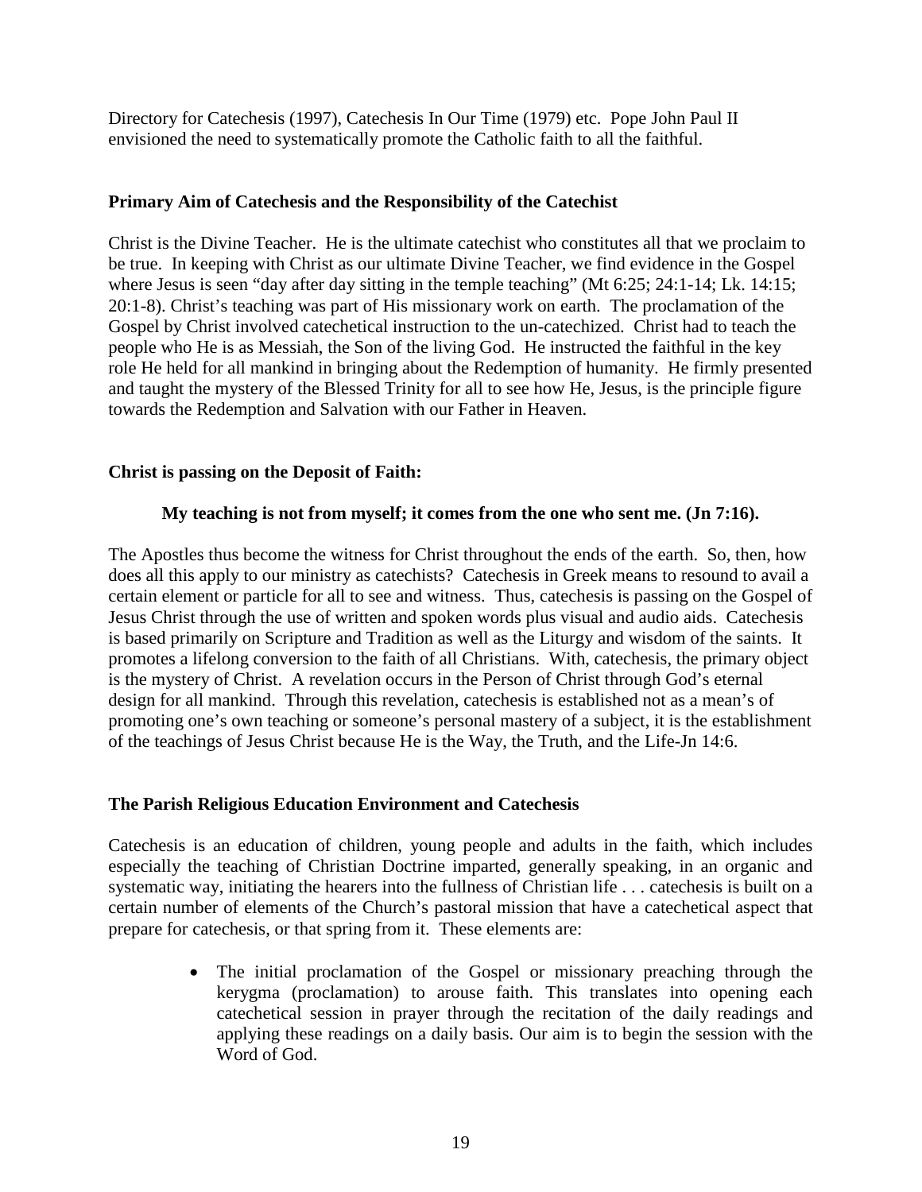Directory for Catechesis (1997), Catechesis In Our Time (1979) etc. Pope John Paul II envisioned the need to systematically promote the Catholic faith to all the faithful.

**Primary Aim of Catechesis and the Responsibility of the Catechist**

Christ is the Divine Teacher. He is the ultimate catechist who constitutes all that we proclaim to be true. In keeping with Christ as our ultimate Divine Teacher, we find evidence in the Gospel where Jesus is seen "day after day sitting in the temple teaching" (Mt 6:25; 24:1-14; Lk. 14:15; 20:1-8). Christ's teaching was part of His missionary work on earth. The proclamation of the Gospel by Christ involved catechetical instruction to the un-catechized. Christ had to teach the people who He is as Messiah, the Son of the living God. He instructed the faithful in the key role He held for all mankind in bringing about the Redemption of humanity. He firmly presented and taught the mystery of the Blessed Trinity for all to see how He, Jesus, is the principle figure towards the Redemption and Salvation with our Father in Heaven.

**Christ is passing on the Deposit of Faith:**

**My teaching is not from myself; it comes from the one who sent me. (Jn 7:16).**

The Apostles thus become the witness for Christ throughout the ends of the earth. So, then, how does all this apply to our ministry as catechists? Catechesis in Greek means to resound to avail a certain element or particle for all to see and witness. Thus, catechesis is passing on the Gospel of Jesus Christ through the use of written and spoken words plus visual and audio aids. Catechesis is based primarily on Scripture and Tradition as well as the Liturgy and wisdom of the saints. It promotes a lifelong conversion to the faith of all Christians. With, catechesis, the primary object is the mystery of Christ. A revelation occurs in the Person of Christ through God's eternal design for all mankind. Through this revelation, catechesis is established not as a mean's of promoting one's own teaching or someone's personal mastery of a subject, it is the establishment of the teachings of Jesus Christ because He is the Way, the Truth, and the Life-Jn 14:6.

**The Parish Religious Education Environment and Catechesis**

Catechesis is an education of children, young people and adults in the faith, which includes especially the teaching of Christian Doctrine imparted, generally speaking, in an organic and systematic way, initiating the hearers into the fullness of Christian life . . . catechesis is built on a certain number of elements of the Church's pastoral mission that have a catechetical aspect that prepare for catechesis, or that spring from it. These elements are:

- The initial proclamation of the Gospel or missionary preaching through the kerygma (proclamation) to arouse faith. This translates into opening each catechetical session in prayer through the recitation of the daily readings and applying these readings on a daily basis. Our aim is to begin the session with the Word of God.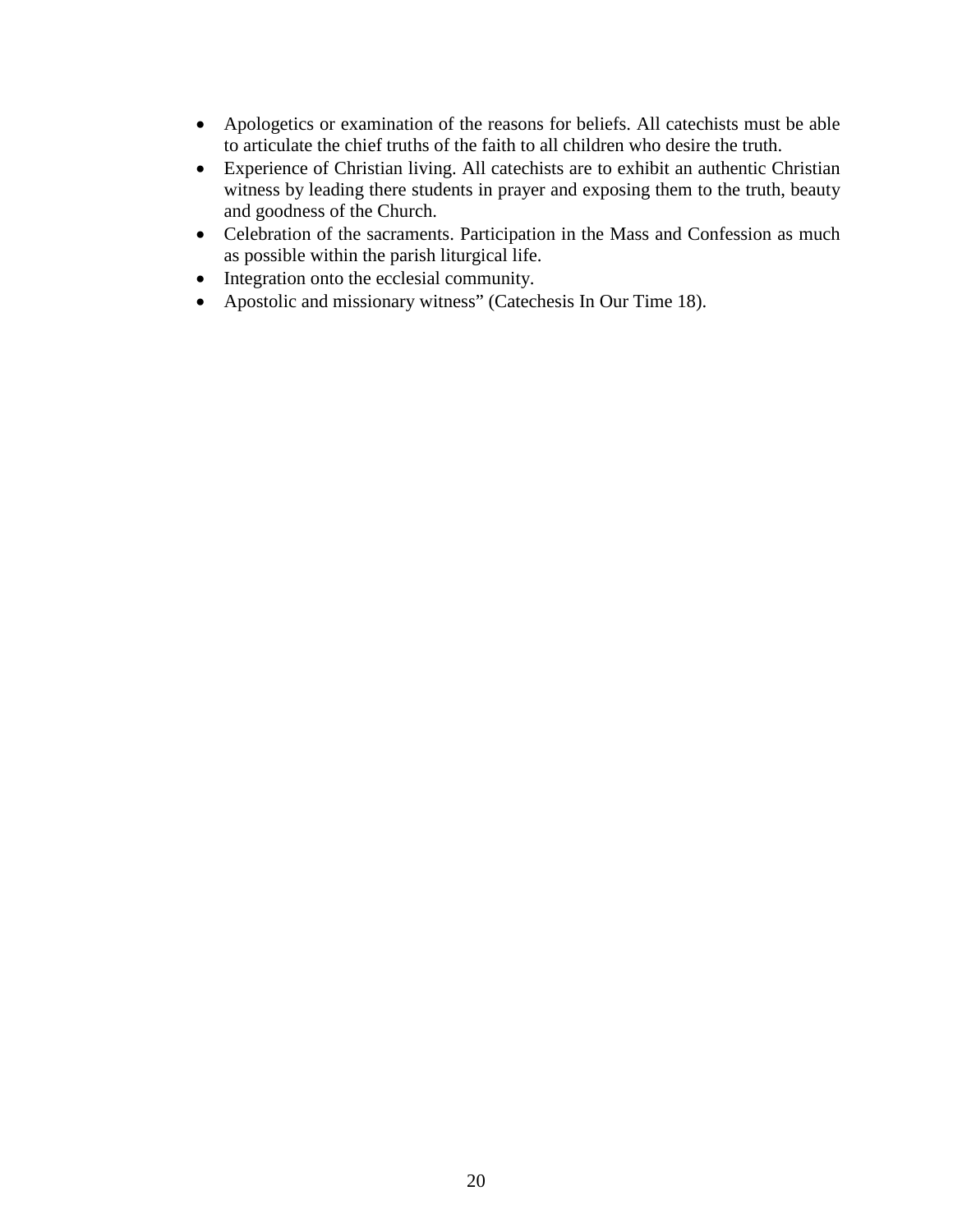- Apologetics or examination of the reasons for beliefs. All catechists must be able to articulate the chief truths of the faith to all children who desire the truth.
- Experience of Christian living. All catechists are to exhibit an authentic Christian witness by leading there students in prayer and exposing them to the truth, beauty and goodness of the Church.
- Celebration of the sacraments. Participation in the Mass and Confession as much as possible within the parish liturgical life.
- Integration onto the ecclesial community.
- Apostolic and missionary witness" (Catechesis In Our Time 18).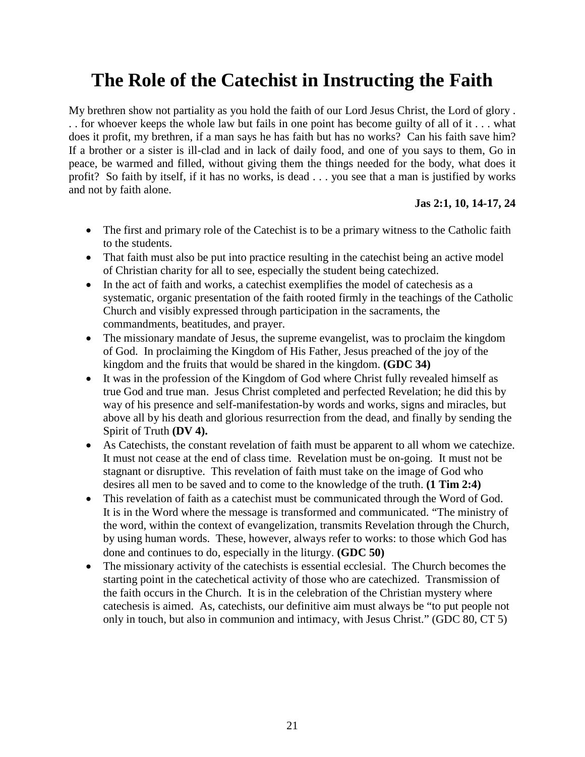# The Role of the Catechist in Instructing the Faith

My brethren show not partiality as you hold the faith of our Lord Jesus Christ, the Lord of glory . . . for whoever keeps the whole law but fails in one point has become guilty of all of it . . . what does it profit, my brethren, if a man says he has faith but has no works? Can his faith save him? If a brother or a sister is ill-clad and in lack of daily food, and one of you says to them, Go in peace, be warmed and filled, without giving them the things needed for the body, what does it profit? So faith by itself, if it has no works, is dead . . . you see that a man is justified by works and not by faith alone.

**Jas 2:1, 10, 14-17, 24**

- The first and primary role of the Catechist is to be a primary witness to the Catholic faith to the students.
- That faith must also be put into practice resulting in the catechist being an active model of Christian charity for all to see, especially the student being catechized.
- In the act of faith and works, a catechist exemplifies the model of catechesis as a systematic, organic presentation of the faith rooted firmly in the teachings of the Catholic Church and visibly expressed through participation in the sacraments, the commandments, beatitudes, and prayer.
- The missionary mandate of Jesus, the supreme evangelist, was to proclaim the kingdom of God. In proclaiming the Kingdom of His Father, Jesus preached of the joy of the kingdom and the fruits that would be shared in the kingdom. **(GDC 34)**
- It was in the profession of the Kingdom of God where Christ fully revealed himself as true God and true man. Jesus Christ completed and perfected Revelation; he did this by way of his presence and self-manifestation-by words and works, signs and miracles, but above all by his death and glorious resurrection from the dead, and finally by sending the Spirit of Truth **(DV 4).**
- As Catechists, the constant revelation of faith must be apparent to all whom we catechize. It must not cease at the end of class time. Revelation must be on-going. It must not be stagnant or disruptive. This revelation of faith must take on the image of God who desires all men to be saved and to come to the knowledge of the truth. **(1 Tim 2:4)**
- This revelation of faith as a catechist must be communicated through the Word of God. It is in the Word where the message is transformed and communicated. "The ministry of the word, within the context of evangelization, transmits Revelation through the Church, by using human words. These, however, always refer to works: to those which God has done and continues to do, especially in the liturgy. **(GDC 50)**
- The missionary activity of the catechists is essential ecclesial. The Church becomes the starting point in the catechetical activity of those who are catechized. Transmission of the faith occurs in the Church. It is in the celebration of the Christian mystery where catechesis is aimed. As, catechists, our definitive aim must always be "to put people not only in touch, but also in communion and intimacy, with Jesus Christ." (GDC 80, CT 5)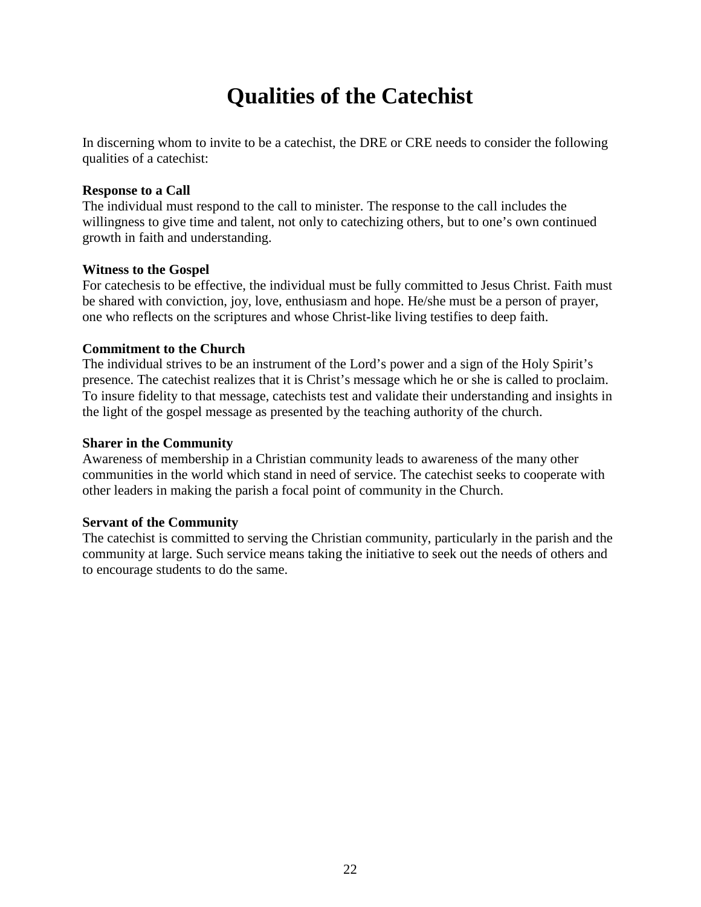# Qualities of the Catechist

In discerning whom to invite to be a catechist, the DRE or CRE needs to consider the following qualities of a catechist:

**Response to a Call**
The individual must respond to the call to minister. The response to the call includes the willingness to give time and talent, not only to catechizing others, but to one's own continued growth in faith and understanding.

**Witness to the Gospel**
For catechesis to be effective, the individual must be fully committed to Jesus Christ. Faith must be shared with conviction, joy, love, enthusiasm and hope. He/she must be a person of prayer, one who reflects on the scriptures and whose Christ-like living testifies to deep faith.

**Commitment to the Church**
The individual strives to be an instrument of the Lord's power and a sign of the Holy Spirit's presence. The catechist realizes that it is Christ's message which he or she is called to proclaim. To insure fidelity to that message, catechists test and validate their understanding and insights in the light of the gospel message as presented by the teaching authority of the church.

**Sharer in the Community**
Awareness of membership in a Christian community leads to awareness of the many other communities in the world which stand in need of service. The catechist seeks to cooperate with other leaders in making the parish a focal point of community in the Church.

**Servant of the Community**
The catechist is committed to serving the Christian community, particularly in the parish and the community at large. Such service means taking the initiative to seek out the needs of others and to encourage students to do the same.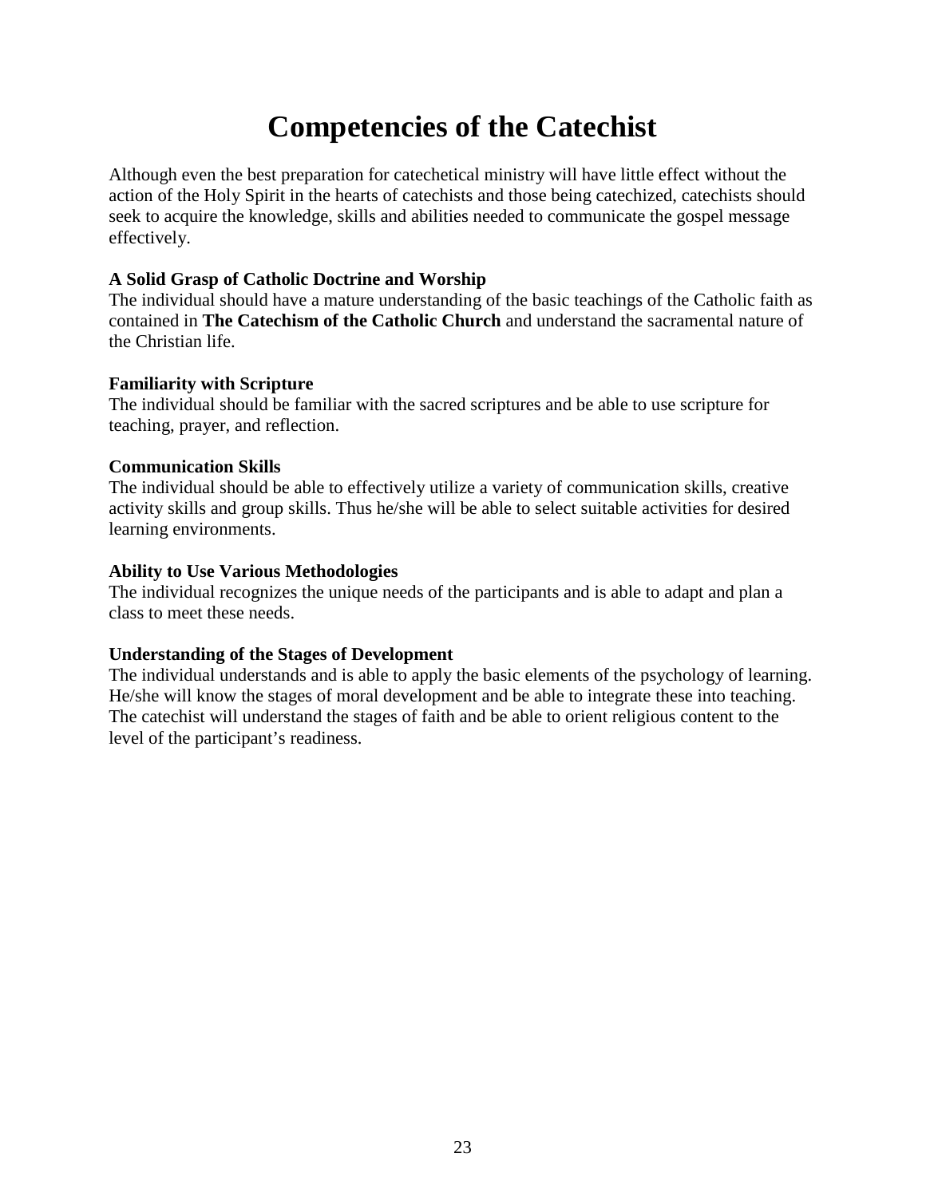# Competencies of the Catechist

Although even the best preparation for catechetical ministry will have little effect without the action of the Holy Spirit in the hearts of catechists and those being catechized, catechists should seek to acquire the knowledge, skills and abilities needed to communicate the gospel message effectively.

**A Solid Grasp of Catholic Doctrine and Worship**
The individual should have a mature understanding of the basic teachings of the Catholic faith as contained in **The Catechism of the Catholic Church** and understand the sacramental nature of the Christian life.

**Familiarity with Scripture**
The individual should be familiar with the sacred scriptures and be able to use scripture for teaching, prayer, and reflection.

**Communication Skills**
The individual should be able to effectively utilize a variety of communication skills, creative activity skills and group skills. Thus he/she will be able to select suitable activities for desired learning environments.

**Ability to Use Various Methodologies**
The individual recognizes the unique needs of the participants and is able to adapt and plan a class to meet these needs.

**Understanding of the Stages of Development**
The individual understands and is able to apply the basic elements of the psychology of learning. He/she will know the stages of moral development and be able to integrate these into teaching. The catechist will understand the stages of faith and be able to orient religious content to the level of the participant's readiness.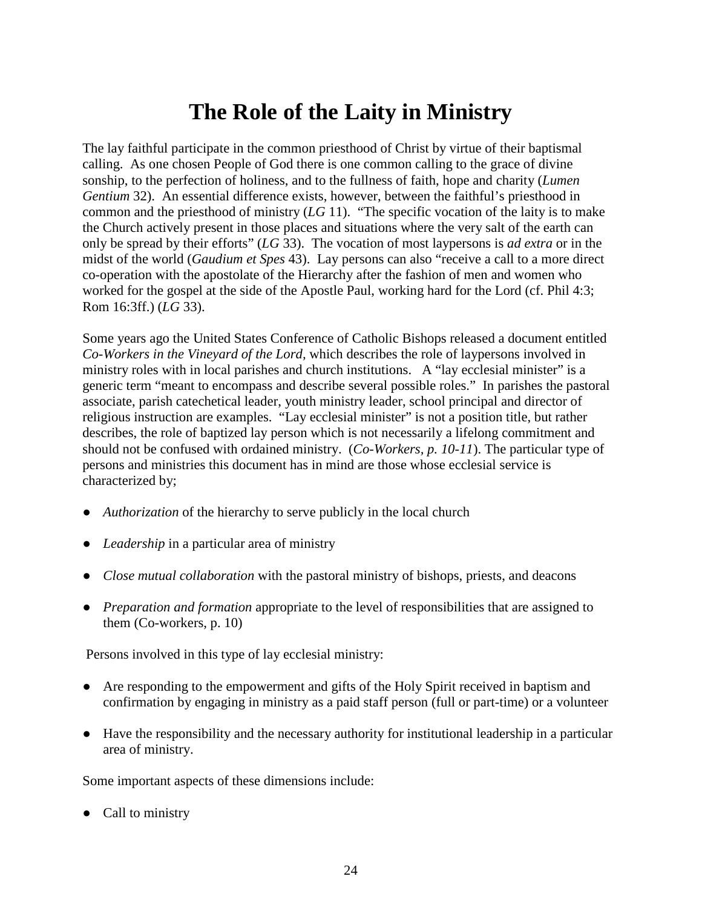# The Role of the Laity in Ministry

The lay faithful participate in the common priesthood of Christ by virtue of their baptismal calling. As one chosen People of God there is one common calling to the grace of divine sonship, to the perfection of holiness, and to the fullness of faith, hope and charity (*Lumen Gentium* 32). An essential difference exists, however, between the faithful's priesthood in common and the priesthood of ministry (*LG* 11). "The specific vocation of the laity is to make the Church actively present in those places and situations where the very salt of the earth can only be spread by their efforts" (*LG* 33). The vocation of most laypersons is *ad extra* or in the midst of the world (*Gaudium et Spes* 43). Lay persons can also "receive a call to a more direct co-operation with the apostolate of the Hierarchy after the fashion of men and women who worked for the gospel at the side of the Apostle Paul, working hard for the Lord (cf. Phil 4:3; Rom 16:3ff.) (*LG* 33).

Some years ago the United States Conference of Catholic Bishops released a document entitled *Co-Workers in the Vineyard of the Lord*, which describes the role of laypersons involved in ministry roles with in local parishes and church institutions. A "lay ecclesial minister" is a generic term "meant to encompass and describe several possible roles." In parishes the pastoral associate, parish catechetical leader, youth ministry leader, school principal and director of religious instruction are examples. "Lay ecclesial minister" is not a position title, but rather describes, the role of baptized lay person which is not necessarily a lifelong commitment and should not be confused with ordained ministry. (*Co-Workers, p. 10-11*). The particular type of persons and ministries this document has in mind are those whose ecclesial service is characterized by;

- *Authorization* of the hierarchy to serve publicly in the local church
- *Leadership* in a particular area of ministry
- *Close mutual collaboration* with the pastoral ministry of bishops, priests, and deacons
- *Preparation and formation* appropriate to the level of responsibilities that are assigned to them (Co-workers, p. 10)

Persons involved in this type of lay ecclesial ministry:

- Are responding to the empowerment and gifts of the Holy Spirit received in baptism and confirmation by engaging in ministry as a paid staff person (full or part-time) or a volunteer
- Have the responsibility and the necessary authority for institutional leadership in a particular area of ministry.

Some important aspects of these dimensions include:

- Call to ministry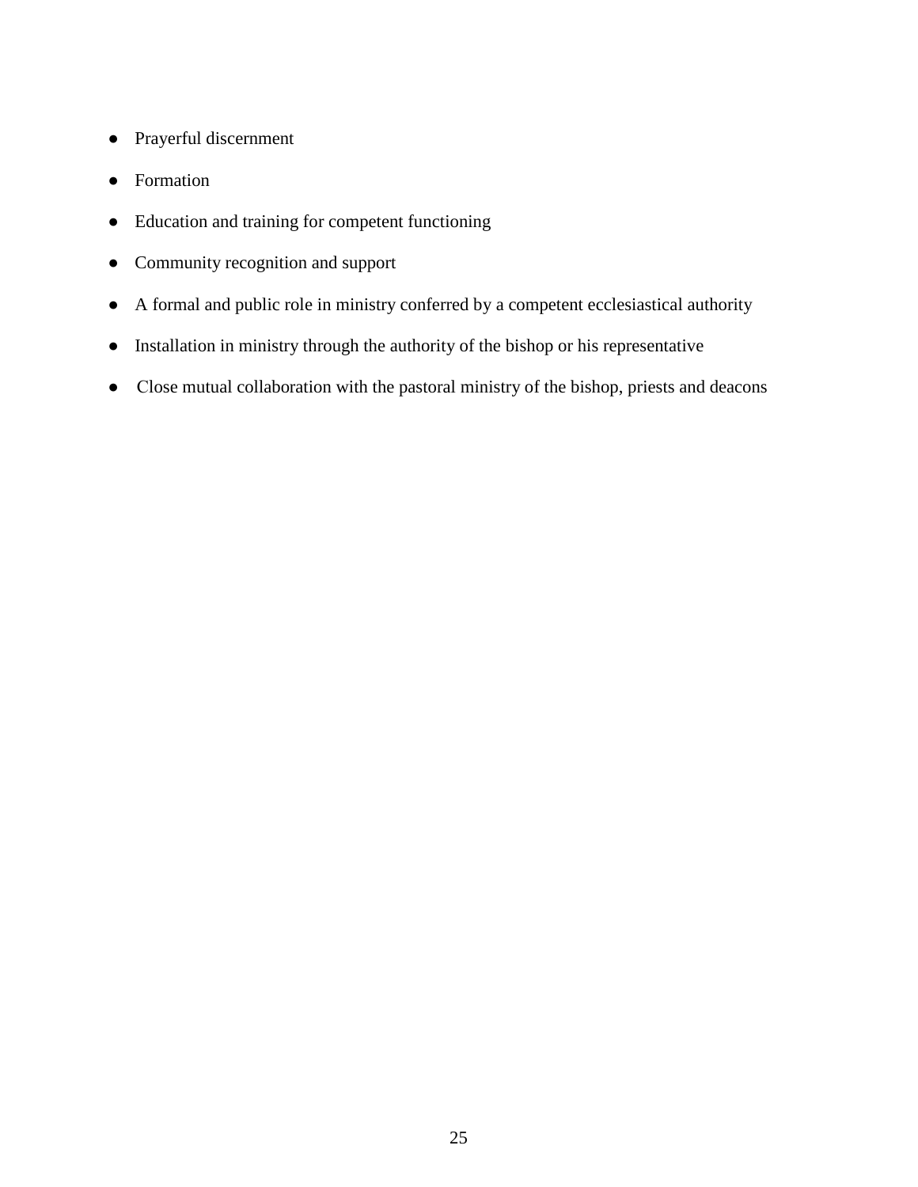- Prayerful discernment
- Formation
- Education and training for competent functioning
- Community recognition and support
- A formal and public role in ministry conferred by a competent ecclesiastical authority
- Installation in ministry through the authority of the bishop or his representative
- Close mutual collaboration with the pastoral ministry of the bishop, priests and deacons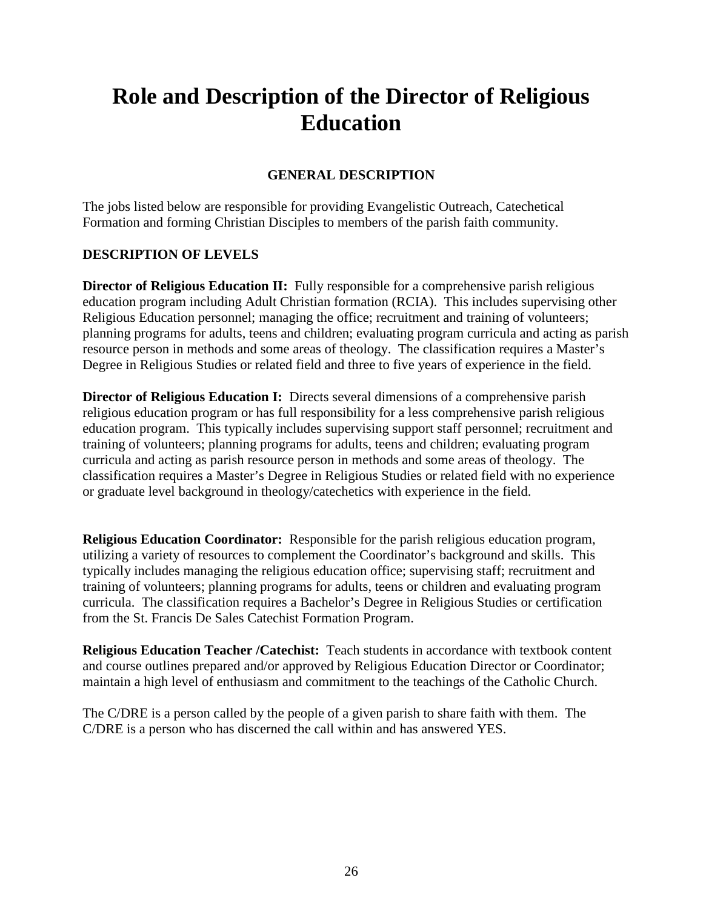# Role and Description of the Director of Religious Education

### GENERAL DESCRIPTION

The jobs listed below are responsible for providing Evangelistic Outreach, Catechetical Formation and forming Christian Disciples to members of the parish faith community.

**DESCRIPTION OF LEVELS**

**Director of Religious Education II:** Fully responsible for a comprehensive parish religious education program including Adult Christian formation (RCIA). This includes supervising other Religious Education personnel; managing the office; recruitment and training of volunteers; planning programs for adults, teens and children; evaluating program curricula and acting as parish resource person in methods and some areas of theology. The classification requires a Master's Degree in Religious Studies or related field and three to five years of experience in the field.

**Director of Religious Education I:** Directs several dimensions of a comprehensive parish religious education program or has full responsibility for a less comprehensive parish religious education program. This typically includes supervising support staff personnel; recruitment and training of volunteers; planning programs for adults, teens and children; evaluating program curricula and acting as parish resource person in methods and some areas of theology. The classification requires a Master's Degree in Religious Studies or related field with no experience or graduate level background in theology/catechetics with experience in the field.

**Religious Education Coordinator:** Responsible for the parish religious education program, utilizing a variety of resources to complement the Coordinator's background and skills. This typically includes managing the religious education office; supervising staff; recruitment and training of volunteers; planning programs for adults, teens or children and evaluating program curricula. The classification requires a Bachelor's Degree in Religious Studies or certification from the St. Francis De Sales Catechist Formation Program.

**Religious Education Teacher /Catechist:** Teach students in accordance with textbook content and course outlines prepared and/or approved by Religious Education Director or Coordinator; maintain a high level of enthusiasm and commitment to the teachings of the Catholic Church.

The C/DRE is a person called by the people of a given parish to share faith with them. The C/DRE is a person who has discerned the call within and has answered YES.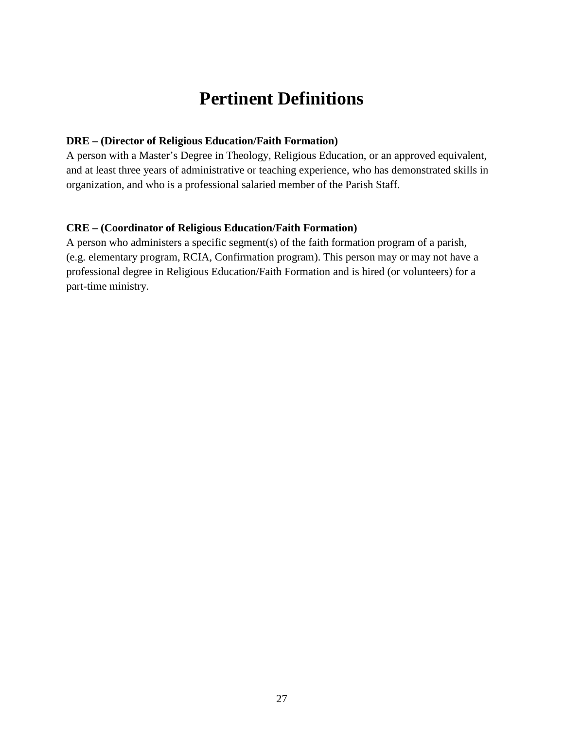# Pertinent Definitions

**DRE – (Director of Religious Education/Faith Formation)**
A person with a Master's Degree in Theology, Religious Education, or an approved equivalent, and at least three years of administrative or teaching experience, who has demonstrated skills in organization, and who is a professional salaried member of the Parish Staff.

**CRE – (Coordinator of Religious Education/Faith Formation)**
A person who administers a specific segment(s) of the faith formation program of a parish, (e.g. elementary program, RCIA, Confirmation program). This person may or may not have a professional degree in Religious Education/Faith Formation and is hired (or volunteers) for a part-time ministry.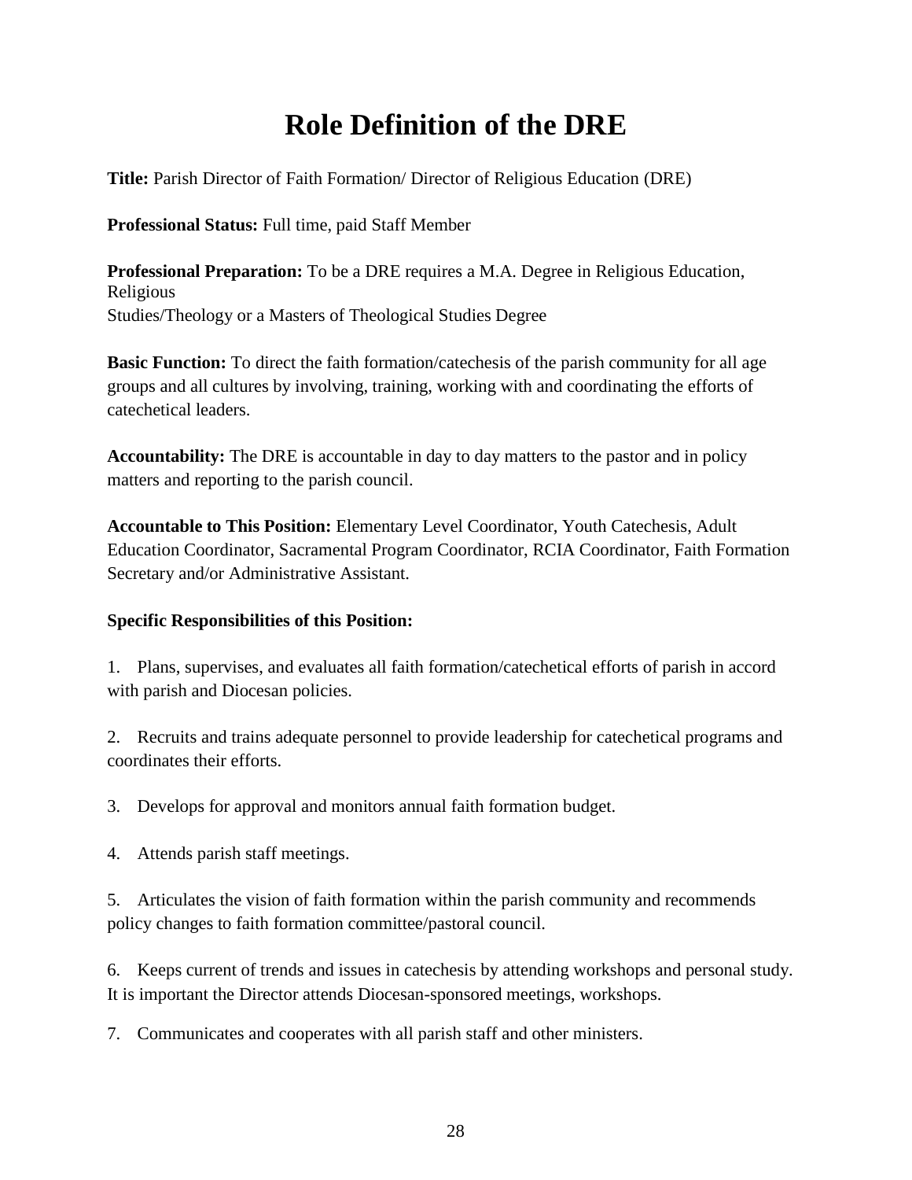# Role Definition of the DRE

**Title:** Parish Director of Faith Formation/ Director of Religious Education (DRE)

**Professional Status:** Full time, paid Staff Member

**Professional Preparation:** To be a DRE requires a M.A. Degree in Religious Education, Religious Studies/Theology or a Masters of Theological Studies Degree

**Basic Function:** To direct the faith formation/catechesis of the parish community for all age groups and all cultures by involving, training, working with and coordinating the efforts of catechetical leaders.

**Accountability:** The DRE is accountable in day to day matters to the pastor and in policy matters and reporting to the parish council.

**Accountable to This Position:** Elementary Level Coordinator, Youth Catechesis, Adult Education Coordinator, Sacramental Program Coordinator, RCIA Coordinator, Faith Formation Secretary and/or Administrative Assistant.

**Specific Responsibilities of this Position:**

1. Plans, supervises, and evaluates all faith formation/catechetical efforts of parish in accord with parish and Diocesan policies.

2. Recruits and trains adequate personnel to provide leadership for catechetical programs and coordinates their efforts.

3. Develops for approval and monitors annual faith formation budget.

4. Attends parish staff meetings.

5. Articulates the vision of faith formation within the parish community and recommends policy changes to faith formation committee/pastoral council.

6. Keeps current of trends and issues in catechesis by attending workshops and personal study. It is important the Director attends Diocesan-sponsored meetings, workshops.

7. Communicates and cooperates with all parish staff and other ministers.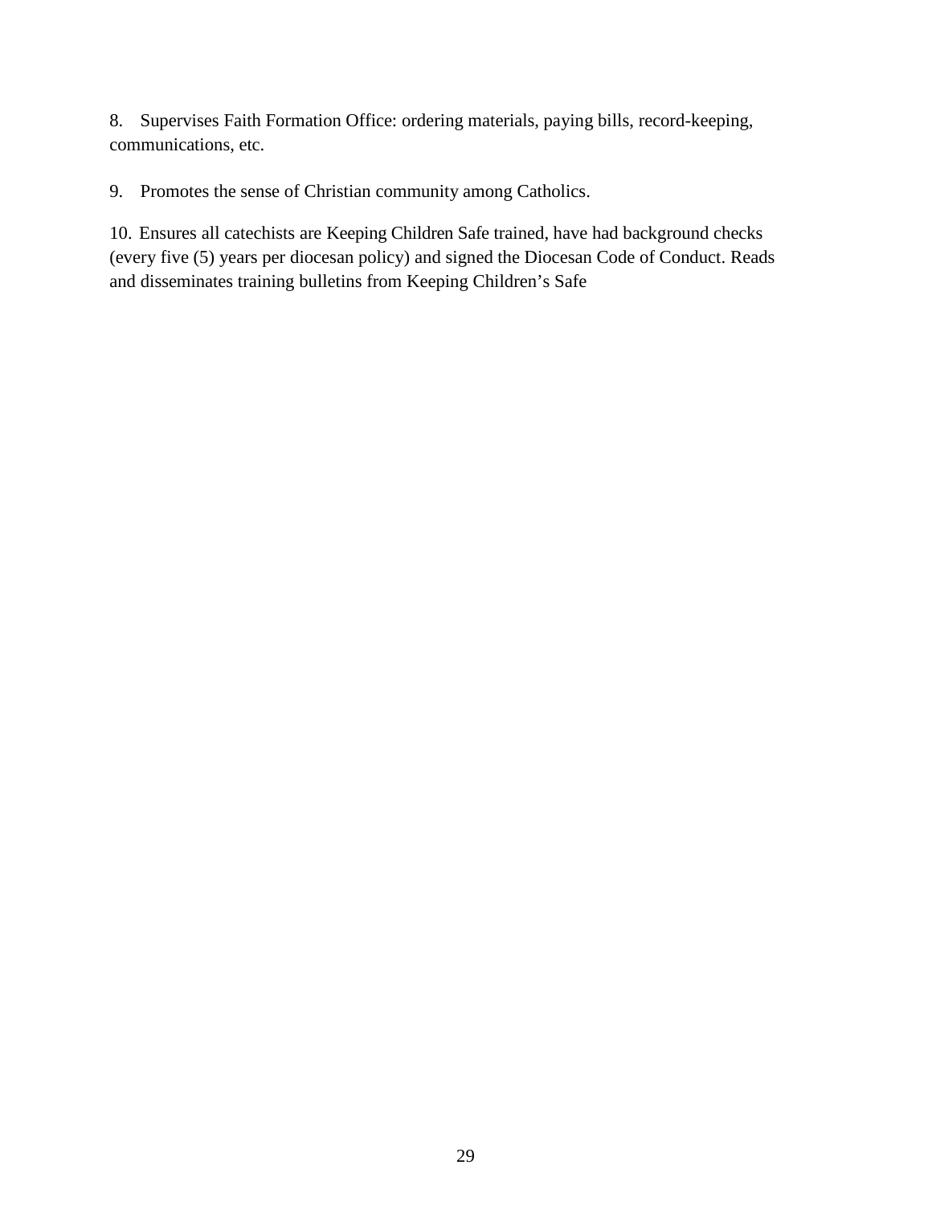8. Supervises Faith Formation Office: ordering materials, paying bills, record-keeping, communications, etc.

9. Promotes the sense of Christian community among Catholics.

10. Ensures all catechists are Keeping Children Safe trained, have had background checks (every five (5) years per diocesan policy) and signed the Diocesan Code of Conduct. Reads and disseminates training bulletins from Keeping Children's Safe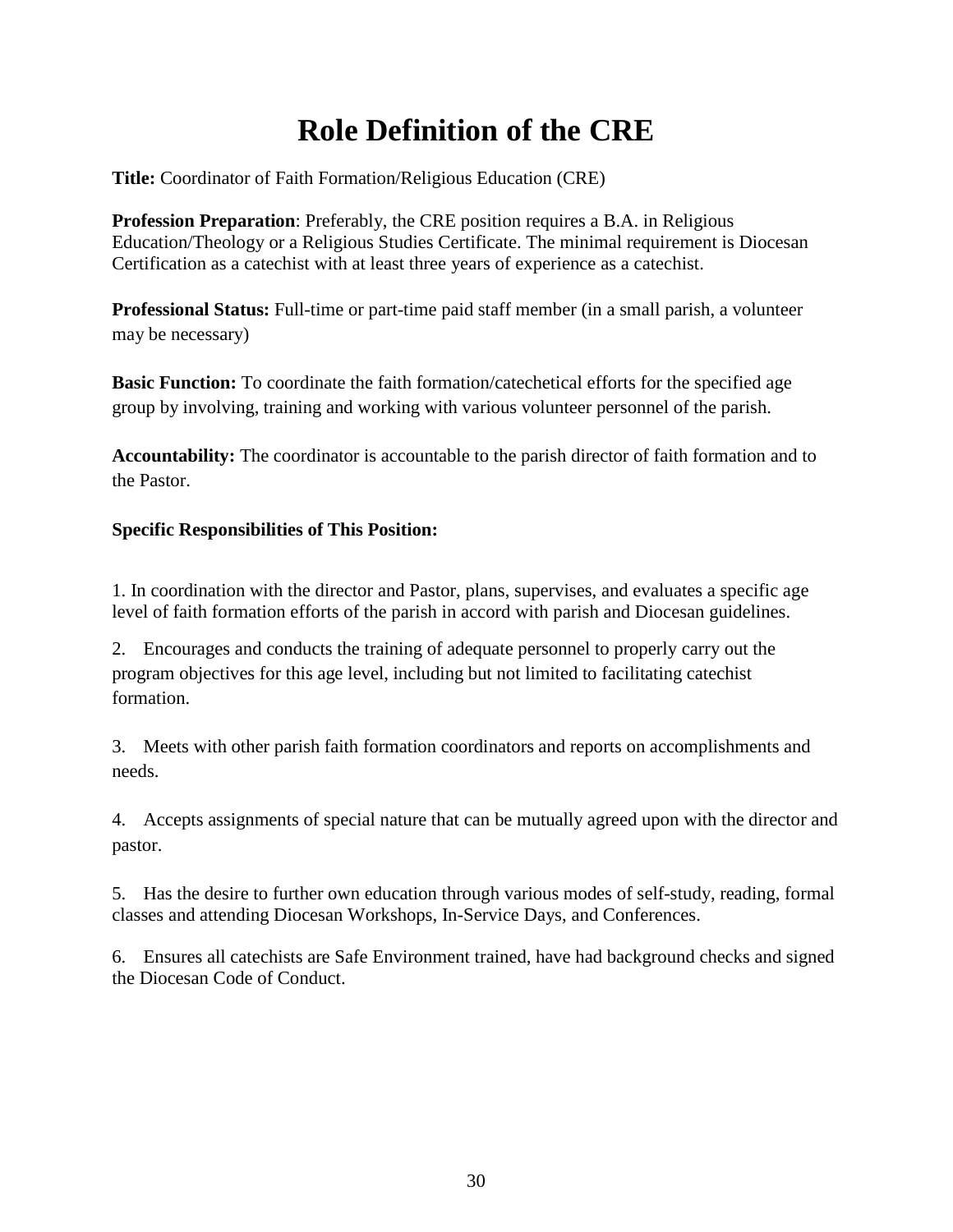# Role Definition of the CRE

**Title:** Coordinator of Faith Formation/Religious Education (CRE)

**Profession Preparation**: Preferably, the CRE position requires a B.A. in Religious Education/Theology or a Religious Studies Certificate. The minimal requirement is Diocesan Certification as a catechist with at least three years of experience as a catechist.

**Professional Status:** Full-time or part-time paid staff member (in a small parish, a volunteer may be necessary)

**Basic Function:** To coordinate the faith formation/catechetical efforts for the specified age group by involving, training and working with various volunteer personnel of the parish.

**Accountability:** The coordinator is accountable to the parish director of faith formation and to the Pastor.

**Specific Responsibilities of This Position:**

1. In coordination with the director and Pastor, plans, supervises, and evaluates a specific age level of faith formation efforts of the parish in accord with parish and Diocesan guidelines.

2. Encourages and conducts the training of adequate personnel to properly carry out the program objectives for this age level, including but not limited to facilitating catechist formation.

3. Meets with other parish faith formation coordinators and reports on accomplishments and needs.

4. Accepts assignments of special nature that can be mutually agreed upon with the director and pastor.

5. Has the desire to further own education through various modes of self-study, reading, formal classes and attending Diocesan Workshops, In-Service Days, and Conferences.

6. Ensures all catechists are Safe Environment trained, have had background checks and signed the Diocesan Code of Conduct.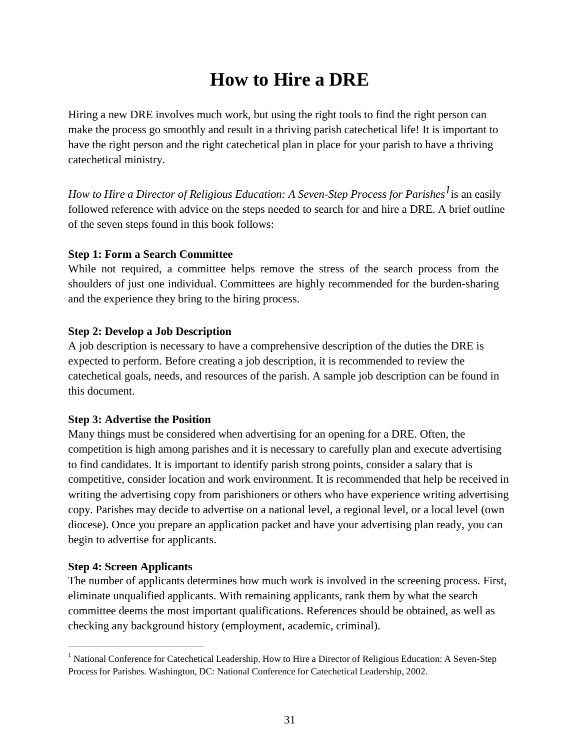# How to Hire a DRE

Hiring a new DRE involves much work, but using the right tools to find the right person can make the process go smoothly and result in a thriving parish catechetical life! It is important to have the right person and the right catechetical plan in place for your parish to have a thriving catechetical ministry.

*How to Hire a Director of Religious Education: A Seven-Step Process for Parishes*[1] is an easily followed reference with advice on the steps needed to search for and hire a DRE. A brief outline of the seven steps found in this book follows:

**Step 1: Form a Search Committee**
While not required, a committee helps remove the stress of the search process from the shoulders of just one individual. Committees are highly recommended for the burden-sharing and the experience they bring to the hiring process.

**Step 2: Develop a Job Description**
A job description is necessary to have a comprehensive description of the duties the DRE is expected to perform. Before creating a job description, it is recommended to review the catechetical goals, needs, and resources of the parish. A sample job description can be found in this document.

**Step 3: Advertise the Position**
Many things must be considered when advertising for an opening for a DRE. Often, the competition is high among parishes and it is necessary to carefully plan and execute advertising to find candidates. It is important to identify parish strong points, consider a salary that is competitive, consider location and work environment. It is recommended that help be received in writing the advertising copy from parishioners or others who have experience writing advertising copy. Parishes may decide to advertise on a national level, a regional level, or a local level (own diocese). Once you prepare an application packet and have your advertising plan ready, you can begin to advertise for applicants.

**Step 4: Screen Applicants**
The number of applicants determines how much work is involved in the screening process. First, eliminate unqualified applicants. With remaining applicants, rank them by what the search committee deems the most important qualifications. References should be obtained, as well as checking any background history (employment, academic, criminal).

---

[1] National Conference for Catechetical Leadership. How to Hire a Director of Religious Education: A Seven-Step Process for Parishes. Washington, DC: National Conference for Catechetical Leadership, 2002.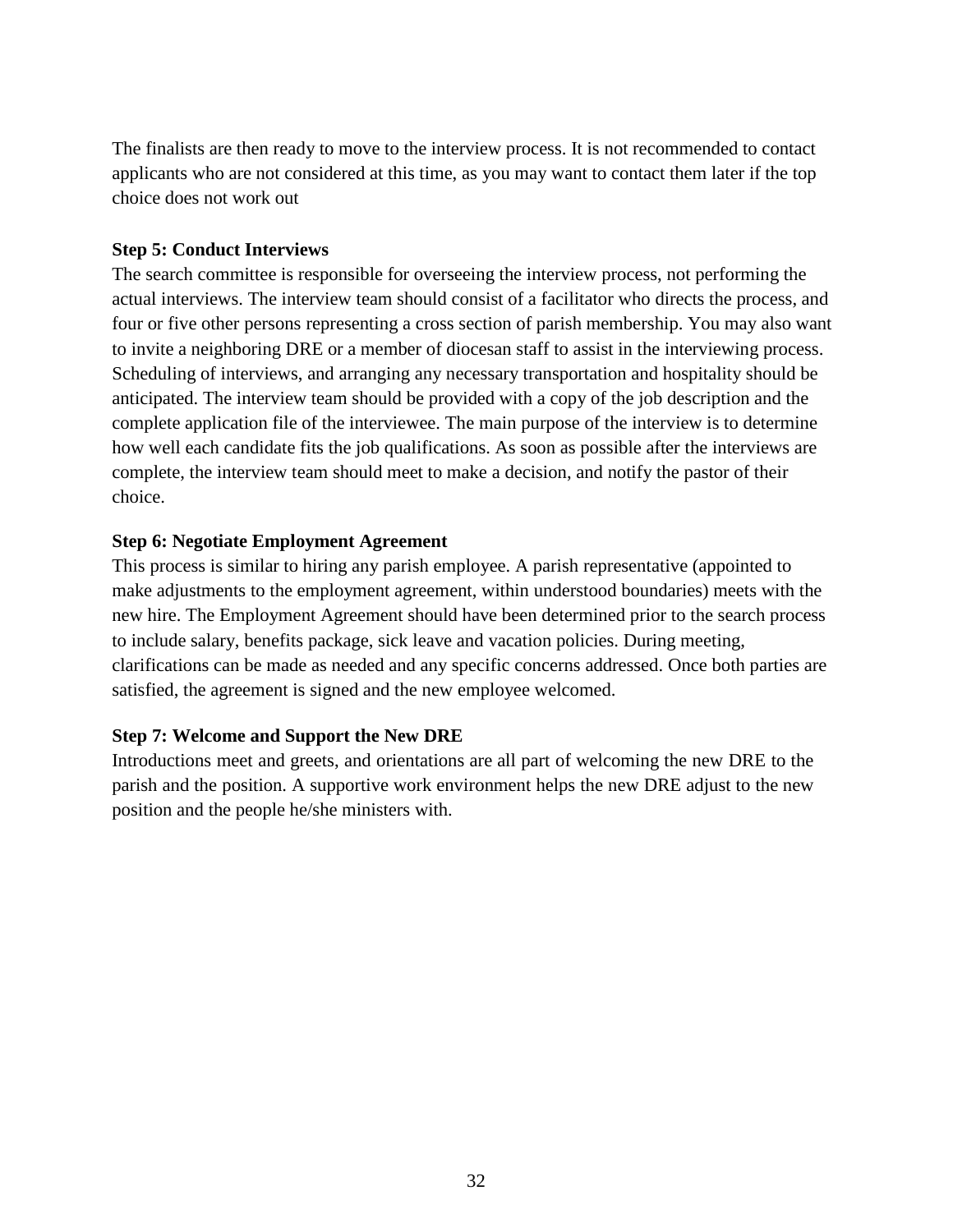The finalists are then ready to move to the interview process. It is not recommended to contact applicants who are not considered at this time, as you may want to contact them later if the top choice does not work out

**Step 5: Conduct Interviews**

The search committee is responsible for overseeing the interview process, not performing the actual interviews. The interview team should consist of a facilitator who directs the process, and four or five other persons representing a cross section of parish membership. You may also want to invite a neighboring DRE or a member of diocesan staff to assist in the interviewing process. Scheduling of interviews, and arranging any necessary transportation and hospitality should be anticipated. The interview team should be provided with a copy of the job description and the complete application file of the interviewee. The main purpose of the interview is to determine how well each candidate fits the job qualifications. As soon as possible after the interviews are complete, the interview team should meet to make a decision, and notify the pastor of their choice.

**Step 6: Negotiate Employment Agreement**

This process is similar to hiring any parish employee. A parish representative (appointed to make adjustments to the employment agreement, within understood boundaries) meets with the new hire. The Employment Agreement should have been determined prior to the search process to include salary, benefits package, sick leave and vacation policies. During meeting, clarifications can be made as needed and any specific concerns addressed. Once both parties are satisfied, the agreement is signed and the new employee welcomed.

**Step 7: Welcome and Support the New DRE**

Introductions meet and greets, and orientations are all part of welcoming the new DRE to the parish and the position. A supportive work environment helps the new DRE adjust to the new position and the people he/she ministers with.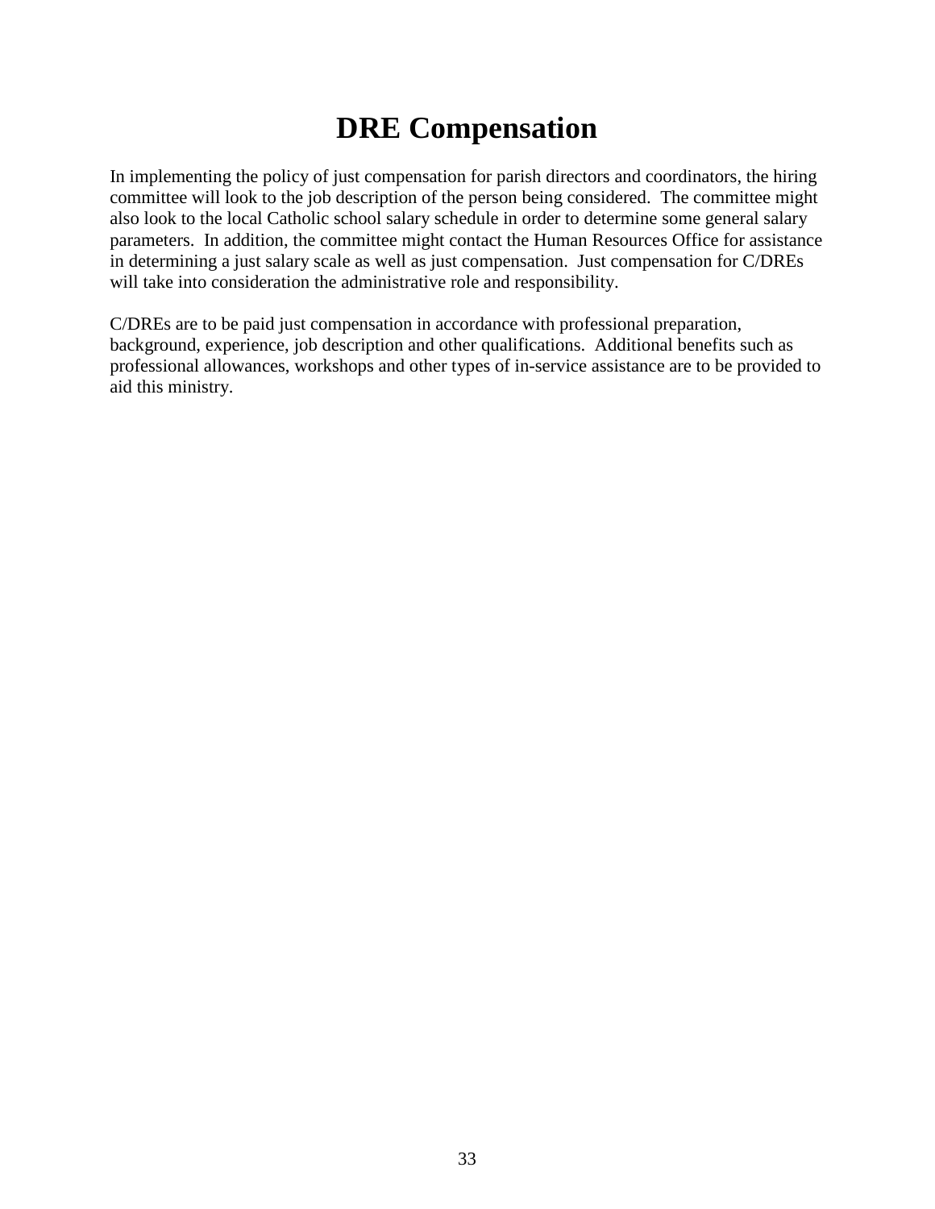# DRE Compensation

In implementing the policy of just compensation for parish directors and coordinators, the hiring committee will look to the job description of the person being considered. The committee might also look to the local Catholic school salary schedule in order to determine some general salary parameters. In addition, the committee might contact the Human Resources Office for assistance in determining a just salary scale as well as just compensation. Just compensation for C/DREs will take into consideration the administrative role and responsibility.

C/DREs are to be paid just compensation in accordance with professional preparation, background, experience, job description and other qualifications. Additional benefits such as professional allowances, workshops and other types of in-service assistance are to be provided to aid this ministry.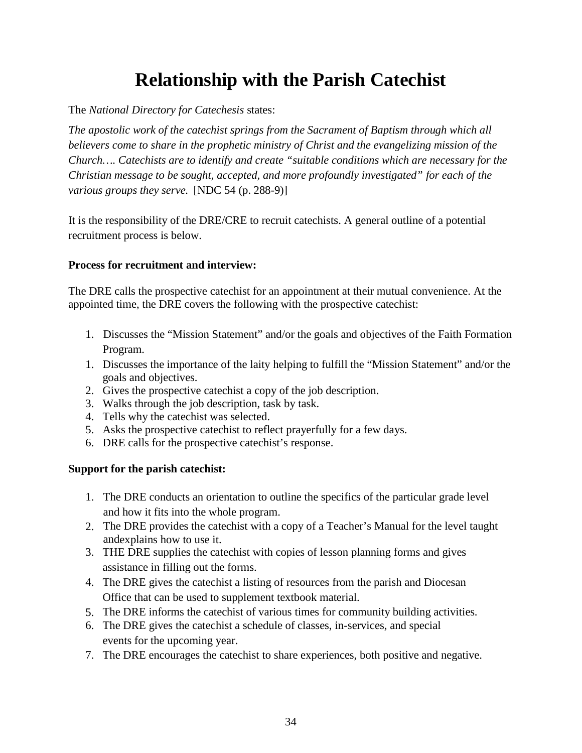# Relationship with the Parish Catechist

The *National Directory for Catechesis* states:

*The apostolic work of the catechist springs from the Sacrament of Baptism through which all believers come to share in the prophetic ministry of Christ and the evangelizing mission of the Church…. Catechists are to identify and create "suitable conditions which are necessary for the Christian message to be sought, accepted, and more profoundly investigated" for each of the various groups they serve.* [NDC 54 (p. 288-9)]

It is the responsibility of the DRE/CRE to recruit catechists. A general outline of a potential recruitment process is below.

**Process for recruitment and interview:**

The DRE calls the prospective catechist for an appointment at their mutual convenience. At the appointed time, the DRE covers the following with the prospective catechist:

1. Discusses the "Mission Statement" and/or the goals and objectives of the Faith Formation Program.
1. Discusses the importance of the laity helping to fulfill the "Mission Statement" and/or the goals and objectives.
2. Gives the prospective catechist a copy of the job description.
3. Walks through the job description, task by task.
4. Tells why the catechist was selected.
5. Asks the prospective catechist to reflect prayerfully for a few days.
6. DRE calls for the prospective catechist's response.

**Support for the parish catechist:**

1. The DRE conducts an orientation to outline the specifics of the particular grade level and how it fits into the whole program.
2. The DRE provides the catechist with a copy of a Teacher's Manual for the level taught andexplains how to use it.
3. THE DRE supplies the catechist with copies of lesson planning forms and gives assistance in filling out the forms.
4. The DRE gives the catechist a listing of resources from the parish and Diocesan Office that can be used to supplement textbook material.
5. The DRE informs the catechist of various times for community building activities.
6. The DRE gives the catechist a schedule of classes, in-services, and special events for the upcoming year.
7. The DRE encourages the catechist to share experiences, both positive and negative.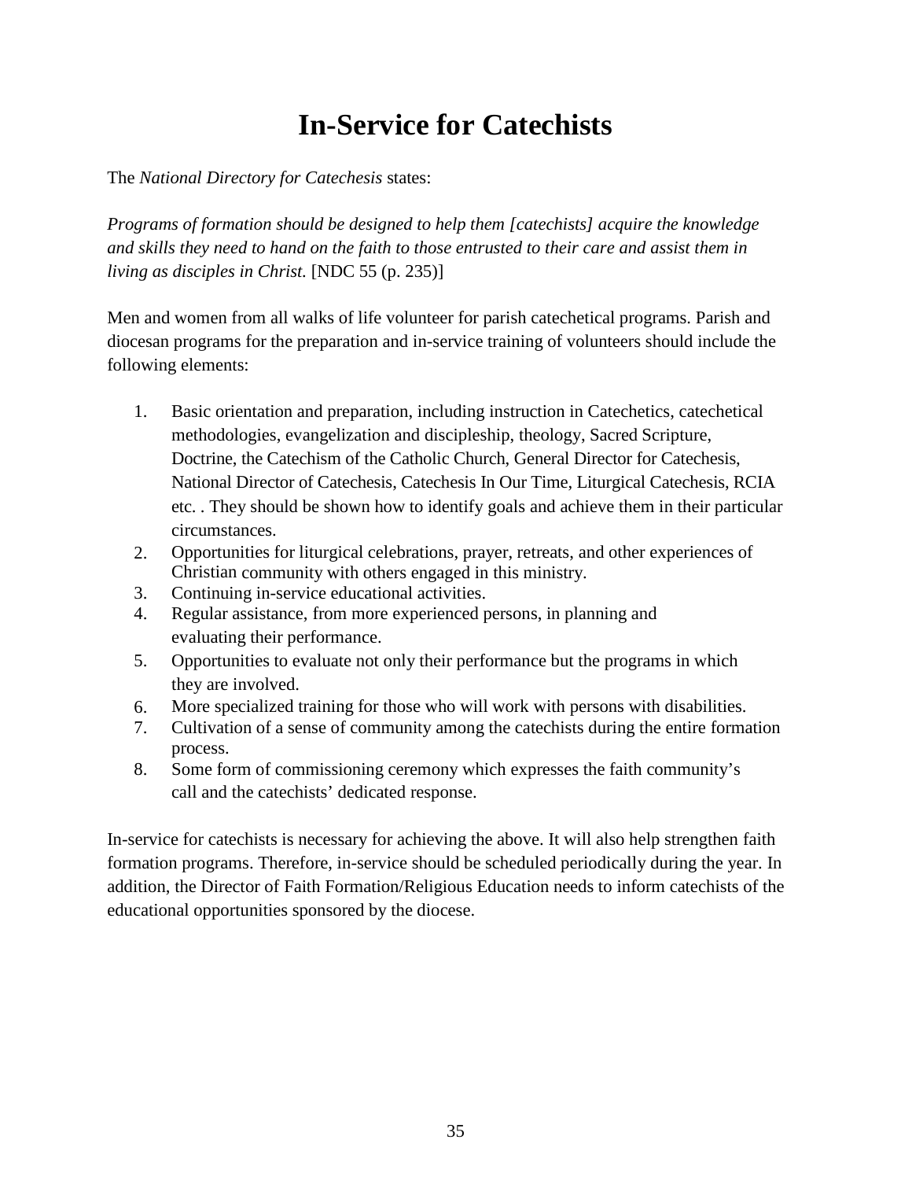# In-Service for Catechists

The *National Directory for Catechesis* states:

*Programs of formation should be designed to help them [catechists] acquire the knowledge and skills they need to hand on the faith to those entrusted to their care and assist them in living as disciples in Christ.* [NDC 55 (p. 235)]

Men and women from all walks of life volunteer for parish catechetical programs. Parish and diocesan programs for the preparation and in-service training of volunteers should include the following elements:

1. Basic orientation and preparation, including instruction in Catechetics, catechetical methodologies, evangelization and discipleship, theology, Sacred Scripture, Doctrine, the Catechism of the Catholic Church, General Director for Catechesis, National Director of Catechesis, Catechesis In Our Time, Liturgical Catechesis, RCIA etc. . They should be shown how to identify goals and achieve them in their particular circumstances.
2. Opportunities for liturgical celebrations, prayer, retreats, and other experiences of Christian community with others engaged in this ministry.
3. Continuing in-service educational activities.
4. Regular assistance, from more experienced persons, in planning and evaluating their performance.
5. Opportunities to evaluate not only their performance but the programs in which they are involved.
6. More specialized training for those who will work with persons with disabilities.
7. Cultivation of a sense of community among the catechists during the entire formation process.
8. Some form of commissioning ceremony which expresses the faith community's call and the catechists' dedicated response.

In-service for catechists is necessary for achieving the above. It will also help strengthen faith formation programs. Therefore, in-service should be scheduled periodically during the year. In addition, the Director of Faith Formation/Religious Education needs to inform catechists of the educational opportunities sponsored by the diocese.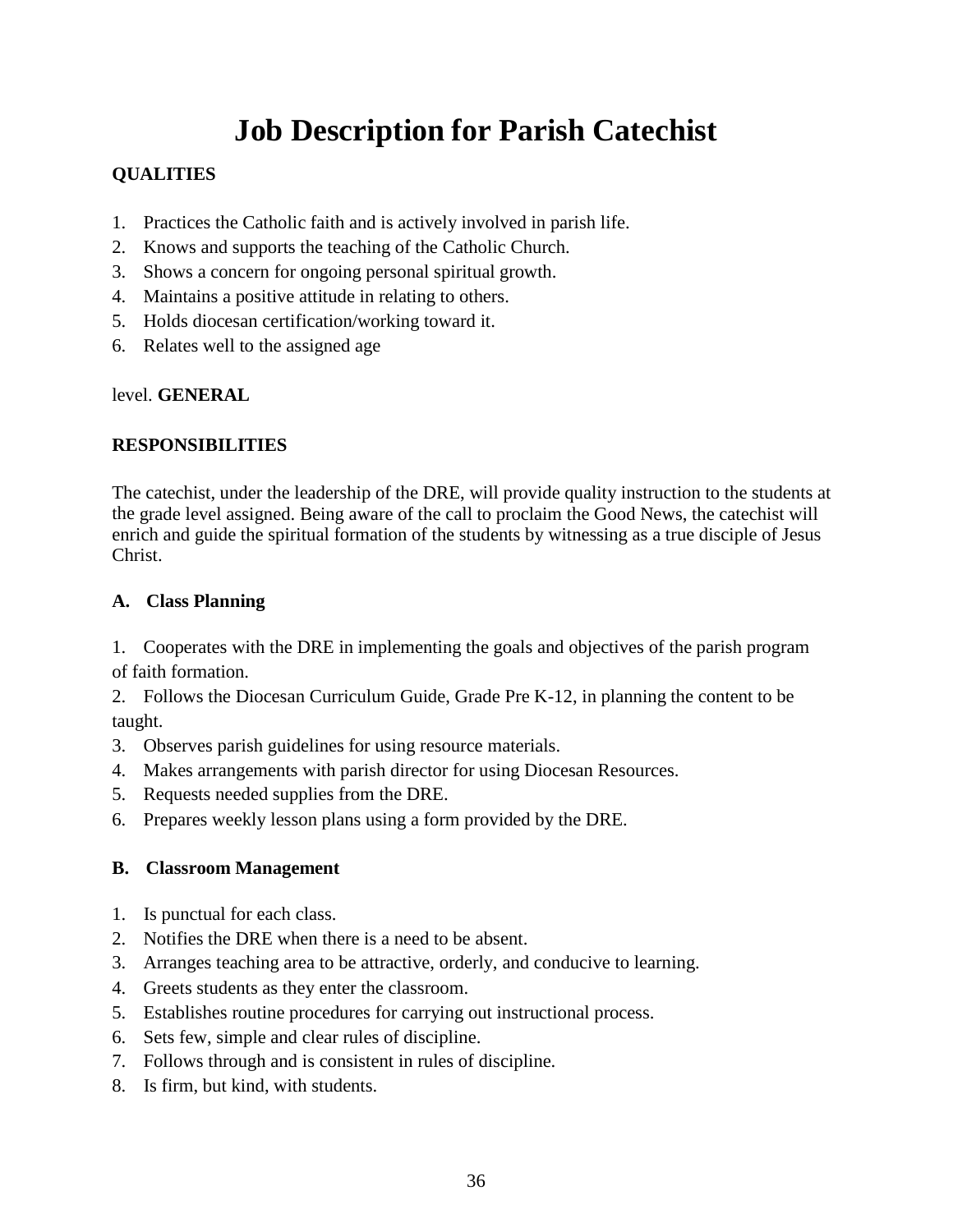# Job Description for Parish Catechist

**QUALITIES**

1. Practices the Catholic faith and is actively involved in parish life.
2. Knows and supports the teaching of the Catholic Church.
3. Shows a concern for ongoing personal spiritual growth.
4. Maintains a positive attitude in relating to others.
5. Holds diocesan certification/working toward it.
6. Relates well to the assigned age

level. **GENERAL**

**RESPONSIBILITIES**

The catechist, under the leadership of the DRE, will provide quality instruction to the students at the grade level assigned. Being aware of the call to proclaim the Good News, the catechist will enrich and guide the spiritual formation of the students by witnessing as a true disciple of Jesus Christ.

**A. Class Planning**

1. Cooperates with the DRE in implementing the goals and objectives of the parish program of faith formation.
2. Follows the Diocesan Curriculum Guide, Grade Pre K-12, in planning the content to be taught.
3. Observes parish guidelines for using resource materials.
4. Makes arrangements with parish director for using Diocesan Resources.
5. Requests needed supplies from the DRE.
6. Prepares weekly lesson plans using a form provided by the DRE.

**B. Classroom Management**

1. Is punctual for each class.
2. Notifies the DRE when there is a need to be absent.
3. Arranges teaching area to be attractive, orderly, and conducive to learning.
4. Greets students as they enter the classroom.
5. Establishes routine procedures for carrying out instructional process.
6. Sets few, simple and clear rules of discipline.
7. Follows through and is consistent in rules of discipline.
8. Is firm, but kind, with students.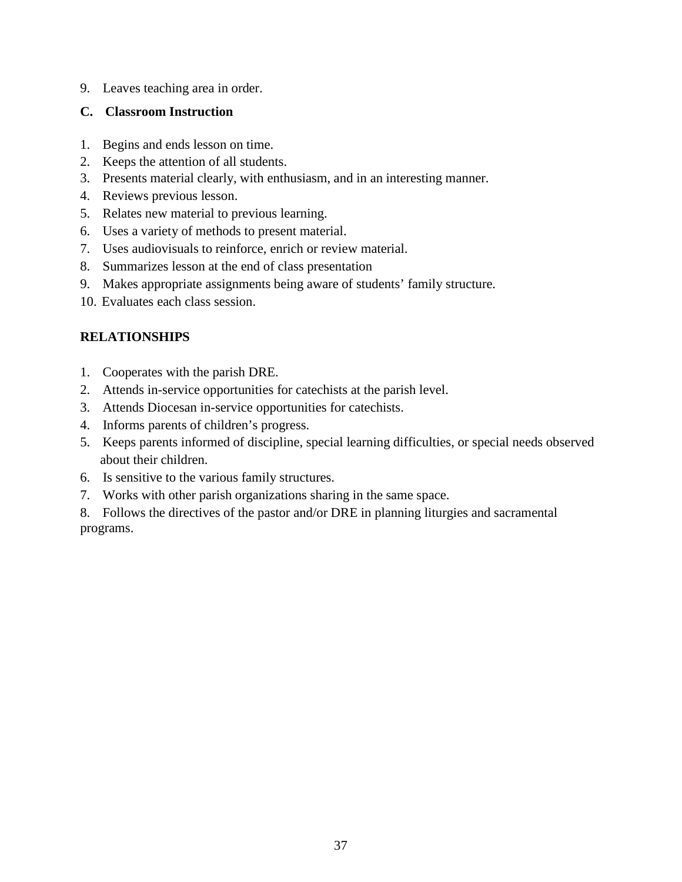9. Leaves teaching area in order.

### C. Classroom Instruction

1. Begins and ends lesson on time.
2. Keeps the attention of all students.
3. Presents material clearly, with enthusiasm, and in an interesting manner.
4. Reviews previous lesson.
5. Relates new material to previous learning.
6. Uses a variety of methods to present material.
7. Uses audiovisuals to reinforce, enrich or review material.
8. Summarizes lesson at the end of class presentation
9. Makes appropriate assignments being aware of students' family structure.
10. Evaluates each class session.

## RELATIONSHIPS

1. Cooperates with the parish DRE.
2. Attends in-service opportunities for catechists at the parish level.
3. Attends Diocesan in-service opportunities for catechists.
4. Informs parents of children's progress.
5. Keeps parents informed of discipline, special learning difficulties, or special needs observed about their children.
6. Is sensitive to the various family structures.
7. Works with other parish organizations sharing in the same space.
8. Follows the directives of the pastor and/or DRE in planning liturgies and sacramental programs.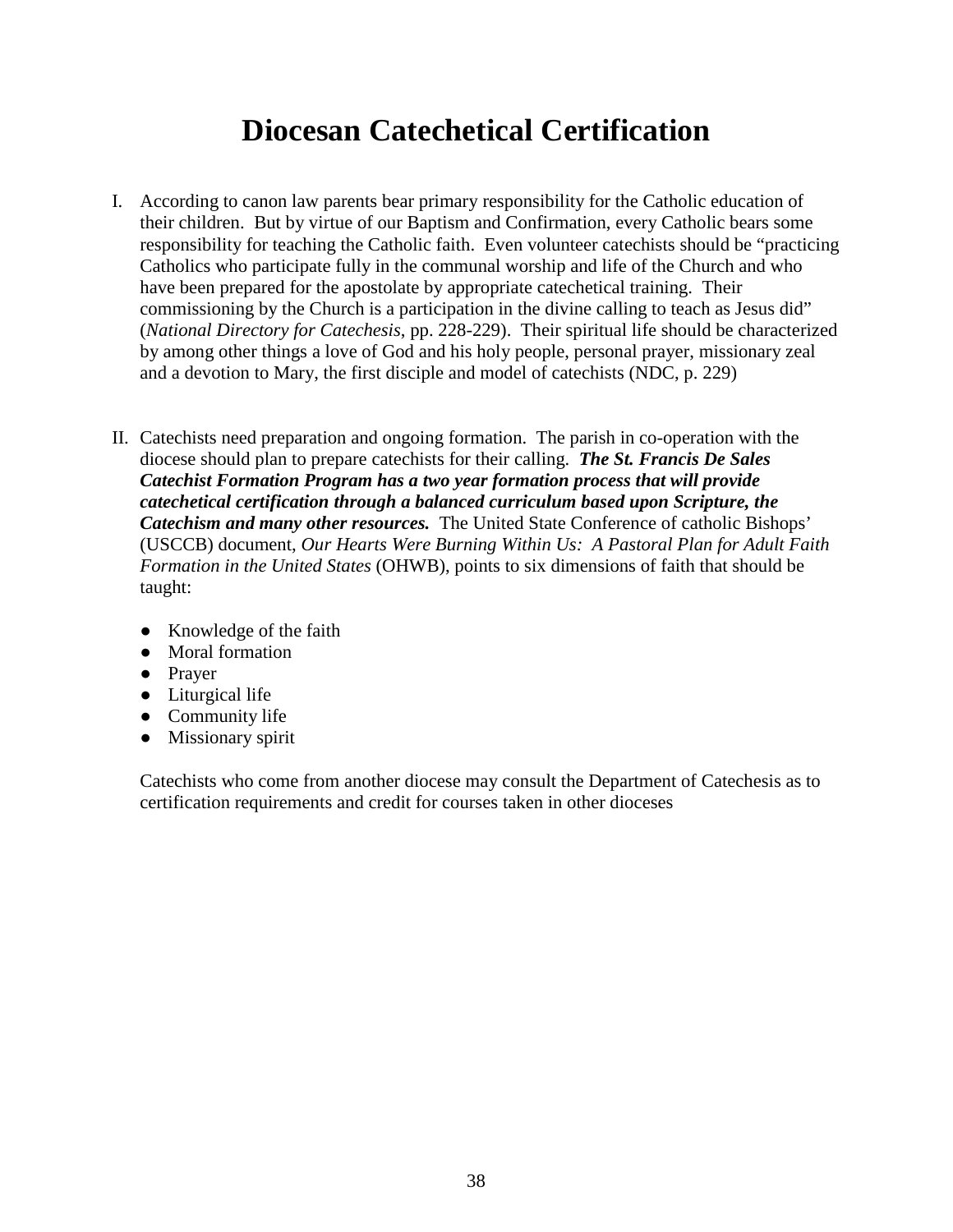# Diocesan Catechetical Certification

I. According to canon law parents bear primary responsibility for the Catholic education of their children. But by virtue of our Baptism and Confirmation, every Catholic bears some responsibility for teaching the Catholic faith. Even volunteer catechists should be "practicing Catholics who participate fully in the communal worship and life of the Church and who have been prepared for the apostolate by appropriate catechetical training. Their commissioning by the Church is a participation in the divine calling to teach as Jesus did" (*National Directory for Catechesis*, pp. 228-229). Their spiritual life should be characterized by among other things a love of God and his holy people, personal prayer, missionary zeal and a devotion to Mary, the first disciple and model of catechists (NDC, p. 229)

II. Catechists need preparation and ongoing formation. The parish in co-operation with the diocese should plan to prepare catechists for their calling. ***The St. Francis De Sales Catechist Formation Program has a two year formation process that will provide catechetical certification through a balanced curriculum based upon Scripture, the Catechism and many other resources.*** The United State Conference of catholic Bishops' (USCCB) document, *Our Hearts Were Burning Within Us: A Pastoral Plan for Adult Faith Formation in the United States* (OHWB), points to six dimensions of faith that should be taught:

- Knowledge of the faith
- Moral formation
- Prayer
- Liturgical life
- Community life
- Missionary spirit

Catechists who come from another diocese may consult the Department of Catechesis as to certification requirements and credit for courses taken in other dioceses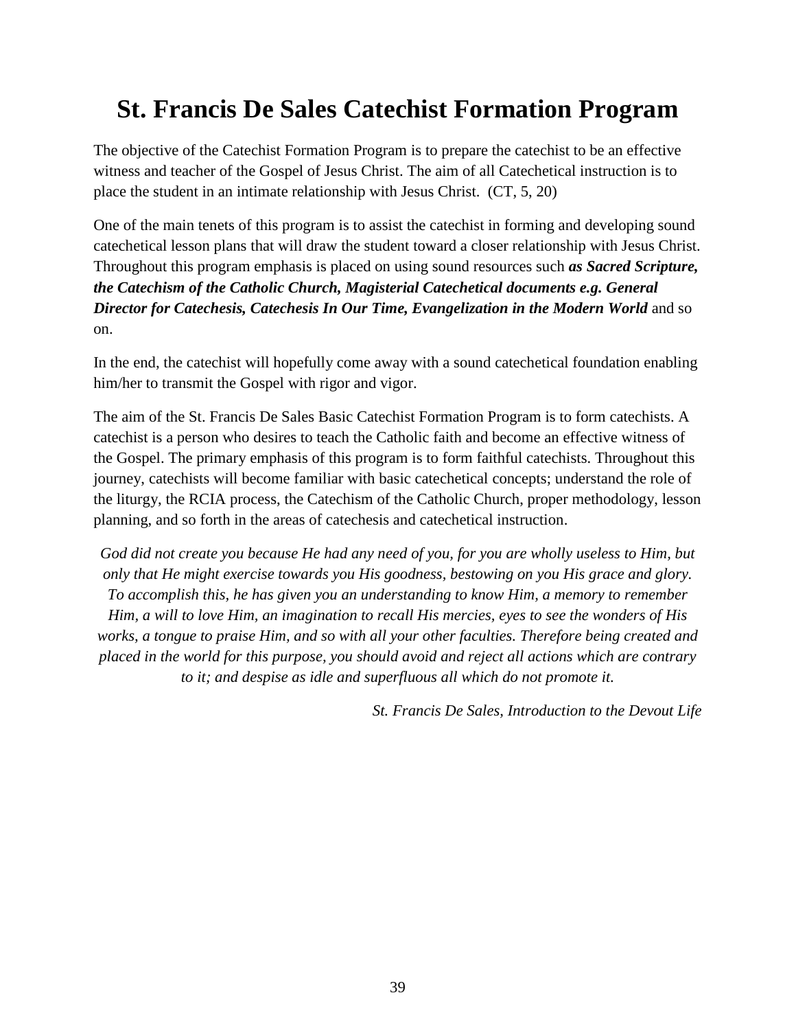# St. Francis De Sales Catechist Formation Program

The objective of the Catechist Formation Program is to prepare the catechist to be an effective witness and teacher of the Gospel of Jesus Christ. The aim of all Catechetical instruction is to place the student in an intimate relationship with Jesus Christ. (CT, 5, 20)

One of the main tenets of this program is to assist the catechist in forming and developing sound catechetical lesson plans that will draw the student toward a closer relationship with Jesus Christ. Throughout this program emphasis is placed on using sound resources such ***as Sacred Scripture, the Catechism of the Catholic Church, Magisterial Catechetical documents e.g. General Director for Catechesis, Catechesis In Our Time, Evangelization in the Modern World*** and so on.

In the end, the catechist will hopefully come away with a sound catechetical foundation enabling him/her to transmit the Gospel with rigor and vigor.

The aim of the St. Francis De Sales Basic Catechist Formation Program is to form catechists. A catechist is a person who desires to teach the Catholic faith and become an effective witness of the Gospel. The primary emphasis of this program is to form faithful catechists. Throughout this journey, catechists will become familiar with basic catechetical concepts; understand the role of the liturgy, the RCIA process, the Catechism of the Catholic Church, proper methodology, lesson planning, and so forth in the areas of catechesis and catechetical instruction.

*God did not create you because He had any need of you, for you are wholly useless to Him, but only that He might exercise towards you His goodness, bestowing on you His grace and glory. To accomplish this, he has given you an understanding to know Him, a memory to remember Him, a will to love Him, an imagination to recall His mercies, eyes to see the wonders of His works, a tongue to praise Him, and so with all your other faculties. Therefore being created and placed in the world for this purpose, you should avoid and reject all actions which are contrary to it; and despise as idle and superfluous all which do not promote it.*

*St. Francis De Sales, Introduction to the Devout Life*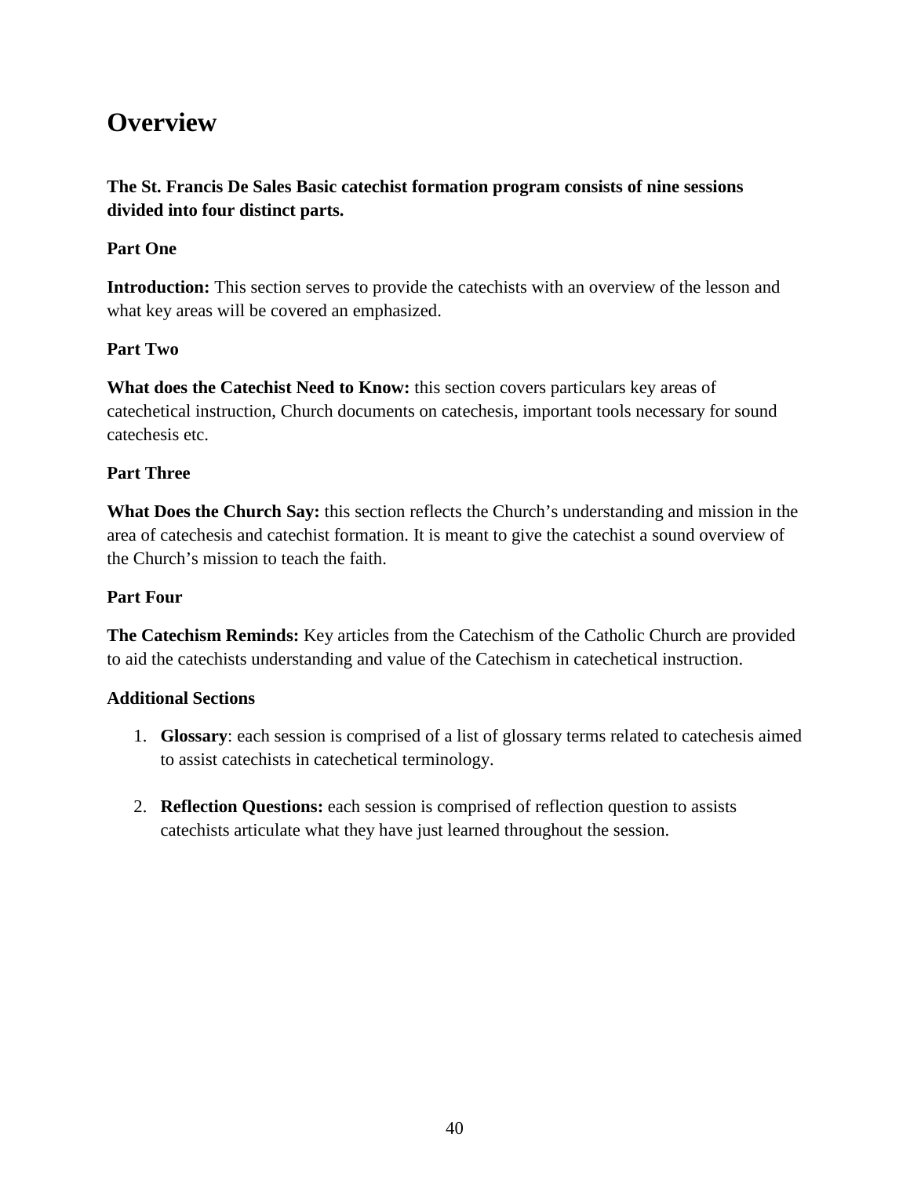# Overview

**The St. Francis De Sales Basic catechist formation program consists of nine sessions divided into four distinct parts.**

**Part One**

**Introduction:** This section serves to provide the catechists with an overview of the lesson and what key areas will be covered an emphasized.

**Part Two**

**What does the Catechist Need to Know:** this section covers particulars key areas of catechetical instruction, Church documents on catechesis, important tools necessary for sound catechesis etc.

**Part Three**

**What Does the Church Say:** this section reflects the Church's understanding and mission in the area of catechesis and catechist formation. It is meant to give the catechist a sound overview of the Church's mission to teach the faith.

**Part Four**

**The Catechism Reminds:** Key articles from the Catechism of the Catholic Church are provided to aid the catechists understanding and value of the Catechism in catechetical instruction.

**Additional Sections**

1. **Glossary**: each session is comprised of a list of glossary terms related to catechesis aimed to assist catechists in catechetical terminology.

2. **Reflection Questions:** each session is comprised of reflection question to assists catechists articulate what they have just learned throughout the session.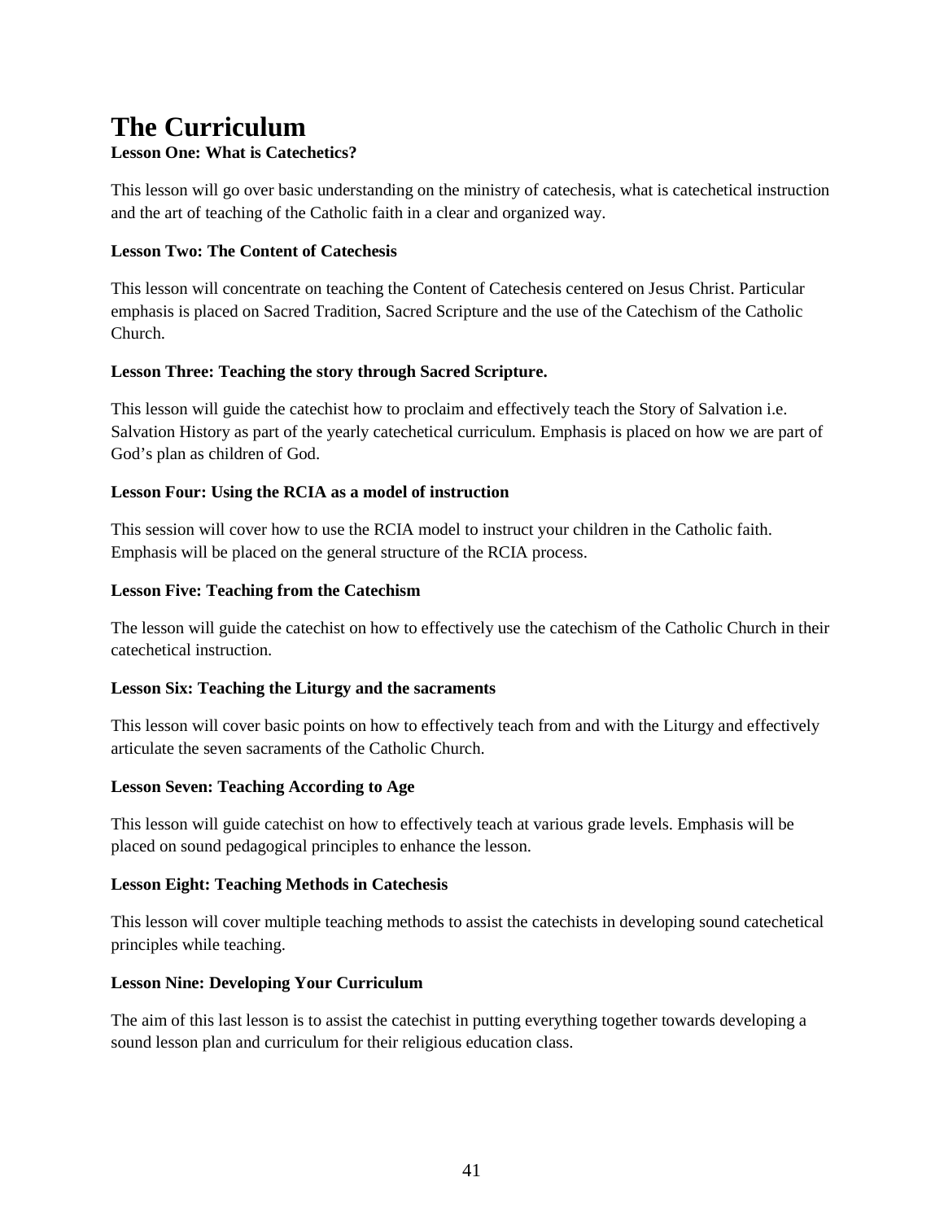# The Curriculum

**Lesson One: What is Catechetics?**

This lesson will go over basic understanding on the ministry of catechesis, what is catechetical instruction and the art of teaching of the Catholic faith in a clear and organized way.

**Lesson Two: The Content of Catechesis**

This lesson will concentrate on teaching the Content of Catechesis centered on Jesus Christ. Particular emphasis is placed on Sacred Tradition, Sacred Scripture and the use of the Catechism of the Catholic Church.

**Lesson Three: Teaching the story through Sacred Scripture.**

This lesson will guide the catechist how to proclaim and effectively teach the Story of Salvation i.e. Salvation History as part of the yearly catechetical curriculum. Emphasis is placed on how we are part of God's plan as children of God.

**Lesson Four: Using the RCIA as a model of instruction**

This session will cover how to use the RCIA model to instruct your children in the Catholic faith. Emphasis will be placed on the general structure of the RCIA process.

**Lesson Five: Teaching from the Catechism**

The lesson will guide the catechist on how to effectively use the catechism of the Catholic Church in their catechetical instruction.

**Lesson Six: Teaching the Liturgy and the sacraments**

This lesson will cover basic points on how to effectively teach from and with the Liturgy and effectively articulate the seven sacraments of the Catholic Church.

**Lesson Seven: Teaching According to Age**

This lesson will guide catechist on how to effectively teach at various grade levels. Emphasis will be placed on sound pedagogical principles to enhance the lesson.

**Lesson Eight: Teaching Methods in Catechesis**

This lesson will cover multiple teaching methods to assist the catechists in developing sound catechetical principles while teaching.

**Lesson Nine: Developing Your Curriculum**

The aim of this last lesson is to assist the catechist in putting everything together towards developing a sound lesson plan and curriculum for their religious education class.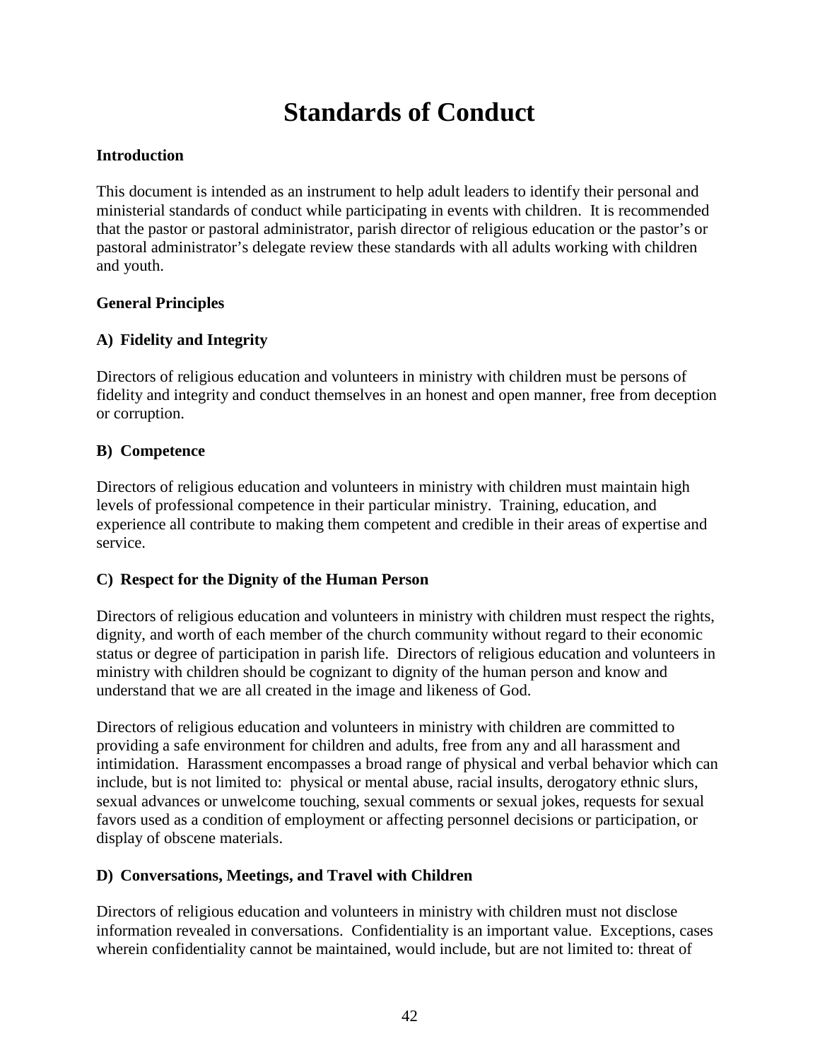# Standards of Conduct

**Introduction**

This document is intended as an instrument to help adult leaders to identify their personal and ministerial standards of conduct while participating in events with children. It is recommended that the pastor or pastoral administrator, parish director of religious education or the pastor's or pastoral administrator's delegate review these standards with all adults working with children and youth.

**General Principles**

**A) Fidelity and Integrity**

Directors of religious education and volunteers in ministry with children must be persons of fidelity and integrity and conduct themselves in an honest and open manner, free from deception or corruption.

**B) Competence**

Directors of religious education and volunteers in ministry with children must maintain high levels of professional competence in their particular ministry. Training, education, and experience all contribute to making them competent and credible in their areas of expertise and service.

**C) Respect for the Dignity of the Human Person**

Directors of religious education and volunteers in ministry with children must respect the rights, dignity, and worth of each member of the church community without regard to their economic status or degree of participation in parish life. Directors of religious education and volunteers in ministry with children should be cognizant to dignity of the human person and know and understand that we are all created in the image and likeness of God.

Directors of religious education and volunteers in ministry with children are committed to providing a safe environment for children and adults, free from any and all harassment and intimidation. Harassment encompasses a broad range of physical and verbal behavior which can include, but is not limited to: physical or mental abuse, racial insults, derogatory ethnic slurs, sexual advances or unwelcome touching, sexual comments or sexual jokes, requests for sexual favors used as a condition of employment or affecting personnel decisions or participation, or display of obscene materials.

**D) Conversations, Meetings, and Travel with Children**

Directors of religious education and volunteers in ministry with children must not disclose information revealed in conversations. Confidentiality is an important value. Exceptions, cases wherein confidentiality cannot be maintained, would include, but are not limited to: threat of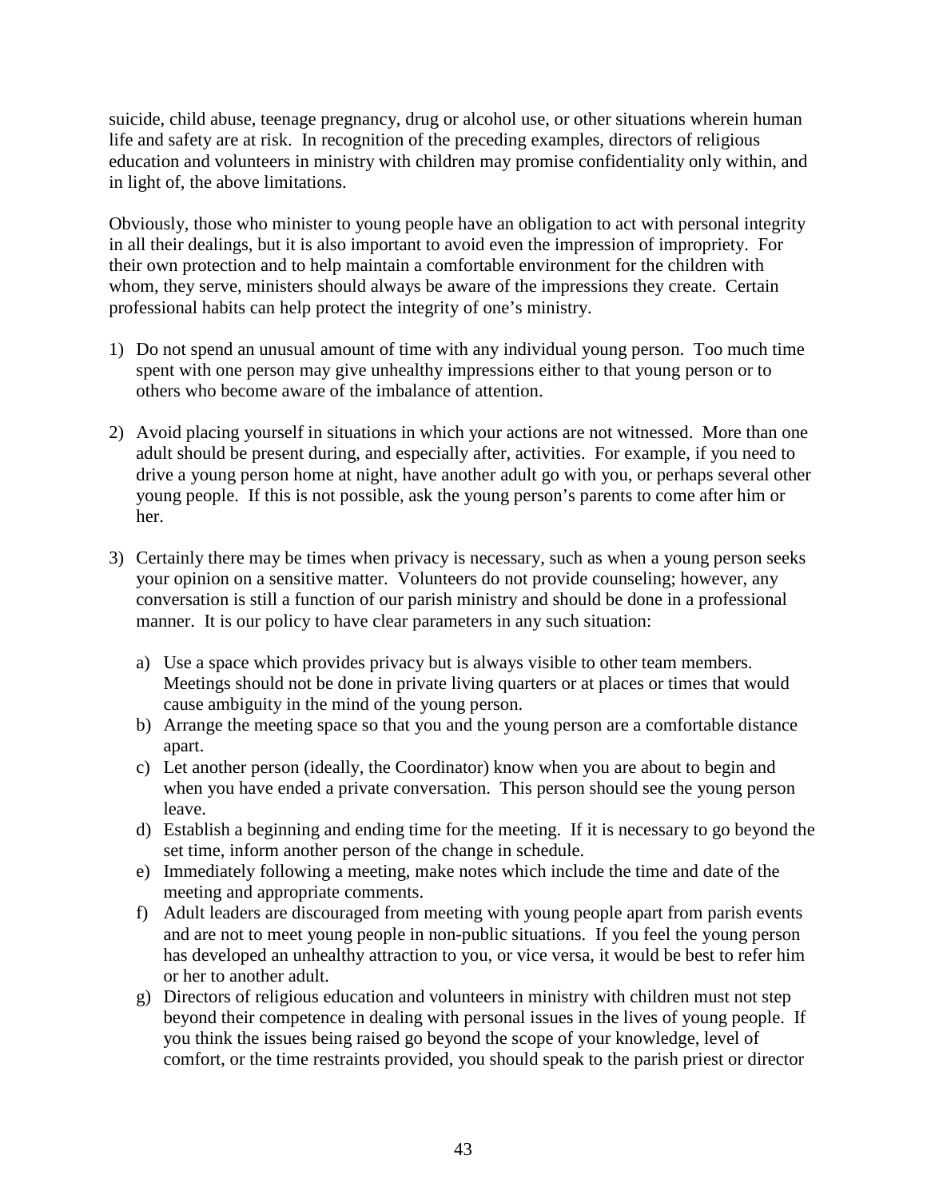suicide, child abuse, teenage pregnancy, drug or alcohol use, or other situations wherein human life and safety are at risk. In recognition of the preceding examples, directors of religious education and volunteers in ministry with children may promise confidentiality only within, and in light of, the above limitations.

Obviously, those who minister to young people have an obligation to act with personal integrity in all their dealings, but it is also important to avoid even the impression of impropriety. For their own protection and to help maintain a comfortable environment for the children with whom, they serve, ministers should always be aware of the impressions they create. Certain professional habits can help protect the integrity of one's ministry.

1) Do not spend an unusual amount of time with any individual young person. Too much time spent with one person may give unhealthy impressions either to that young person or to others who become aware of the imbalance of attention.

2) Avoid placing yourself in situations in which your actions are not witnessed. More than one adult should be present during, and especially after, activities. For example, if you need to drive a young person home at night, have another adult go with you, or perhaps several other young people. If this is not possible, ask the young person's parents to come after him or her.

3) Certainly there may be times when privacy is necessary, such as when a young person seeks your opinion on a sensitive matter. Volunteers do not provide counseling; however, any conversation is still a function of our parish ministry and should be done in a professional manner. It is our policy to have clear parameters in any such situation:

   a) Use a space which provides privacy but is always visible to other team members. Meetings should not be done in private living quarters or at places or times that would cause ambiguity in the mind of the young person.
   b) Arrange the meeting space so that you and the young person are a comfortable distance apart.
   c) Let another person (ideally, the Coordinator) know when you are about to begin and when you have ended a private conversation. This person should see the young person leave.
   d) Establish a beginning and ending time for the meeting. If it is necessary to go beyond the set time, inform another person of the change in schedule.
   e) Immediately following a meeting, make notes which include the time and date of the meeting and appropriate comments.
   f) Adult leaders are discouraged from meeting with young people apart from parish events and are not to meet young people in non-public situations. If you feel the young person has developed an unhealthy attraction to you, or vice versa, it would be best to refer him or her to another adult.
   g) Directors of religious education and volunteers in ministry with children must not step beyond their competence in dealing with personal issues in the lives of young people. If you think the issues being raised go beyond the scope of your knowledge, level of comfort, or the time restraints provided, you should speak to the parish priest or director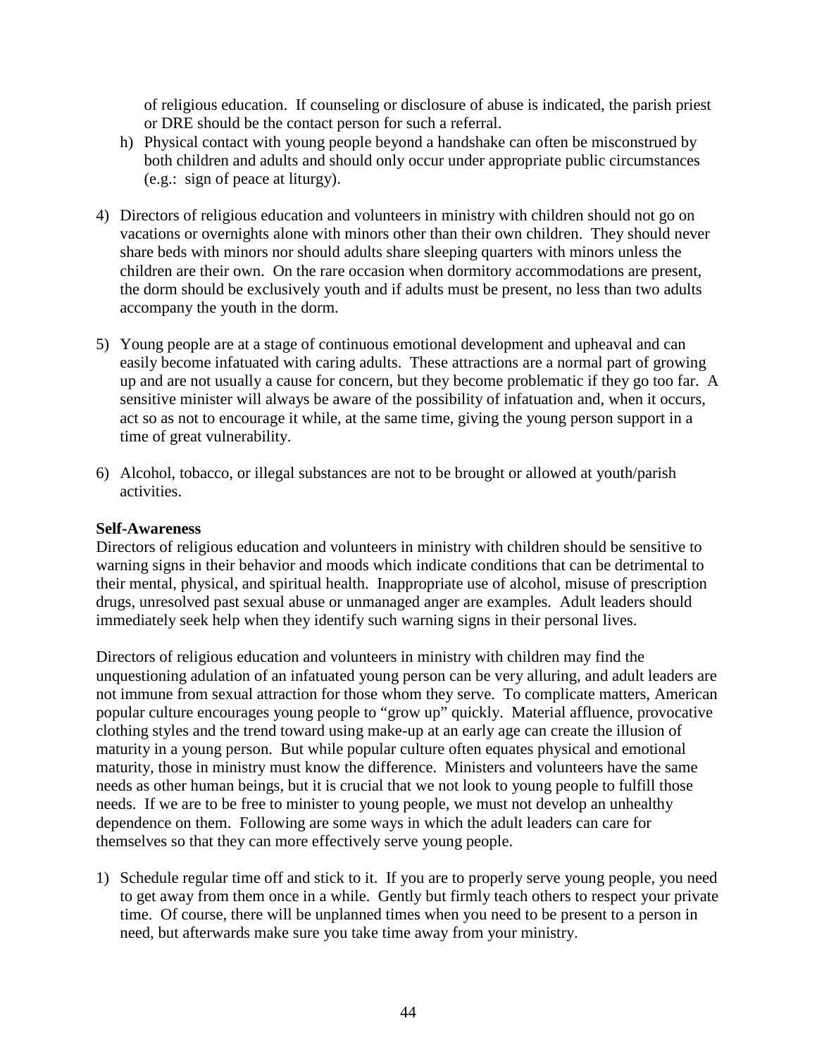of religious education. If counseling or disclosure of abuse is indicated, the parish priest or DRE should be the contact person for such a referral.

h) Physical contact with young people beyond a handshake can often be misconstrued by both children and adults and should only occur under appropriate public circumstances (e.g.: sign of peace at liturgy).

4) Directors of religious education and volunteers in ministry with children should not go on vacations or overnights alone with minors other than their own children. They should never share beds with minors nor should adults share sleeping quarters with minors unless the children are their own. On the rare occasion when dormitory accommodations are present, the dorm should be exclusively youth and if adults must be present, no less than two adults accompany the youth in the dorm.

5) Young people are at a stage of continuous emotional development and upheaval and can easily become infatuated with caring adults. These attractions are a normal part of growing up and are not usually a cause for concern, but they become problematic if they go too far. A sensitive minister will always be aware of the possibility of infatuation and, when it occurs, act so as not to encourage it while, at the same time, giving the young person support in a time of great vulnerability.

6) Alcohol, tobacco, or illegal substances are not to be brought or allowed at youth/parish activities.

**Self-Awareness**

Directors of religious education and volunteers in ministry with children should be sensitive to warning signs in their behavior and moods which indicate conditions that can be detrimental to their mental, physical, and spiritual health. Inappropriate use of alcohol, misuse of prescription drugs, unresolved past sexual abuse or unmanaged anger are examples. Adult leaders should immediately seek help when they identify such warning signs in their personal lives.

Directors of religious education and volunteers in ministry with children may find the unquestioning adulation of an infatuated young person can be very alluring, and adult leaders are not immune from sexual attraction for those whom they serve. To complicate matters, American popular culture encourages young people to "grow up" quickly. Material affluence, provocative clothing styles and the trend toward using make-up at an early age can create the illusion of maturity in a young person. But while popular culture often equates physical and emotional maturity, those in ministry must know the difference. Ministers and volunteers have the same needs as other human beings, but it is crucial that we not look to young people to fulfill those needs. If we are to be free to minister to young people, we must not develop an unhealthy dependence on them. Following are some ways in which the adult leaders can care for themselves so that they can more effectively serve young people.

1) Schedule regular time off and stick to it. If you are to properly serve young people, you need to get away from them once in a while. Gently but firmly teach others to respect your private time. Of course, there will be unplanned times when you need to be present to a person in need, but afterwards make sure you take time away from your ministry.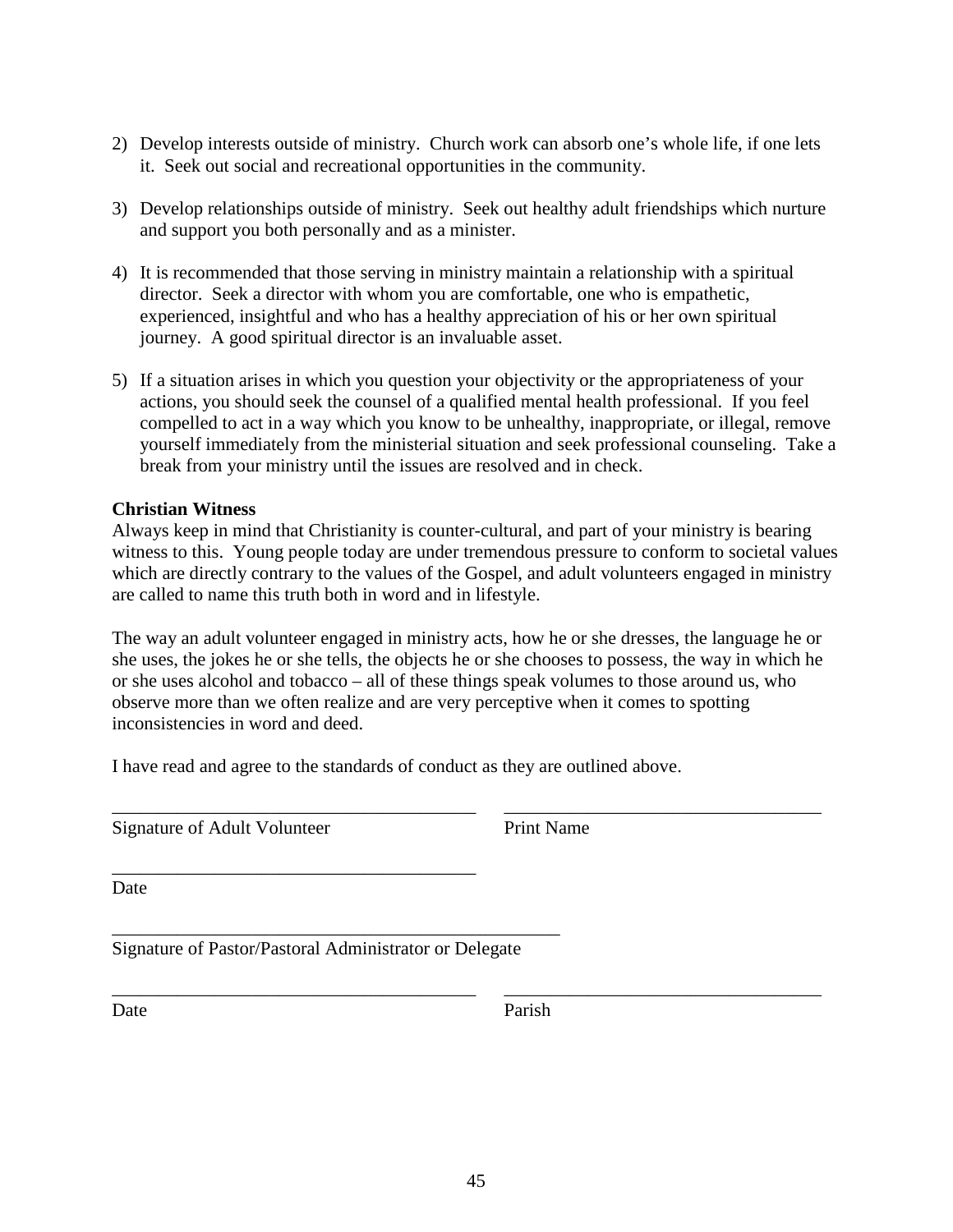2) Develop interests outside of ministry. Church work can absorb one's whole life, if one lets it. Seek out social and recreational opportunities in the community.

3) Develop relationships outside of ministry. Seek out healthy adult friendships which nurture and support you both personally and as a minister.

4) It is recommended that those serving in ministry maintain a relationship with a spiritual director. Seek a director with whom you are comfortable, one who is empathetic, experienced, insightful and who has a healthy appreciation of his or her own spiritual journey. A good spiritual director is an invaluable asset.

5) If a situation arises in which you question your objectivity or the appropriateness of your actions, you should seek the counsel of a qualified mental health professional. If you feel compelled to act in a way which you know to be unhealthy, inappropriate, or illegal, remove yourself immediately from the ministerial situation and seek professional counseling. Take a break from your ministry until the issues are resolved and in check.

**Christian Witness**

Always keep in mind that Christianity is counter-cultural, and part of your ministry is bearing witness to this. Young people today are under tremendous pressure to conform to societal values which are directly contrary to the values of the Gospel, and adult volunteers engaged in ministry are called to name this truth both in word and in lifestyle.

The way an adult volunteer engaged in ministry acts, how he or she dresses, the language he or she uses, the jokes he or she tells, the objects he or she chooses to possess, the way in which he or she uses alcohol and tobacco – all of these things speak volumes to those around us, who observe more than we often realize and are very perceptive when it comes to spotting inconsistencies in word and deed.

I have read and agree to the standards of conduct as they are outlined above.

_______________________________________ _________________________________

Signature of Adult Volunteer Print Name

_______________________________________

Date

_______________________________________________

Signature of Pastor/Pastoral Administrator or Delegate

_______________________________________ _________________________________

Date Parish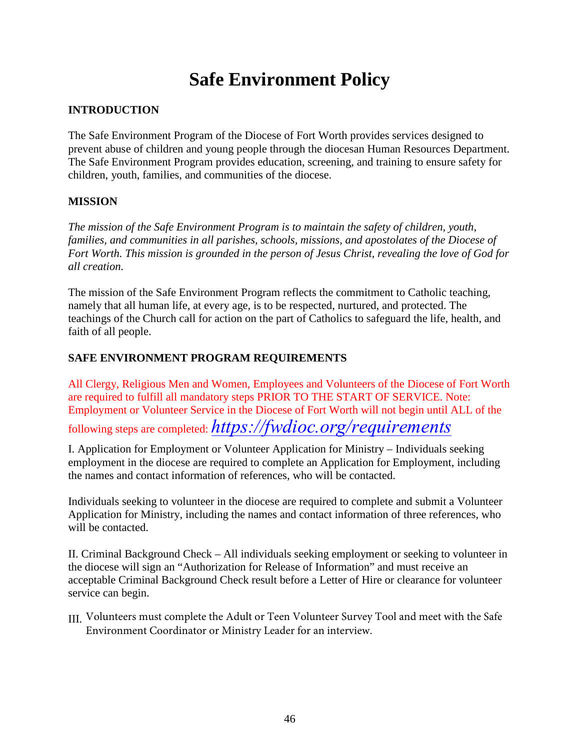# Safe Environment Policy

**INTRODUCTION**

The Safe Environment Program of the Diocese of Fort Worth provides services designed to prevent abuse of children and young people through the diocesan Human Resources Department. The Safe Environment Program provides education, screening, and training to ensure safety for children, youth, families, and communities of the diocese.

**MISSION**

*The mission of the Safe Environment Program is to maintain the safety of children, youth, families, and communities in all parishes, schools, missions, and apostolates of the Diocese of Fort Worth. This mission is grounded in the person of Jesus Christ, revealing the love of God for all creation.*

The mission of the Safe Environment Program reflects the commitment to Catholic teaching, namely that all human life, at every age, is to be respected, nurtured, and protected. The teachings of the Church call for action on the part of Catholics to safeguard the life, health, and faith of all people.

**SAFE ENVIRONMENT PROGRAM REQUIREMENTS**

All Clergy, Religious Men and Women, Employees and Volunteers of the Diocese of Fort Worth are required to fulfill all mandatory steps PRIOR TO THE START OF SERVICE. Note: Employment or Volunteer Service in the Diocese of Fort Worth will not begin until ALL of the following steps are completed: *https://fwdioc.org/requirements*

I. Application for Employment or Volunteer Application for Ministry – Individuals seeking employment in the diocese are required to complete an Application for Employment, including the names and contact information of references, who will be contacted.

Individuals seeking to volunteer in the diocese are required to complete and submit a Volunteer Application for Ministry, including the names and contact information of three references, who will be contacted.

II. Criminal Background Check – All individuals seeking employment or seeking to volunteer in the diocese will sign an "Authorization for Release of Information" and must receive an acceptable Criminal Background Check result before a Letter of Hire or clearance for volunteer service can begin.

III. Volunteers must complete the Adult or Teen Volunteer Survey Tool and meet with the Safe Environment Coordinator or Ministry Leader for an interview.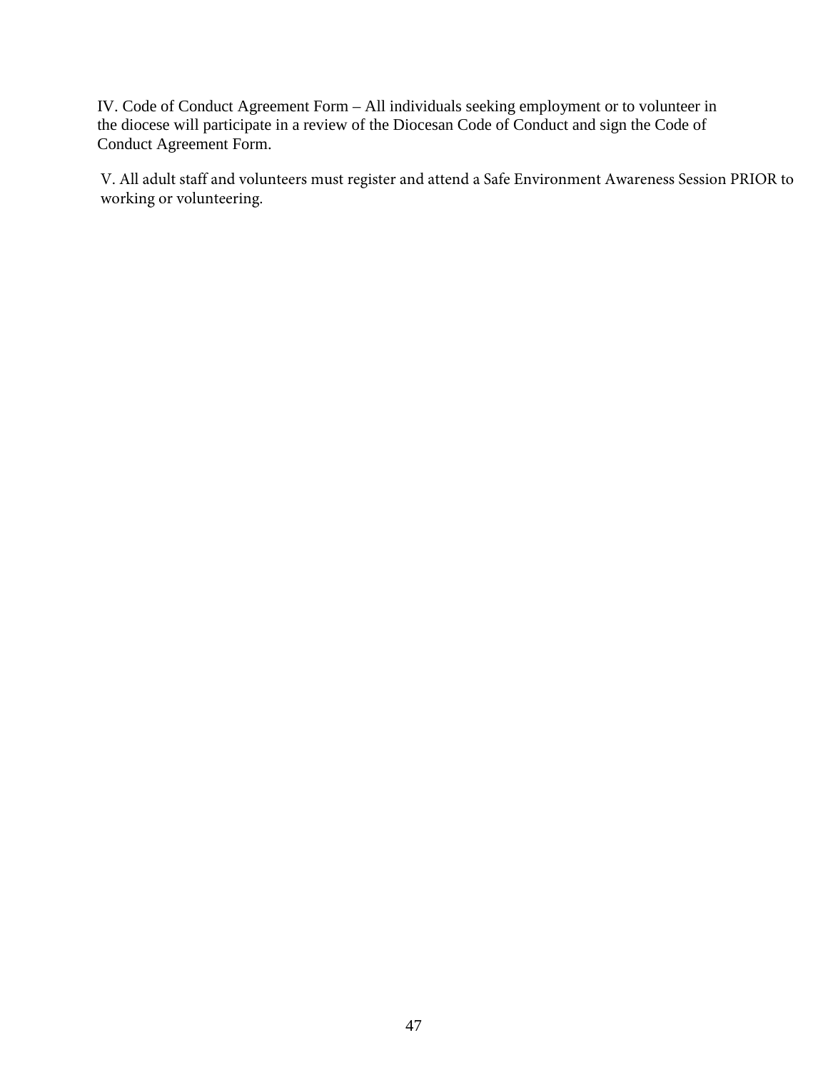IV. Code of Conduct Agreement Form – All individuals seeking employment or to volunteer in the diocese will participate in a review of the Diocesan Code of Conduct and sign the Code of Conduct Agreement Form.

V. All adult staff and volunteers must register and attend a Safe Environment Awareness Session PRIOR to working or volunteering.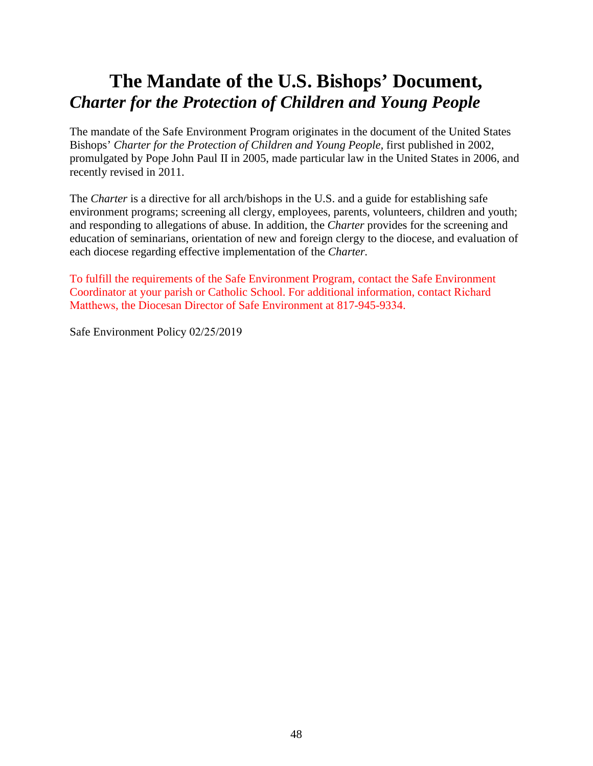# The Mandate of the U.S. Bishops' Document, *Charter for the Protection of Children and Young People*

The mandate of the Safe Environment Program originates in the document of the United States Bishops' *Charter for the Protection of Children and Young People,* first published in 2002, promulgated by Pope John Paul II in 2005, made particular law in the United States in 2006, and recently revised in 2011.

The *Charter* is a directive for all arch/bishops in the U.S. and a guide for establishing safe environment programs; screening all clergy, employees, parents, volunteers, children and youth; and responding to allegations of abuse. In addition, the *Charter* provides for the screening and education of seminarians, orientation of new and foreign clergy to the diocese, and evaluation of each diocese regarding effective implementation of the *Charter.*

To fulfill the requirements of the Safe Environment Program, contact the Safe Environment Coordinator at your parish or Catholic School. For additional information, contact Richard Matthews, the Diocesan Director of Safe Environment at 817-945-9334.

Safe Environment Policy 02/25/2019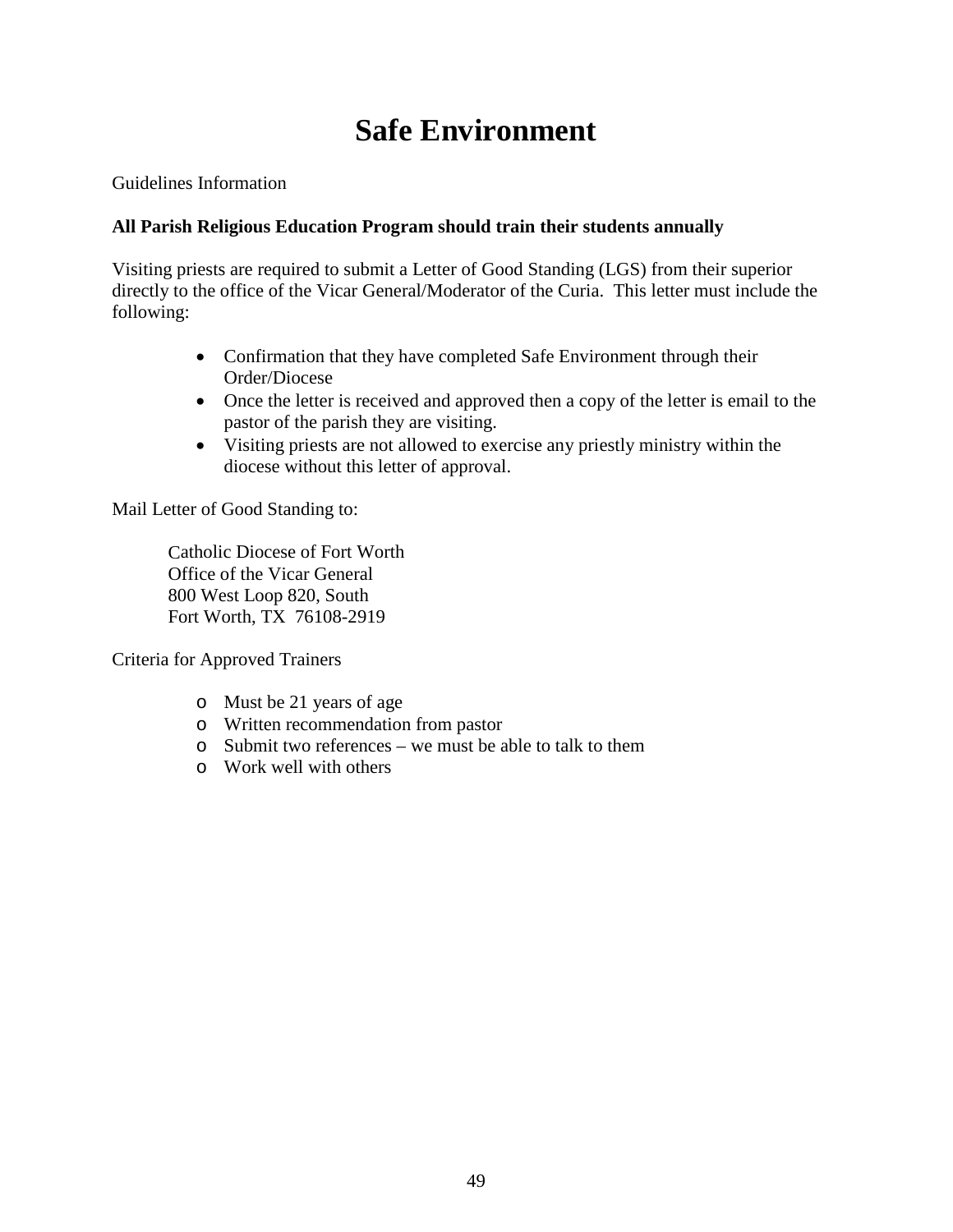# Safe Environment

Guidelines Information

**All Parish Religious Education Program should train their students annually**

Visiting priests are required to submit a Letter of Good Standing (LGS) from their superior directly to the office of the Vicar General/Moderator of the Curia. This letter must include the following:

- Confirmation that they have completed Safe Environment through their Order/Diocese
- Once the letter is received and approved then a copy of the letter is email to the pastor of the parish they are visiting.
- Visiting priests are not allowed to exercise any priestly ministry within the diocese without this letter of approval.

Mail Letter of Good Standing to:

> Catholic Diocese of Fort Worth
> Office of the Vicar General
> 800 West Loop 820, South
> Fort Worth, TX 76108-2919

Criteria for Approved Trainers

- Must be 21 years of age
- Written recommendation from pastor
- Submit two references – we must be able to talk to them
- Work well with others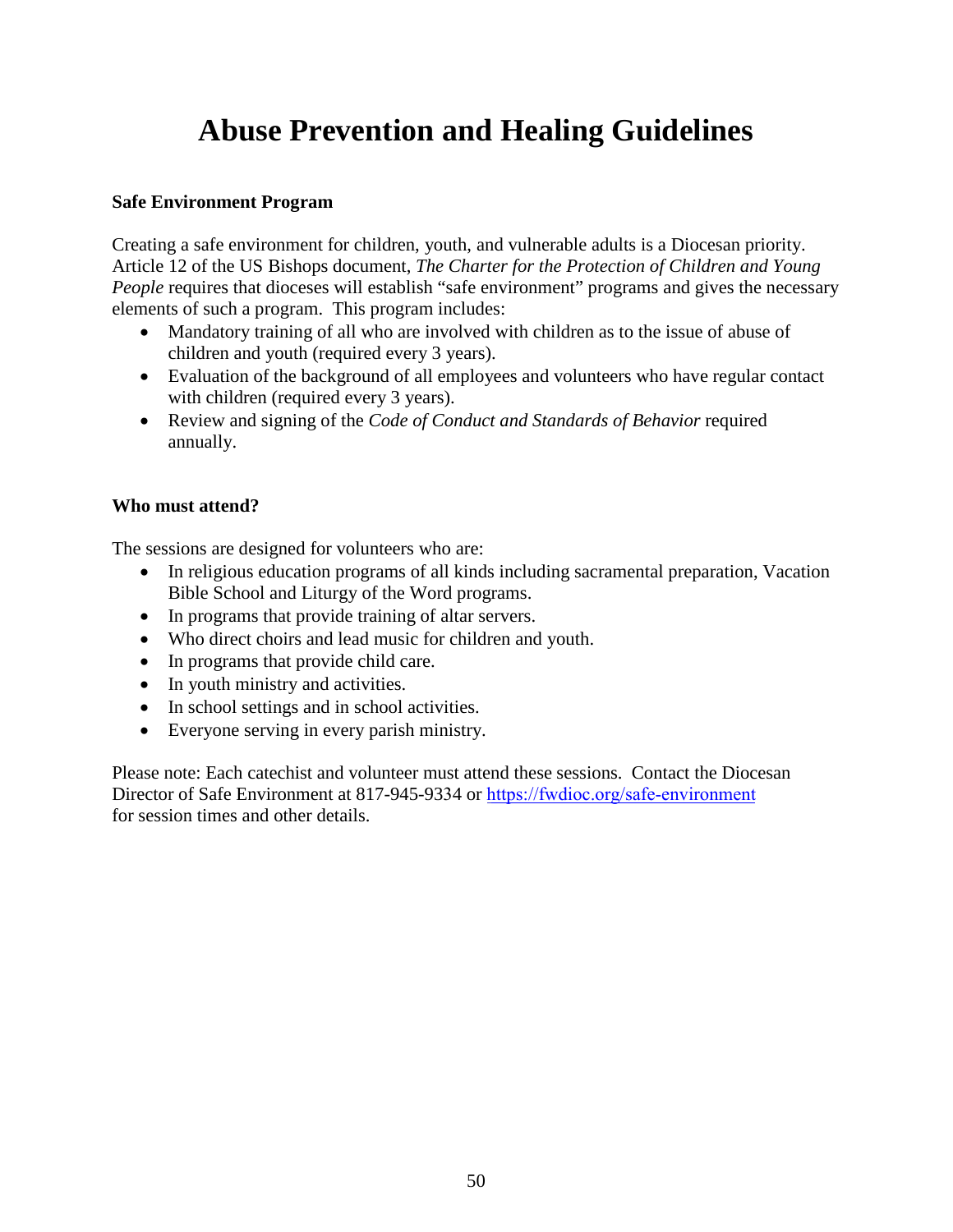# Abuse Prevention and Healing Guidelines

**Safe Environment Program**

Creating a safe environment for children, youth, and vulnerable adults is a Diocesan priority. Article 12 of the US Bishops document, *The Charter for the Protection of Children and Young People* requires that dioceses will establish "safe environment" programs and gives the necessary elements of such a program. This program includes:

- Mandatory training of all who are involved with children as to the issue of abuse of children and youth (required every 3 years).
- Evaluation of the background of all employees and volunteers who have regular contact with children (required every 3 years).
- Review and signing of the *Code of Conduct and Standards of Behavior* required annually.

**Who must attend?**

The sessions are designed for volunteers who are:

- In religious education programs of all kinds including sacramental preparation, Vacation Bible School and Liturgy of the Word programs.
- In programs that provide training of altar servers.
- Who direct choirs and lead music for children and youth.
- In programs that provide child care.
- In youth ministry and activities.
- In school settings and in school activities.
- Everyone serving in every parish ministry.

Please note: Each catechist and volunteer must attend these sessions. Contact the Diocesan Director of Safe Environment at 817-945-9334 or [https://fwdioc.org/safe-environment](https://fwdioc.org/safe-environment) for session times and other details.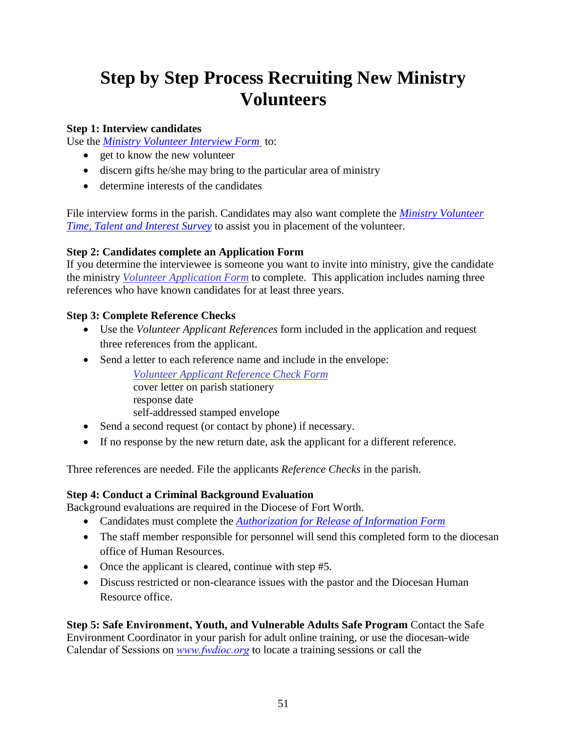# Step by Step Process Recruiting New Ministry Volunteers

**Step 1: Interview candidates**
Use the *Ministry Volunteer Interview Form* to:

- get to know the new volunteer
- discern gifts he/she may bring to the particular area of ministry
- determine interests of the candidates

File interview forms in the parish. Candidates may also want complete the *Ministry Volunteer Time, Talent and Interest Survey* to assist you in placement of the volunteer.

**Step 2: Candidates complete an Application Form**
If you determine the interviewee is someone you want to invite into ministry, give the candidate the ministry *Volunteer Application Form* to complete. This application includes naming three references who have known candidates for at least three years.

**Step 3: Complete Reference Checks**

- Use the *Volunteer Applicant References* form included in the application and request three references from the applicant.
- Send a letter to each reference name and include in the envelope:
  - *Volunteer Applicant Reference Check Form*
  - cover letter on parish stationery
  - response date
  - self-addressed stamped envelope
- Send a second request (or contact by phone) if necessary.
- If no response by the new return date, ask the applicant for a different reference.

Three references are needed. File the applicants *Reference Checks* in the parish.

**Step 4: Conduct a Criminal Background Evaluation**
Background evaluations are required in the Diocese of Fort Worth.

- Candidates must complete the *Authorization for Release of Information Form*
- The staff member responsible for personnel will send this completed form to the diocesan office of Human Resources.
- Once the applicant is cleared, continue with step #5.
- Discuss restricted or non-clearance issues with the pastor and the Diocesan Human Resource office.

**Step 5: Safe Environment, Youth, and Vulnerable Adults Safe Program** Contact the Safe Environment Coordinator in your parish for adult online training, or use the diocesan-wide Calendar of Sessions on *www.fwdioc.org* to locate a training sessions or call the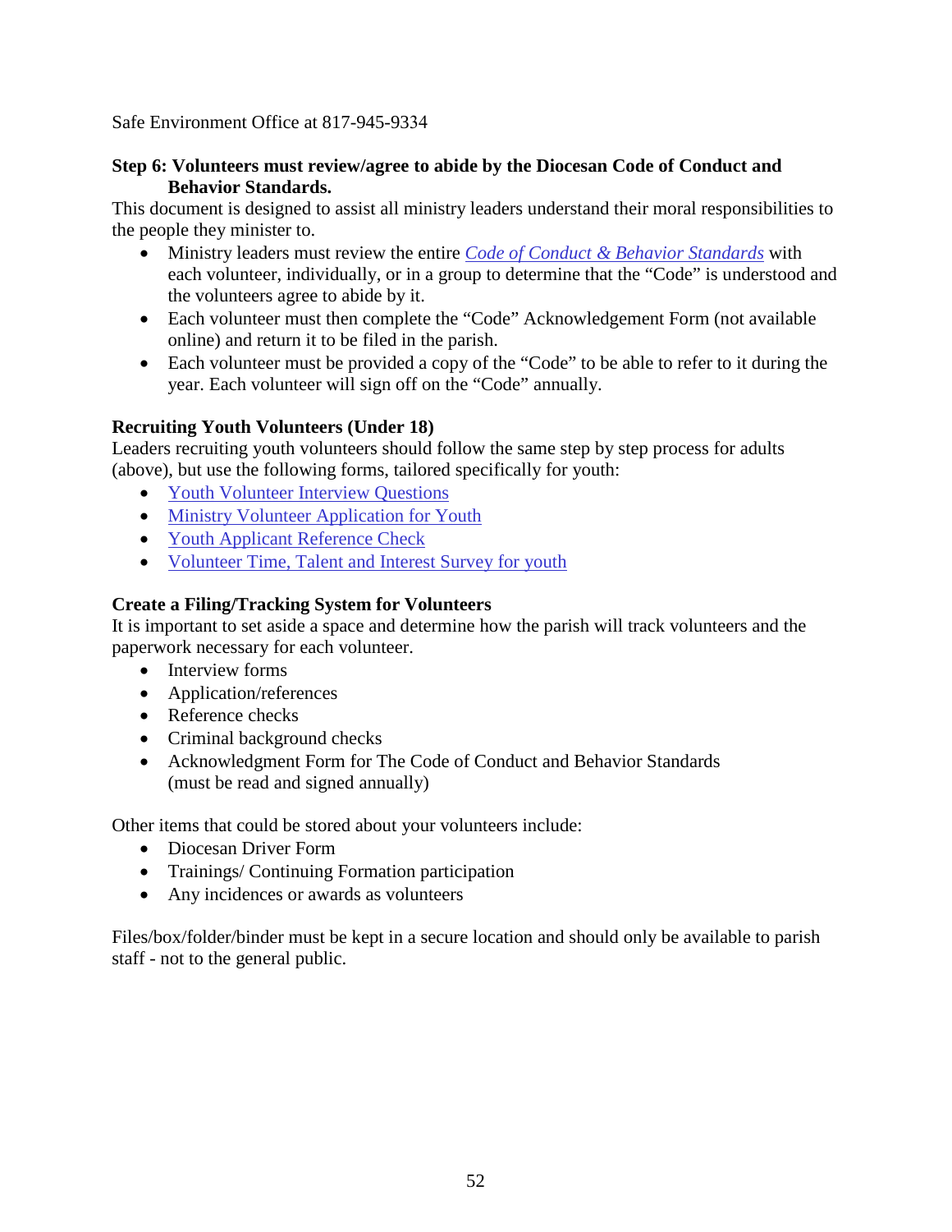Safe Environment Office at 817-945-9334

**Step 6: Volunteers must review/agree to abide by the Diocesan Code of Conduct and Behavior Standards.**

This document is designed to assist all ministry leaders understand their moral responsibilities to the people they minister to.

- Ministry leaders must review the entire *Code of Conduct & Behavior Standards* with each volunteer, individually, or in a group to determine that the "Code" is understood and the volunteers agree to abide by it.
- Each volunteer must then complete the "Code" Acknowledgement Form (not available online) and return it to be filed in the parish.
- Each volunteer must be provided a copy of the "Code" to be able to refer to it during the year. Each volunteer will sign off on the "Code" annually.

**Recruiting Youth Volunteers (Under 18)**

Leaders recruiting youth volunteers should follow the same step by step process for adults (above), but use the following forms, tailored specifically for youth:

- Youth Volunteer Interview Questions
- Ministry Volunteer Application for Youth
- Youth Applicant Reference Check
- Volunteer Time, Talent and Interest Survey for youth

**Create a Filing/Tracking System for Volunteers**

It is important to set aside a space and determine how the parish will track volunteers and the paperwork necessary for each volunteer.

- Interview forms
- Application/references
- Reference checks
- Criminal background checks
- Acknowledgment Form for The Code of Conduct and Behavior Standards (must be read and signed annually)

Other items that could be stored about your volunteers include:

- Diocesan Driver Form
- Trainings/ Continuing Formation participation
- Any incidences or awards as volunteers

Files/box/folder/binder must be kept in a secure location and should only be available to parish staff - not to the general public.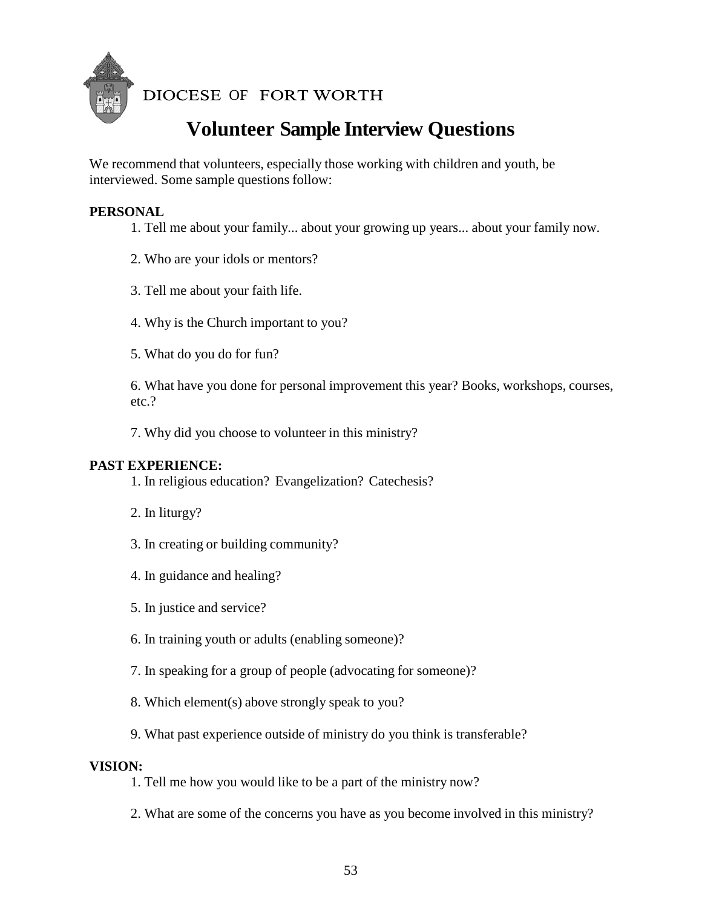DIOCESE OF FORT WORTH

# Volunteer Sample Interview Questions

We recommend that volunteers, especially those working with children and youth, be interviewed. Some sample questions follow:

**PERSONAL**

1. Tell me about your family... about your growing up years... about your family now.

2. Who are your idols or mentors?

3. Tell me about your faith life.

4. Why is the Church important to you?

5. What do you do for fun?

6. What have you done for personal improvement this year? Books, workshops, courses, etc.?

7. Why did you choose to volunteer in this ministry?

**PAST EXPERIENCE:**

1. In religious education? Evangelization? Catechesis?

2. In liturgy?

3. In creating or building community?

4. In guidance and healing?

5. In justice and service?

6. In training youth or adults (enabling someone)?

7. In speaking for a group of people (advocating for someone)?

8. Which element(s) above strongly speak to you?

9. What past experience outside of ministry do you think is transferable?

**VISION:**

1. Tell me how you would like to be a part of the ministry now?

2. What are some of the concerns you have as you become involved in this ministry?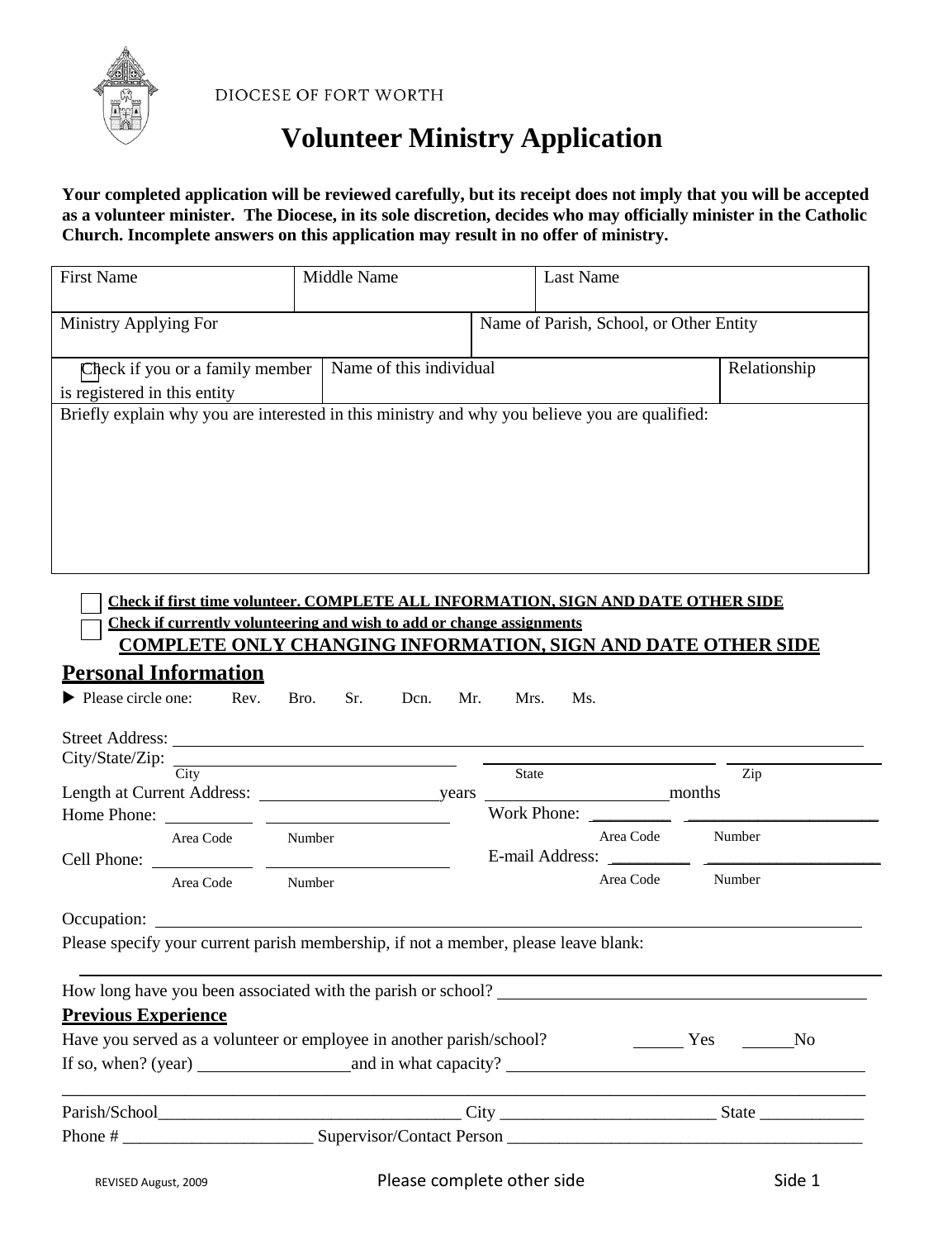DIOCESE OF FORT WORTH

# Volunteer Ministry Application

**Your completed application will be reviewed carefully, but its receipt does not imply that you will be accepted as a volunteer minister. The Diocese, in its sole discretion, decides who may officially minister in the Catholic Church. Incomplete answers on this application may result in no offer of ministry.**

| First Name | Middle Name | Last Name |
|---|---|---|
| | | |

| Ministry Applying For | Name of Parish, School, or Other Entity |
|---|---|
| | |

| ☐ Check if you or a family member is registered in this entity | Name of this individual | Relationship |
|---|---|---|
| | | |

Briefly explain why you are interested in this ministry and why you believe you are qualified:

☐ **Check if first time volunteer. COMPLETE ALL INFORMATION, SIGN AND DATE OTHER SIDE**

☐ **Check if currently volunteering and wish to add or change assignments**

**COMPLETE ONLY CHANGING INFORMATION, SIGN AND DATE OTHER SIDE**

## Personal Information

▶ Please circle one: Rev. Bro. Sr. Dcn. Mr. Mrs. Ms.

Street Address: ______________________________

City/State/Zip: ______________ (City) ______________ (State) ______________ (Zip)

Length at Current Address: ______________ years ______________ months

Home Phone: ________ (Area Code) ______________ (Number)

Work Phone: ________ (Area Code) ______________ (Number)

Cell Phone: ________ (Area Code) ______________ (Number)

E-mail Address: ________ (Area Code) ______________ (Number)

Occupation: ______________________________

Please specify your current parish membership, if not a member, please leave blank:

______________________________

How long have you been associated with the parish or school? ______________________________

### Previous Experience

Have you served as a volunteer or employee in another parish/school? ______ Yes ______No

If so, when? (year) ______________ and in what capacity? ______________________________

______________________________

Parish/School___________________________________ City _________________________ State ____________

Phone # _____________________ Supervisor/Contact Person _________________________________________

REVISED August, 2009 — Please complete other side — Side 1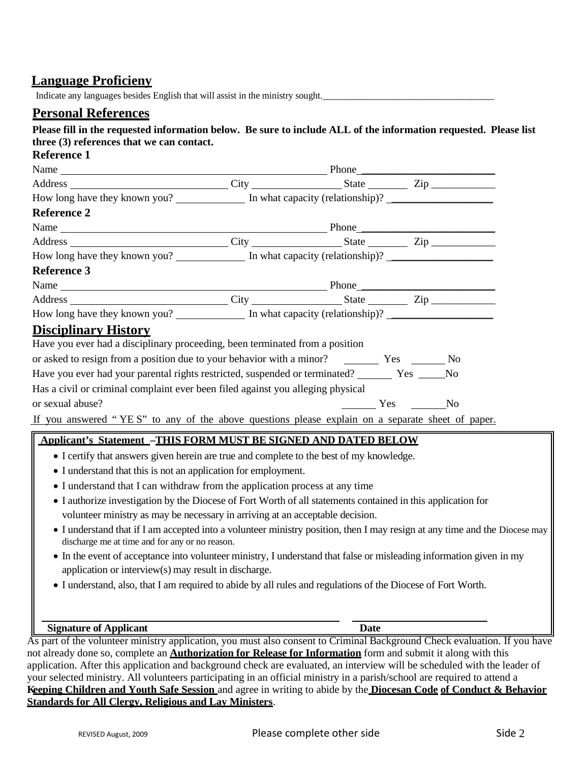## Language Proficieny

Indicate any languages besides English that will assist in the ministry sought.______________________________________

## Personal References

**Please fill in the requested information below. Be sure to include ALL of the information requested. Please list three (3) references that we can contact.**

**Reference 1**

Name ______________________________________________ Phone________________________

Address ____________________________ City ________________ State _______ Zip ____________

How long have they known you? ____________ In what capacity (relationship)? ___________________

**Reference 2**

Name ______________________________________________ Phone________________________

Address ____________________________ City ________________ State _______ Zip ____________

How long have they known you? ____________ In what capacity (relationship)? ___________________

**Reference 3**

Name ______________________________________________ Phone________________________

Address ____________________________ City ________________ State _______ Zip ____________

How long have they known you? ____________ In what capacity (relationship)? ___________________

## Disciplinary History

Have you ever had a disciplinary proceeding, been terminated from a position or asked to resign from a position due to your behavior with a minor? ______ Yes ______ No

Have you ever had your parental rights restricted, suspended or terminated? ______ Yes _____No

Has a civil or criminal complaint ever been filed against you alleging physical or sexual abuse? ______ Yes ______No

If you answered " YE S" to any of the above questions please explain on a separate sheet of paper.

**Applicant's Statement –THIS FORM MUST BE SIGNED AND DATED BELOW**

- I certify that answers given herein are true and complete to the best of my knowledge.
- I understand that this is not an application for employment.
- I understand that I can withdraw from the application process at any time
- I authorize investigation by the Diocese of Fort Worth of all statements contained in this application for volunteer ministry as may be necessary in arriving at an acceptable decision.
- I understand that if I am accepted into a volunteer ministry position, then I may resign at any time and the Diocese may discharge me at time and for any or no reason.
- In the event of acceptance into volunteer ministry, I understand that false or misleading information given in my application or interview(s) may result in discharge.
- I understand, also, that I am required to abide by all rules and regulations of the Diocese of Fort Worth.

______________________________________________ ________________________

**Signature of Applicant** **Date**

As part of the volunteer ministry application, you must also consent to Criminal Background Check evaluation. If you have not already done so, complete an **Authorization for Release for Information** form and submit it along with this application. After this application and background check are evaluated, an interview will be scheduled with the leader of your selected ministry. All volunteers participating in an official ministry in a parish/school are required to attend a **Keeping Children and Youth Safe Session** and agree in writing to abide by the **Diocesan Code of Conduct & Behavior Standards for All Clergy, Religious and Lay Ministers**.

REVISED August, 2009 Please complete other side Side 2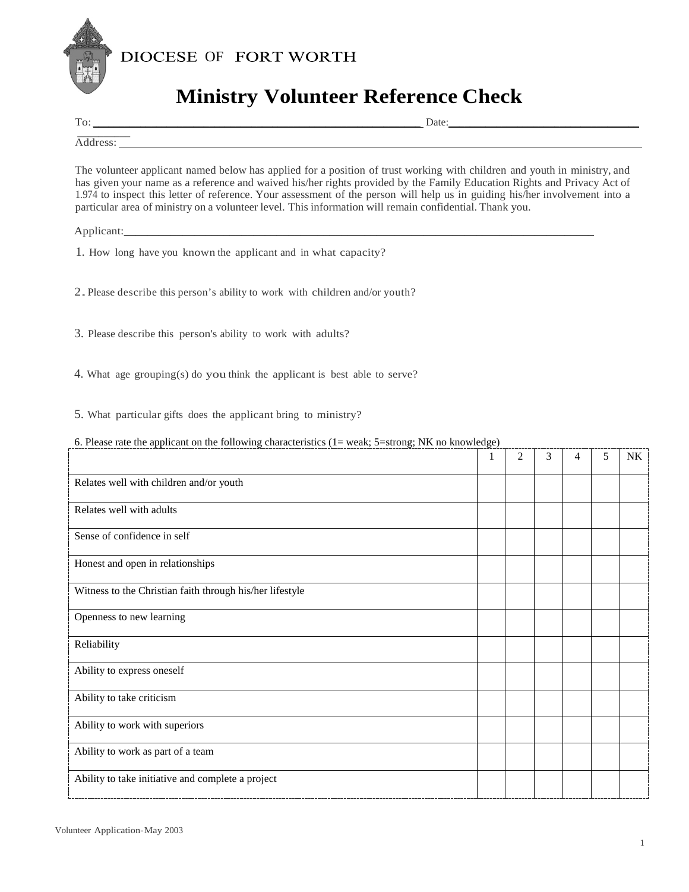DIOCESE OF FORT WORTH

# Ministry Volunteer Reference Check

To: ____________________________________________ Date: ____________________________

Address: ________________________________________________________________________________

The volunteer applicant named below has applied for a position of trust working with children and youth in ministry, and has given your name as a reference and waived his/her rights provided by the Family Education Rights and Privacy Act of 1.974 to inspect this letter of reference. Your assessment of the person will help us in guiding his/her involvement into a particular area of ministry on a volunteer level. This information will remain confidential. Thank you.

Applicant: ________________________________________________________________

1. How long have you known the applicant and in what capacity?

2. Please describe this person's ability to work with children and/or youth?

3. Please describe this person's ability to work with adults?

4. What age grouping(s) do you think the applicant is best able to serve?

5. What particular gifts does the applicant bring to ministry?

6. Please rate the applicant on the following characteristics (1= weak; 5=strong; NK no knowledge)

| | 1 | 2 | 3 | 4 | 5 | NK |
|---|---|---|---|---|---|---|
| Relates well with children and/or youth | | | | | | |
| Relates well with adults | | | | | | |
| Sense of confidence in self | | | | | | |
| Honest and open in relationships | | | | | | |
| Witness to the Christian faith through his/her lifestyle | | | | | | |
| Openness to new learning | | | | | | |
| Reliability | | | | | | |
| Ability to express oneself | | | | | | |
| Ability to take criticism | | | | | | |
| Ability to work with superiors | | | | | | |
| Ability to work as part of a team | | | | | | |
| Ability to take initiative and complete a project | | | | | | |

Volunteer Application-May 2003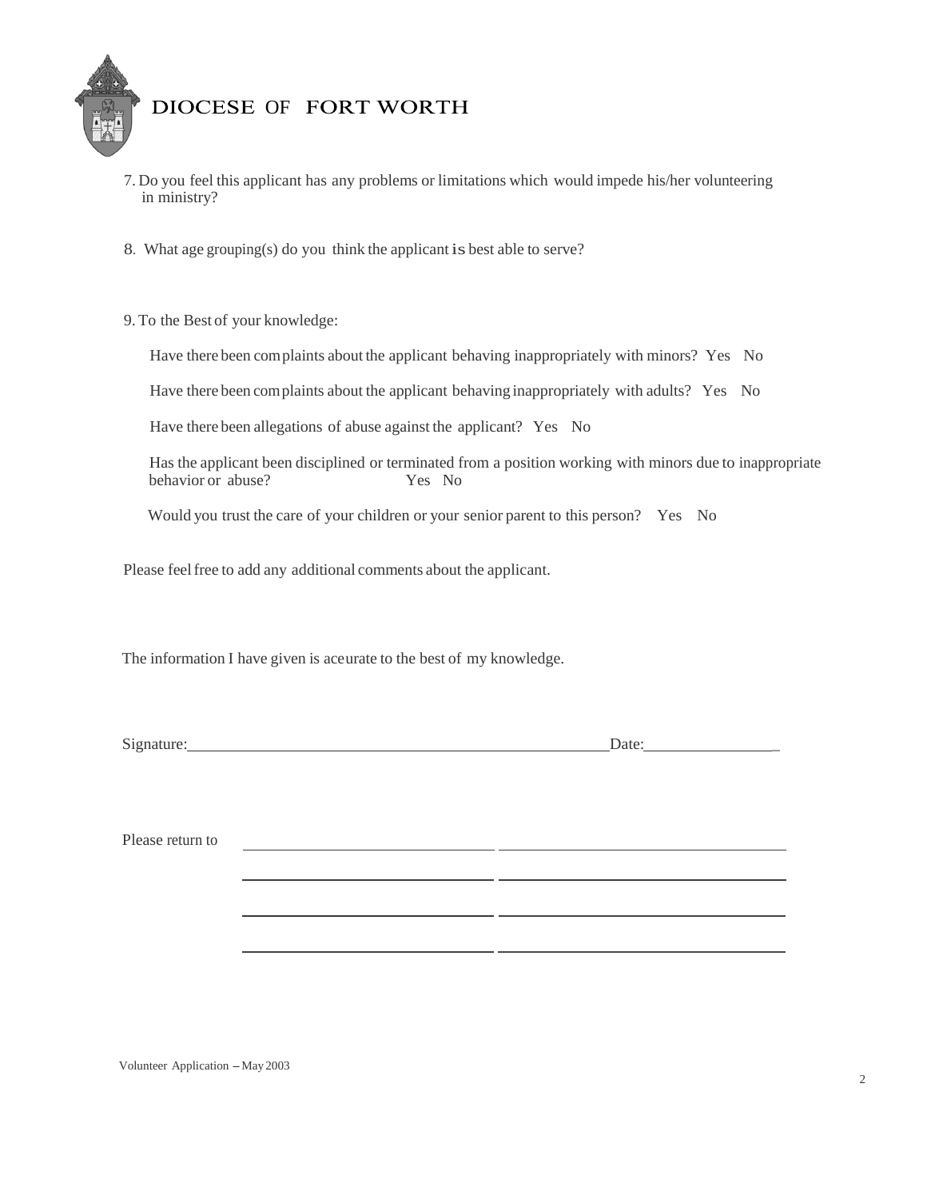# DIOCESE OF FORT WORTH

7. Do you feel this applicant has any problems or limitations which would impede his/her volunteering in ministry?

8. What age grouping(s) do you think the applicant is best able to serve?

9. To the Best of your knowledge:

   Have there been complaints about the applicant behaving inappropriately with minors? Yes No

   Have there been complaints about the applicant behaving inappropriately with adults? Yes No

   Have there been allegations of abuse against the applicant? Yes No

   Has the applicant been disciplined or terminated from a position working with minors due to inappropriate behavior or abuse? Yes No

   Would you trust the care of your children or your senior parent to this person? Yes No

Please feel free to add any additional comments about the applicant.

The information I have given is aceurate to the best of my knowledge.

Signature:_______________________________________________________Date:_________________

Please return to ______________________________ ______________________________

______________________________ ______________________________

______________________________ ______________________________

______________________________ ______________________________

Volunteer Application – May 2003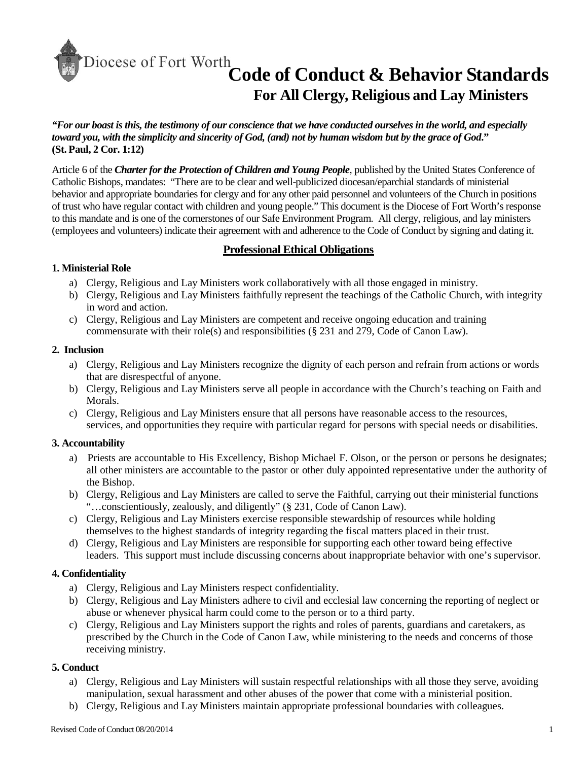Diocese of Fort Worth

# Code of Conduct & Behavior Standards

## For All Clergy, Religious and Lay Ministers

***"For our boast is this, the testimony of our conscience that we have conducted ourselves in the world, and especially toward you, with the simplicity and sincerity of God, (and) not by human wisdom but by the grace of God."***
**(St. Paul, 2 Cor. 1:12)**

Article 6 of the ***Charter for the Protection of Children and Young People***, published by the United States Conference of Catholic Bishops, mandates: "There are to be clear and well-publicized diocesan/eparchial standards of ministerial behavior and appropriate boundaries for clergy and for any other paid personnel and volunteers of the Church in positions of trust who have regular contact with children and young people." This document is the Diocese of Fort Worth's response to this mandate and is one of the cornerstones of our Safe Environment Program. All clergy, religious, and lay ministers (employees and volunteers) indicate their agreement with and adherence to the Code of Conduct by signing and dating it.

### Professional Ethical Obligations

**1. Ministerial Role**

a) Clergy, Religious and Lay Ministers work collaboratively with all those engaged in ministry.
b) Clergy, Religious and Lay Ministers faithfully represent the teachings of the Catholic Church, with integrity in word and action.
c) Clergy, Religious and Lay Ministers are competent and receive ongoing education and training commensurate with their role(s) and responsibilities (§ 231 and 279, Code of Canon Law).

**2. Inclusion**

a) Clergy, Religious and Lay Ministers recognize the dignity of each person and refrain from actions or words that are disrespectful of anyone.
b) Clergy, Religious and Lay Ministers serve all people in accordance with the Church's teaching on Faith and Morals.
c) Clergy, Religious and Lay Ministers ensure that all persons have reasonable access to the resources, services, and opportunities they require with particular regard for persons with special needs or disabilities.

**3. Accountability**

a) Priests are accountable to His Excellency, Bishop Michael F. Olson, or the person or persons he designates; all other ministers are accountable to the pastor or other duly appointed representative under the authority of the Bishop.
b) Clergy, Religious and Lay Ministers are called to serve the Faithful, carrying out their ministerial functions "…conscientiously, zealously, and diligently" (§ 231, Code of Canon Law).
c) Clergy, Religious and Lay Ministers exercise responsible stewardship of resources while holding themselves to the highest standards of integrity regarding the fiscal matters placed in their trust.
d) Clergy, Religious and Lay Ministers are responsible for supporting each other toward being effective leaders. This support must include discussing concerns about inappropriate behavior with one's supervisor.

**4. Confidentiality**

a) Clergy, Religious and Lay Ministers respect confidentiality.
b) Clergy, Religious and Lay Ministers adhere to civil and ecclesial law concerning the reporting of neglect or abuse or whenever physical harm could come to the person or to a third party.
c) Clergy, Religious and Lay Ministers support the rights and roles of parents, guardians and caretakers, as prescribed by the Church in the Code of Canon Law, while ministering to the needs and concerns of those receiving ministry.

**5. Conduct**

a) Clergy, Religious and Lay Ministers will sustain respectful relationships with all those they serve, avoiding manipulation, sexual harassment and other abuses of the power that come with a ministerial position.
b) Clergy, Religious and Lay Ministers maintain appropriate professional boundaries with colleagues.

Revised Code of Conduct 08/20/2014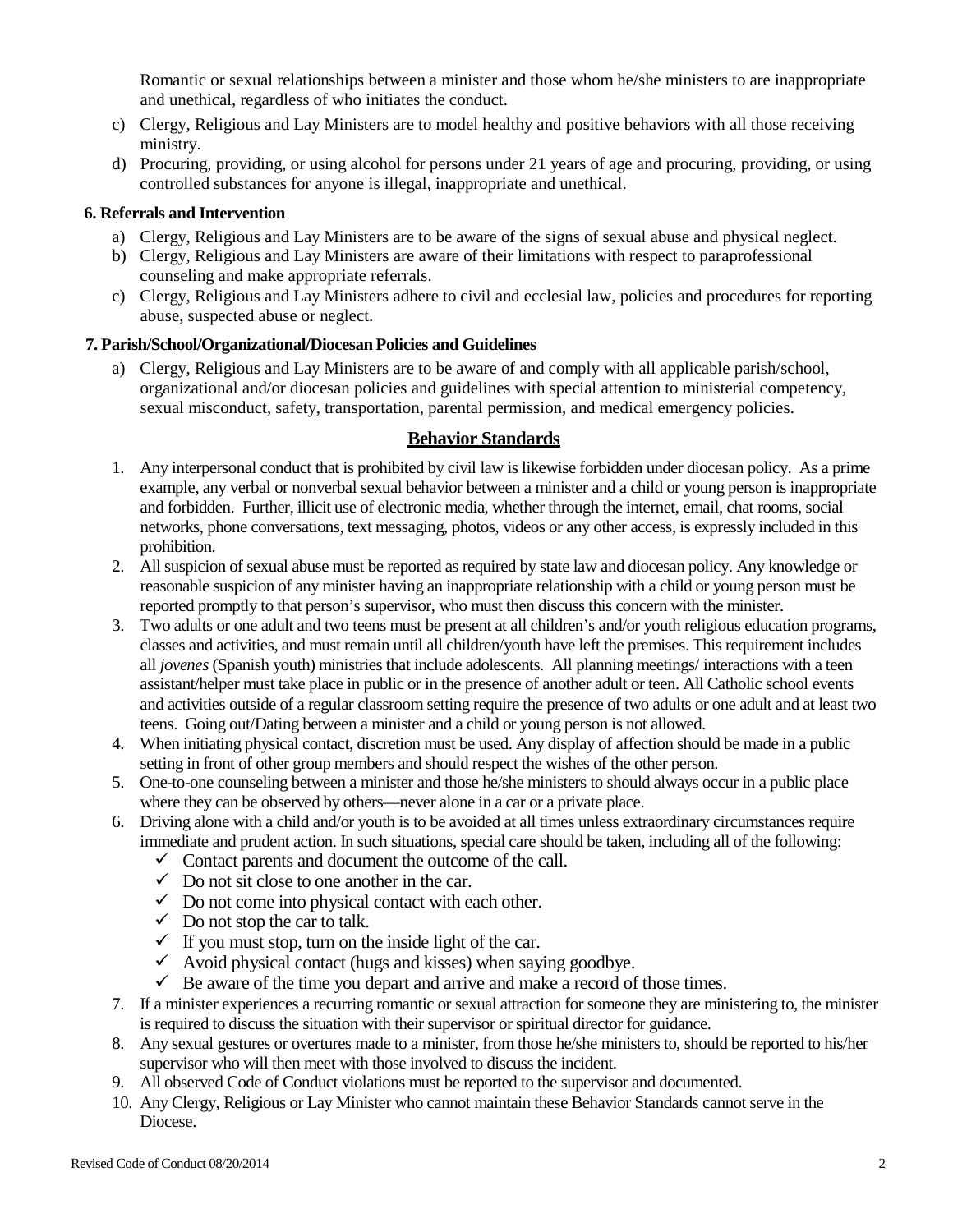Romantic or sexual relationships between a minister and those whom he/she ministers to are inappropriate and unethical, regardless of who initiates the conduct.

c) Clergy, Religious and Lay Ministers are to model healthy and positive behaviors with all those receiving ministry.
d) Procuring, providing, or using alcohol for persons under 21 years of age and procuring, providing, or using controlled substances for anyone is illegal, inappropriate and unethical.

**6. Referrals and Intervention**

a) Clergy, Religious and Lay Ministers are to be aware of the signs of sexual abuse and physical neglect.
b) Clergy, Religious and Lay Ministers are aware of their limitations with respect to paraprofessional counseling and make appropriate referrals.
c) Clergy, Religious and Lay Ministers adhere to civil and ecclesial law, policies and procedures for reporting abuse, suspected abuse or neglect.

**7. Parish/School/Organizational/Diocesan Policies and Guidelines**

a) Clergy, Religious and Lay Ministers are to be aware of and comply with all applicable parish/school, organizational and/or diocesan policies and guidelines with special attention to ministerial competency, sexual misconduct, safety, transportation, parental permission, and medical emergency policies.

## Behavior Standards

1. Any interpersonal conduct that is prohibited by civil law is likewise forbidden under diocesan policy. As a prime example, any verbal or nonverbal sexual behavior between a minister and a child or young person is inappropriate and forbidden. Further, illicit use of electronic media, whether through the internet, email, chat rooms, social networks, phone conversations, text messaging, photos, videos or any other access, is expressly included in this prohibition.
2. All suspicion of sexual abuse must be reported as required by state law and diocesan policy. Any knowledge or reasonable suspicion of any minister having an inappropriate relationship with a child or young person must be reported promptly to that person's supervisor, who must then discuss this concern with the minister.
3. Two adults or one adult and two teens must be present at all children's and/or youth religious education programs, classes and activities, and must remain until all children/youth have left the premises. This requirement includes all *jovenes* (Spanish youth) ministries that include adolescents. All planning meetings/ interactions with a teen assistant/helper must take place in public or in the presence of another adult or teen. All Catholic school events and activities outside of a regular classroom setting require the presence of two adults or one adult and at least two teens. Going out/Dating between a minister and a child or young person is not allowed.
4. When initiating physical contact, discretion must be used. Any display of affection should be made in a public setting in front of other group members and should respect the wishes of the other person.
5. One-to-one counseling between a minister and those he/she ministers to should always occur in a public place where they can be observed by others—never alone in a car or a private place.
6. Driving alone with a child and/or youth is to be avoided at all times unless extraordinary circumstances require immediate and prudent action. In such situations, special care should be taken, including all of the following:
   - ✓ Contact parents and document the outcome of the call.
   - ✓ Do not sit close to one another in the car.
   - ✓ Do not come into physical contact with each other.
   - ✓ Do not stop the car to talk.
   - ✓ If you must stop, turn on the inside light of the car.
   - ✓ Avoid physical contact (hugs and kisses) when saying goodbye.
   - ✓ Be aware of the time you depart and arrive and make a record of those times.
7. If a minister experiences a recurring romantic or sexual attraction for someone they are ministering to, the minister is required to discuss the situation with their supervisor or spiritual director for guidance.
8. Any sexual gestures or overtures made to a minister, from those he/she ministers to, should be reported to his/her supervisor who will then meet with those involved to discuss the incident.
9. All observed Code of Conduct violations must be reported to the supervisor and documented.
10. Any Clergy, Religious or Lay Minister who cannot maintain these Behavior Standards cannot serve in the Diocese.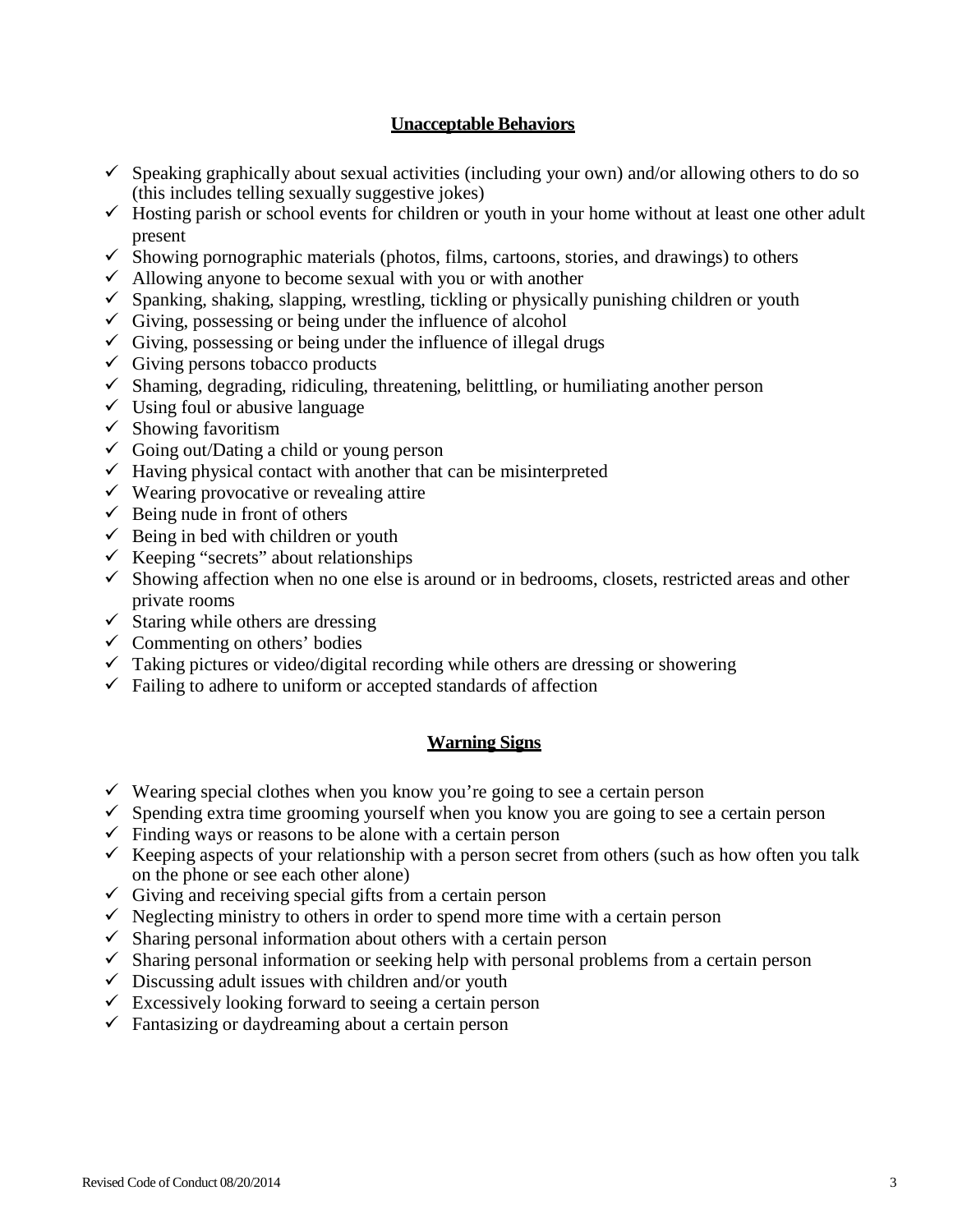## Unacceptable Behaviors

- ✓ Speaking graphically about sexual activities (including your own) and/or allowing others to do so (this includes telling sexually suggestive jokes)
- ✓ Hosting parish or school events for children or youth in your home without at least one other adult present
- ✓ Showing pornographic materials (photos, films, cartoons, stories, and drawings) to others
- ✓ Allowing anyone to become sexual with you or with another
- ✓ Spanking, shaking, slapping, wrestling, tickling or physically punishing children or youth
- ✓ Giving, possessing or being under the influence of alcohol
- ✓ Giving, possessing or being under the influence of illegal drugs
- ✓ Giving persons tobacco products
- ✓ Shaming, degrading, ridiculing, threatening, belittling, or humiliating another person
- ✓ Using foul or abusive language
- ✓ Showing favoritism
- ✓ Going out/Dating a child or young person
- ✓ Having physical contact with another that can be misinterpreted
- ✓ Wearing provocative or revealing attire
- ✓ Being nude in front of others
- ✓ Being in bed with children or youth
- ✓ Keeping "secrets" about relationships
- ✓ Showing affection when no one else is around or in bedrooms, closets, restricted areas and other private rooms
- ✓ Staring while others are dressing
- ✓ Commenting on others' bodies
- ✓ Taking pictures or video/digital recording while others are dressing or showering
- ✓ Failing to adhere to uniform or accepted standards of affection

## Warning Signs

- ✓ Wearing special clothes when you know you're going to see a certain person
- ✓ Spending extra time grooming yourself when you know you are going to see a certain person
- ✓ Finding ways or reasons to be alone with a certain person
- ✓ Keeping aspects of your relationship with a person secret from others (such as how often you talk on the phone or see each other alone)
- ✓ Giving and receiving special gifts from a certain person
- ✓ Neglecting ministry to others in order to spend more time with a certain person
- ✓ Sharing personal information about others with a certain person
- ✓ Sharing personal information or seeking help with personal problems from a certain person
- ✓ Discussing adult issues with children and/or youth
- ✓ Excessively looking forward to seeing a certain person
- ✓ Fantasizing or daydreaming about a certain person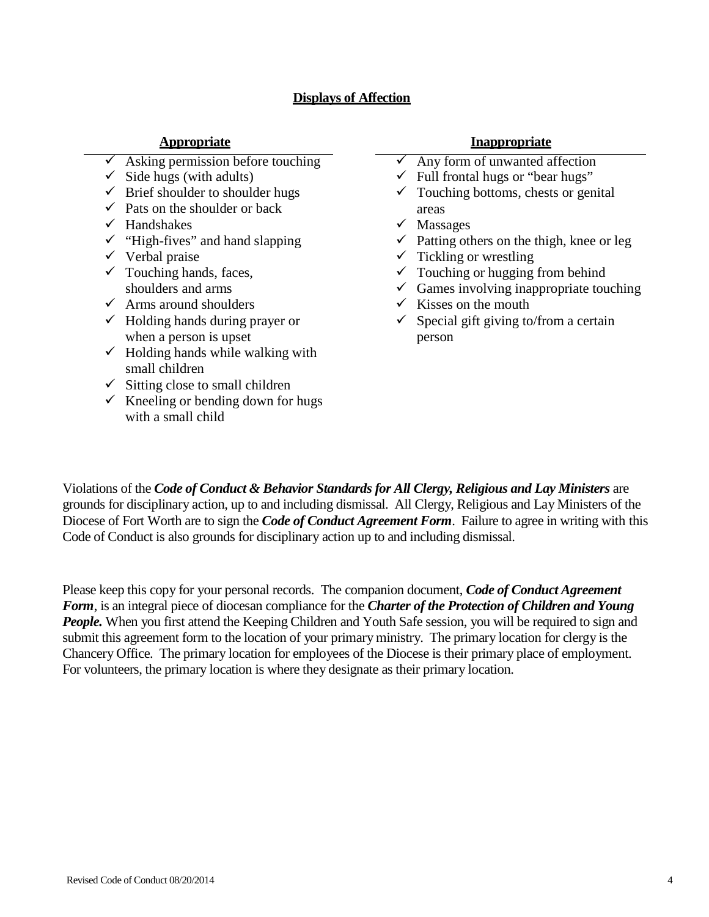## Displays of Affection

**Appropriate**

- Asking permission before touching
- Side hugs (with adults)
- Brief shoulder to shoulder hugs
- Pats on the shoulder or back
- Handshakes
- "High-fives" and hand slapping
- Verbal praise
- Touching hands, faces, shoulders and arms
- Arms around shoulders
- Holding hands during prayer or when a person is upset
- Holding hands while walking with small children
- Sitting close to small children
- Kneeling or bending down for hugs with a small child

**Inappropriate**

- Any form of unwanted affection
- Full frontal hugs or "bear hugs"
- Touching bottoms, chests or genital areas
- Massages
- Patting others on the thigh, knee or leg
- Tickling or wrestling
- Touching or hugging from behind
- Games involving inappropriate touching
- Kisses on the mouth
- Special gift giving to/from a certain person

Violations of the ***Code of Conduct & Behavior Standards for All Clergy, Religious and Lay Ministers*** are grounds for disciplinary action, up to and including dismissal. All Clergy, Religious and Lay Ministers of the Diocese of Fort Worth are to sign the ***Code of Conduct Agreement Form***. Failure to agree in writing with this Code of Conduct is also grounds for disciplinary action up to and including dismissal.

Please keep this copy for your personal records. The companion document, ***Code of Conduct Agreement Form***, is an integral piece of diocesan compliance for the ***Charter of the Protection of Children and Young People.*** When you first attend the Keeping Children and Youth Safe session, you will be required to sign and submit this agreement form to the location of your primary ministry. The primary location for clergy is the Chancery Office. The primary location for employees of the Diocese is their primary place of employment. For volunteers, the primary location is where they designate as their primary location.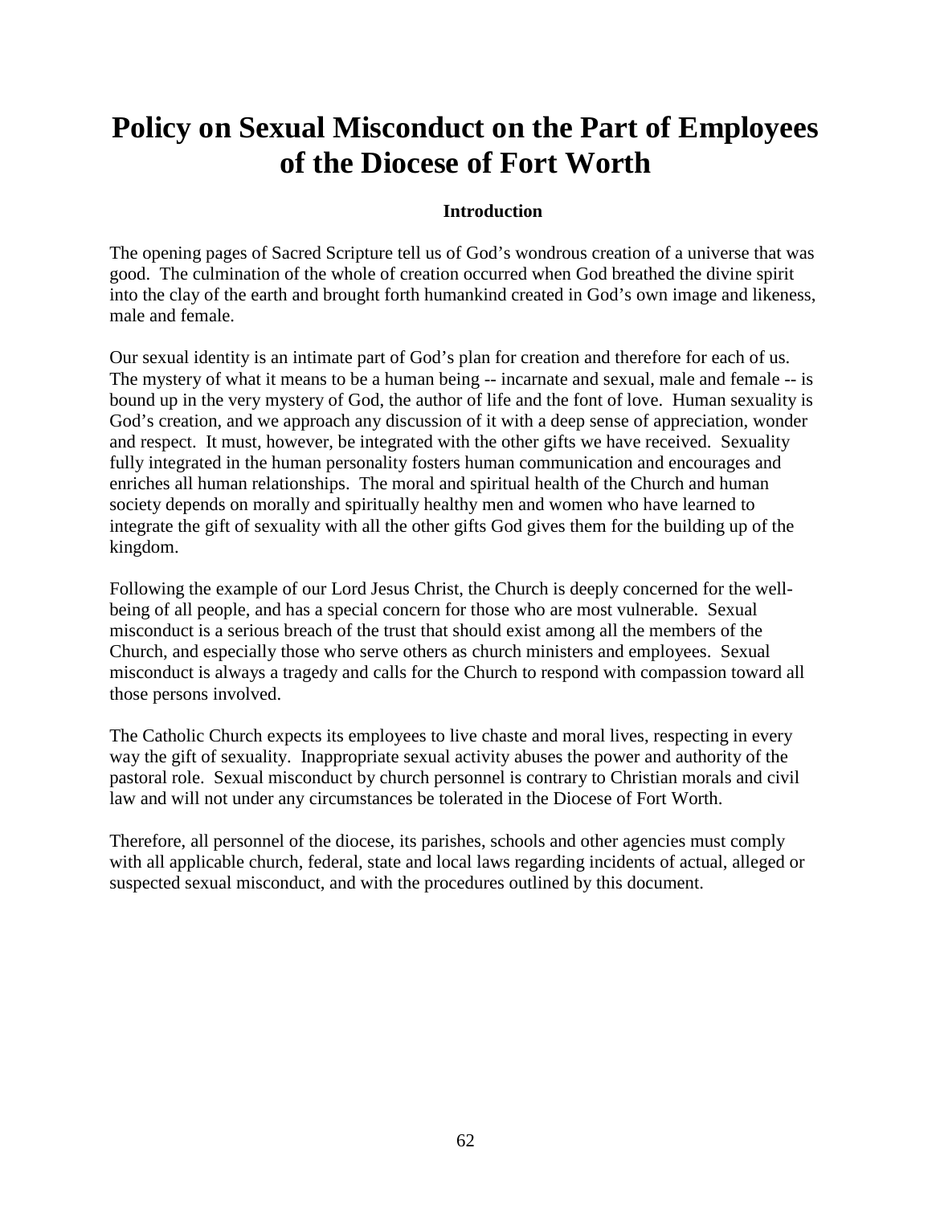# Policy on Sexual Misconduct on the Part of Employees of the Diocese of Fort Worth

### Introduction

The opening pages of Sacred Scripture tell us of God's wondrous creation of a universe that was good. The culmination of the whole of creation occurred when God breathed the divine spirit into the clay of the earth and brought forth humankind created in God's own image and likeness, male and female.

Our sexual identity is an intimate part of God's plan for creation and therefore for each of us. The mystery of what it means to be a human being -- incarnate and sexual, male and female -- is bound up in the very mystery of God, the author of life and the font of love. Human sexuality is God's creation, and we approach any discussion of it with a deep sense of appreciation, wonder and respect. It must, however, be integrated with the other gifts we have received. Sexuality fully integrated in the human personality fosters human communication and encourages and enriches all human relationships. The moral and spiritual health of the Church and human society depends on morally and spiritually healthy men and women who have learned to integrate the gift of sexuality with all the other gifts God gives them for the building up of the kingdom.

Following the example of our Lord Jesus Christ, the Church is deeply concerned for the well-being of all people, and has a special concern for those who are most vulnerable. Sexual misconduct is a serious breach of the trust that should exist among all the members of the Church, and especially those who serve others as church ministers and employees. Sexual misconduct is always a tragedy and calls for the Church to respond with compassion toward all those persons involved.

The Catholic Church expects its employees to live chaste and moral lives, respecting in every way the gift of sexuality. Inappropriate sexual activity abuses the power and authority of the pastoral role. Sexual misconduct by church personnel is contrary to Christian morals and civil law and will not under any circumstances be tolerated in the Diocese of Fort Worth.

Therefore, all personnel of the diocese, its parishes, schools and other agencies must comply with all applicable church, federal, state and local laws regarding incidents of actual, alleged or suspected sexual misconduct, and with the procedures outlined by this document.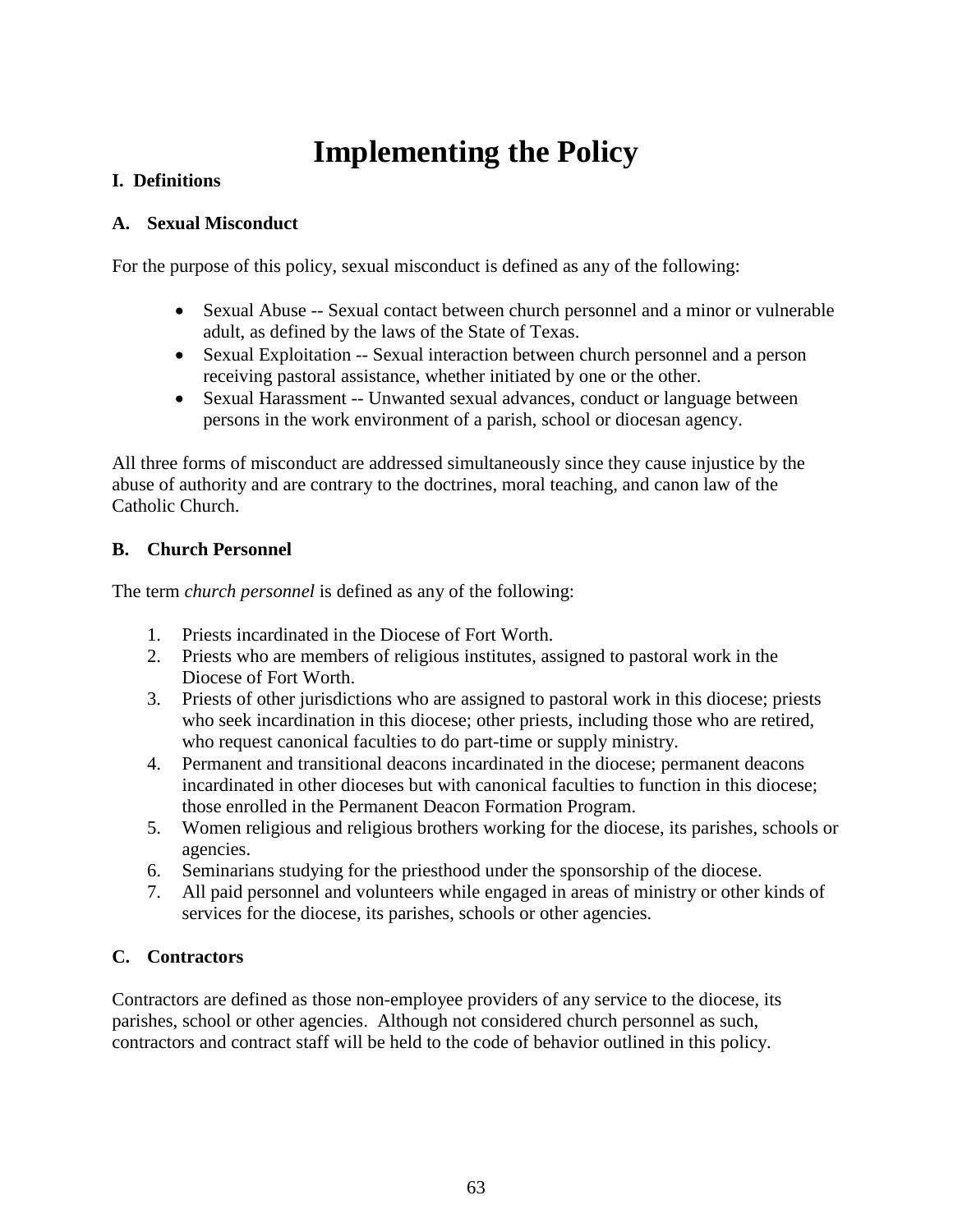# Implementing the Policy

**I. Definitions**

**A. Sexual Misconduct**

For the purpose of this policy, sexual misconduct is defined as any of the following:

- Sexual Abuse -- Sexual contact between church personnel and a minor or vulnerable adult, as defined by the laws of the State of Texas.
- Sexual Exploitation -- Sexual interaction between church personnel and a person receiving pastoral assistance, whether initiated by one or the other.
- Sexual Harassment -- Unwanted sexual advances, conduct or language between persons in the work environment of a parish, school or diocesan agency.

All three forms of misconduct are addressed simultaneously since they cause injustice by the abuse of authority and are contrary to the doctrines, moral teaching, and canon law of the Catholic Church.

**B. Church Personnel**

The term *church personnel* is defined as any of the following:

1. Priests incardinated in the Diocese of Fort Worth.
2. Priests who are members of religious institutes, assigned to pastoral work in the Diocese of Fort Worth.
3. Priests of other jurisdictions who are assigned to pastoral work in this diocese; priests who seek incardination in this diocese; other priests, including those who are retired, who request canonical faculties to do part-time or supply ministry.
4. Permanent and transitional deacons incardinated in the diocese; permanent deacons incardinated in other dioceses but with canonical faculties to function in this diocese; those enrolled in the Permanent Deacon Formation Program.
5. Women religious and religious brothers working for the diocese, its parishes, schools or agencies.
6. Seminarians studying for the priesthood under the sponsorship of the diocese.
7. All paid personnel and volunteers while engaged in areas of ministry or other kinds of services for the diocese, its parishes, schools or other agencies.

**C. Contractors**

Contractors are defined as those non-employee providers of any service to the diocese, its parishes, school or other agencies. Although not considered church personnel as such, contractors and contract staff will be held to the code of behavior outlined in this policy.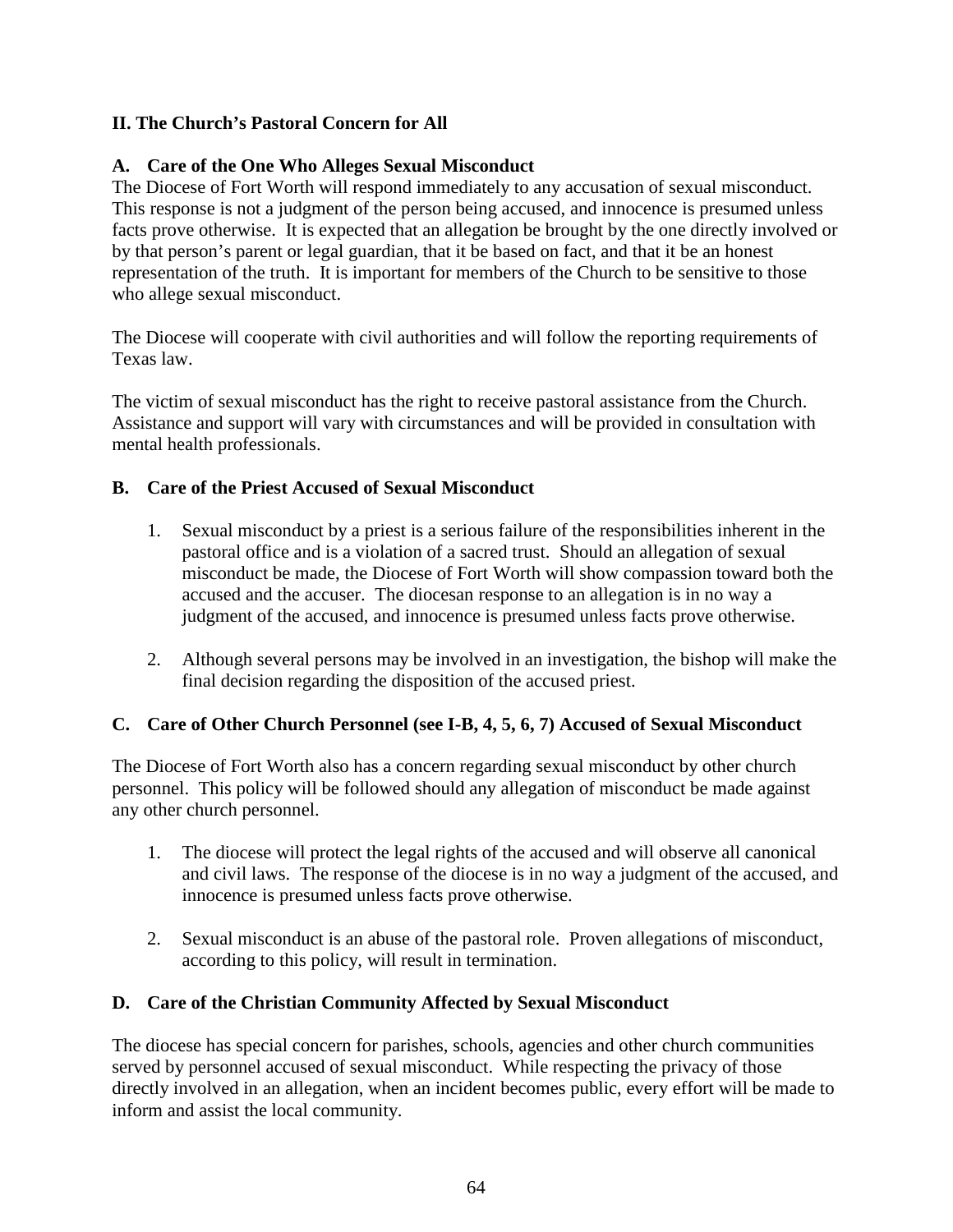## II. The Church's Pastoral Concern for All

### A. Care of the One Who Alleges Sexual Misconduct

The Diocese of Fort Worth will respond immediately to any accusation of sexual misconduct. This response is not a judgment of the person being accused, and innocence is presumed unless facts prove otherwise. It is expected that an allegation be brought by the one directly involved or by that person's parent or legal guardian, that it be based on fact, and that it be an honest representation of the truth. It is important for members of the Church to be sensitive to those who allege sexual misconduct.

The Diocese will cooperate with civil authorities and will follow the reporting requirements of Texas law.

The victim of sexual misconduct has the right to receive pastoral assistance from the Church. Assistance and support will vary with circumstances and will be provided in consultation with mental health professionals.

### B. Care of the Priest Accused of Sexual Misconduct

1. Sexual misconduct by a priest is a serious failure of the responsibilities inherent in the pastoral office and is a violation of a sacred trust. Should an allegation of sexual misconduct be made, the Diocese of Fort Worth will show compassion toward both the accused and the accuser. The diocesan response to an allegation is in no way a judgment of the accused, and innocence is presumed unless facts prove otherwise.

2. Although several persons may be involved in an investigation, the bishop will make the final decision regarding the disposition of the accused priest.

### C. Care of Other Church Personnel (see I-B, 4, 5, 6, 7) Accused of Sexual Misconduct

The Diocese of Fort Worth also has a concern regarding sexual misconduct by other church personnel. This policy will be followed should any allegation of misconduct be made against any other church personnel.

1. The diocese will protect the legal rights of the accused and will observe all canonical and civil laws. The response of the diocese is in no way a judgment of the accused, and innocence is presumed unless facts prove otherwise.

2. Sexual misconduct is an abuse of the pastoral role. Proven allegations of misconduct, according to this policy, will result in termination.

### D. Care of the Christian Community Affected by Sexual Misconduct

The diocese has special concern for parishes, schools, agencies and other church communities served by personnel accused of sexual misconduct. While respecting the privacy of those directly involved in an allegation, when an incident becomes public, every effort will be made to inform and assist the local community.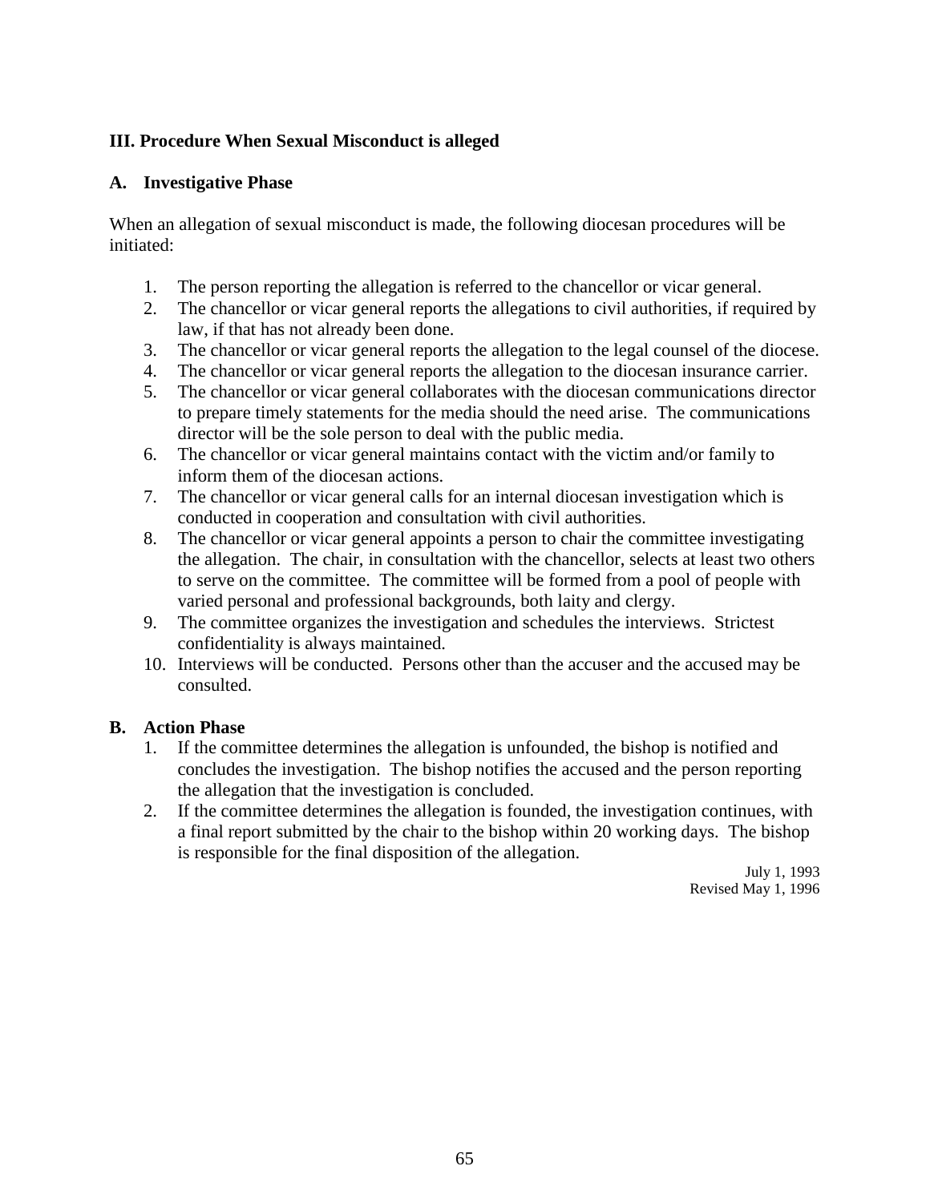## III. Procedure When Sexual Misconduct is alleged

### A. Investigative Phase

When an allegation of sexual misconduct is made, the following diocesan procedures will be initiated:

1. The person reporting the allegation is referred to the chancellor or vicar general.
2. The chancellor or vicar general reports the allegations to civil authorities, if required by law, if that has not already been done.
3. The chancellor or vicar general reports the allegation to the legal counsel of the diocese.
4. The chancellor or vicar general reports the allegation to the diocesan insurance carrier.
5. The chancellor or vicar general collaborates with the diocesan communications director to prepare timely statements for the media should the need arise. The communications director will be the sole person to deal with the public media.
6. The chancellor or vicar general maintains contact with the victim and/or family to inform them of the diocesan actions.
7. The chancellor or vicar general calls for an internal diocesan investigation which is conducted in cooperation and consultation with civil authorities.
8. The chancellor or vicar general appoints a person to chair the committee investigating the allegation. The chair, in consultation with the chancellor, selects at least two others to serve on the committee. The committee will be formed from a pool of people with varied personal and professional backgrounds, both laity and clergy.
9. The committee organizes the investigation and schedules the interviews. Strictest confidentiality is always maintained.
10. Interviews will be conducted. Persons other than the accuser and the accused may be consulted.

### B. Action Phase

1. If the committee determines the allegation is unfounded, the bishop is notified and concludes the investigation. The bishop notifies the accused and the person reporting the allegation that the investigation is concluded.
2. If the committee determines the allegation is founded, the investigation continues, with a final report submitted by the chair to the bishop within 20 working days. The bishop is responsible for the final disposition of the allegation.

July 1, 1993
Revised May 1, 1996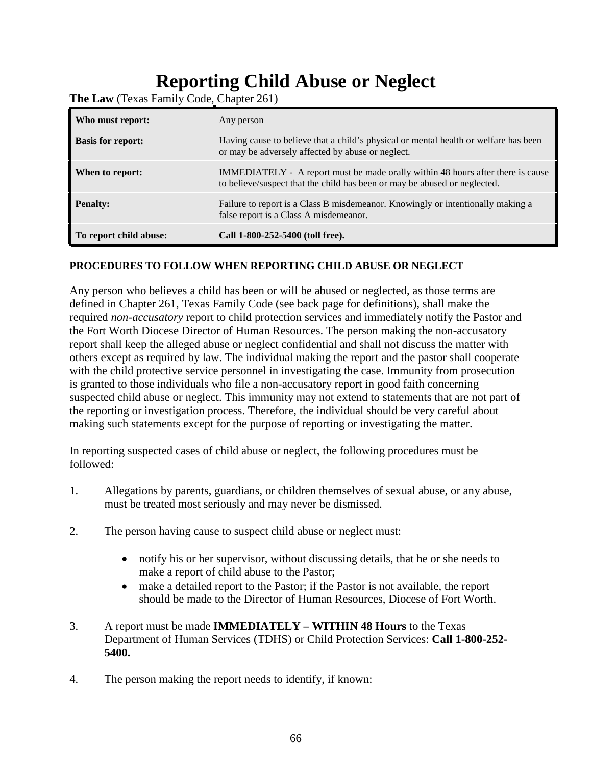# Reporting Child Abuse or Neglect

**The Law** (Texas Family Code, Chapter 261)

| | |
|---|---|
| **Who must report:** | Any person |
| **Basis for report:** | Having cause to believe that a child's physical or mental health or welfare has been or may be adversely affected by abuse or neglect. |
| **When to report:** | IMMEDIATELY - A report must be made orally within 48 hours after there is cause to believe/suspect that the child has been or may be abused or neglected. |
| **Penalty:** | Failure to report is a Class B misdemeanor. Knowingly or intentionally making a false report is a Class A misdemeanor. |
| **To report child abuse:** | **Call 1-800-252-5400 (toll free).** |

**PROCEDURES TO FOLLOW WHEN REPORTING CHILD ABUSE OR NEGLECT**

Any person who believes a child has been or will be abused or neglected, as those terms are defined in Chapter 261, Texas Family Code (see back page for definitions), shall make the required *non-accusatory* report to child protection services and immediately notify the Pastor and the Fort Worth Diocese Director of Human Resources. The person making the non-accusatory report shall keep the alleged abuse or neglect confidential and shall not discuss the matter with others except as required by law. The individual making the report and the pastor shall cooperate with the child protective service personnel in investigating the case. Immunity from prosecution is granted to those individuals who file a non-accusatory report in good faith concerning suspected child abuse or neglect. This immunity may not extend to statements that are not part of the reporting or investigation process. Therefore, the individual should be very careful about making such statements except for the purpose of reporting or investigating the matter.

In reporting suspected cases of child abuse or neglect, the following procedures must be followed:

1. Allegations by parents, guardians, or children themselves of sexual abuse, or any abuse, must be treated most seriously and may never be dismissed.

2. The person having cause to suspect child abuse or neglect must:

   - notify his or her supervisor, without discussing details, that he or she needs to make a report of child abuse to the Pastor;
   - make a detailed report to the Pastor; if the Pastor is not available, the report should be made to the Director of Human Resources, Diocese of Fort Worth.

3. A report must be made **IMMEDIATELY – WITHIN 48 Hours** to the Texas Department of Human Services (TDHS) or Child Protection Services: **Call 1-800-252-5400.**

4. The person making the report needs to identify, if known: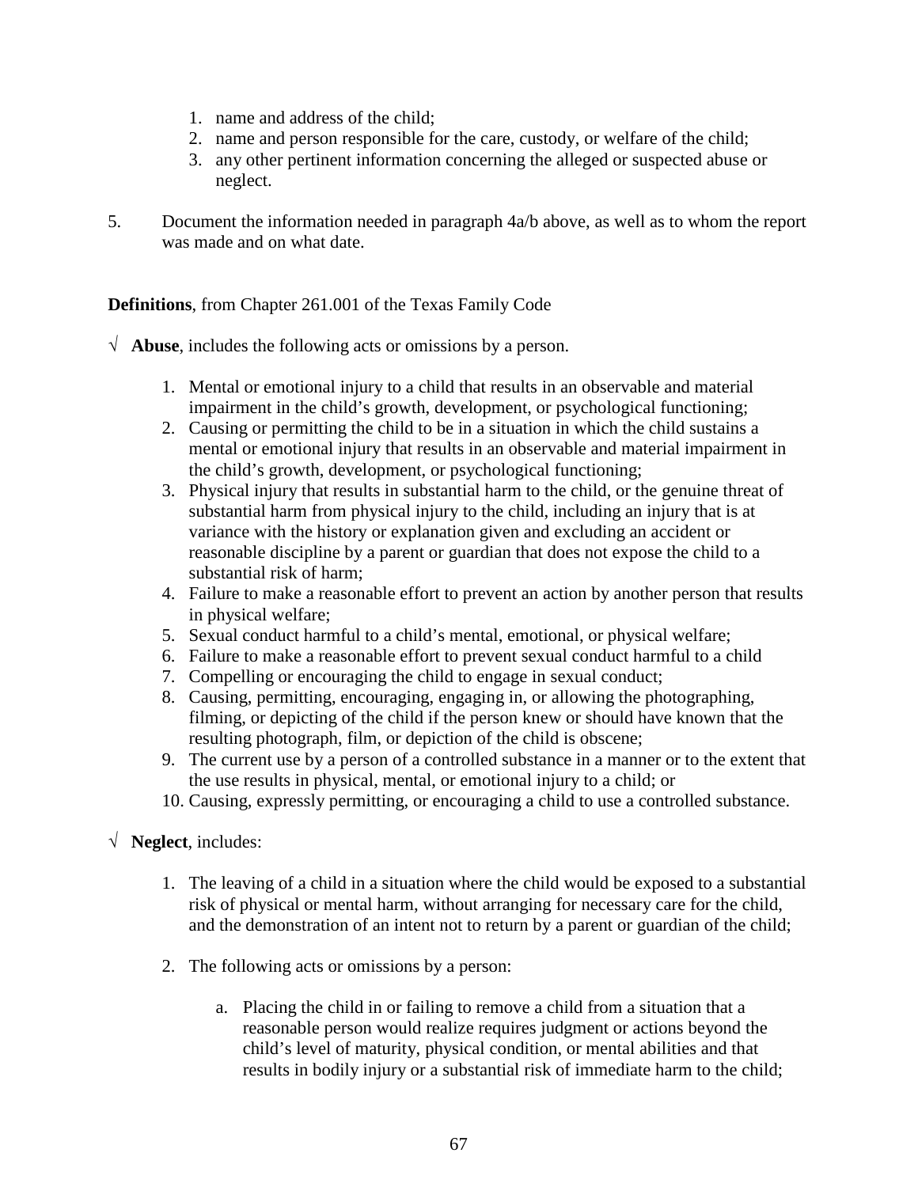1. name and address of the child;
2. name and person responsible for the care, custody, or welfare of the child;
3. any other pertinent information concerning the alleged or suspected abuse or neglect.

5. Document the information needed in paragraph 4a/b above, as well as to whom the report was made and on what date.

**Definitions**, from Chapter 261.001 of the Texas Family Code

√ **Abuse**, includes the following acts or omissions by a person.

1. Mental or emotional injury to a child that results in an observable and material impairment in the child's growth, development, or psychological functioning;
2. Causing or permitting the child to be in a situation in which the child sustains a mental or emotional injury that results in an observable and material impairment in the child's growth, development, or psychological functioning;
3. Physical injury that results in substantial harm to the child, or the genuine threat of substantial harm from physical injury to the child, including an injury that is at variance with the history or explanation given and excluding an accident or reasonable discipline by a parent or guardian that does not expose the child to a substantial risk of harm;
4. Failure to make a reasonable effort to prevent an action by another person that results in physical welfare;
5. Sexual conduct harmful to a child's mental, emotional, or physical welfare;
6. Failure to make a reasonable effort to prevent sexual conduct harmful to a child
7. Compelling or encouraging the child to engage in sexual conduct;
8. Causing, permitting, encouraging, engaging in, or allowing the photographing, filming, or depicting of the child if the person knew or should have known that the resulting photograph, film, or depiction of the child is obscene;
9. The current use by a person of a controlled substance in a manner or to the extent that the use results in physical, mental, or emotional injury to a child; or
10. Causing, expressly permitting, or encouraging a child to use a controlled substance.

√ **Neglect**, includes:

1. The leaving of a child in a situation where the child would be exposed to a substantial risk of physical or mental harm, without arranging for necessary care for the child, and the demonstration of an intent not to return by a parent or guardian of the child;

2. The following acts or omissions by a person:

   a. Placing the child in or failing to remove a child from a situation that a reasonable person would realize requires judgment or actions beyond the child's level of maturity, physical condition, or mental abilities and that results in bodily injury or a substantial risk of immediate harm to the child;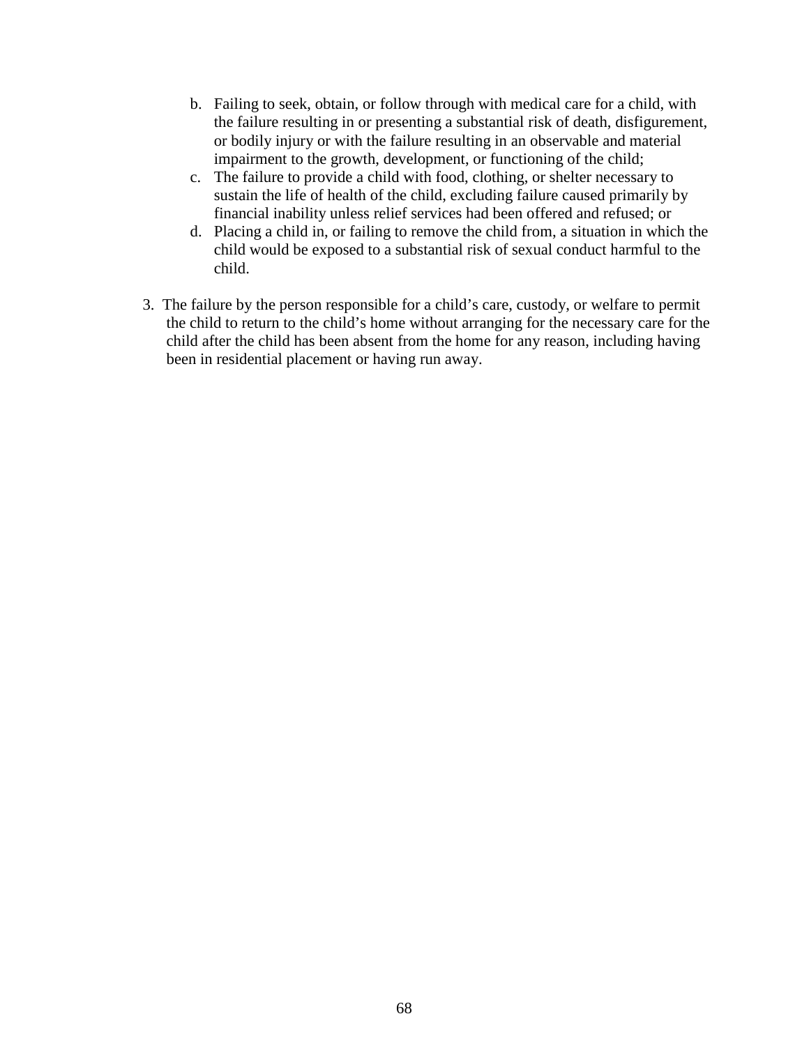b. Failing to seek, obtain, or follow through with medical care for a child, with the failure resulting in or presenting a substantial risk of death, disfigurement, or bodily injury or with the failure resulting in an observable and material impairment to the growth, development, or functioning of the child;
c. The failure to provide a child with food, clothing, or shelter necessary to sustain the life of health of the child, excluding failure caused primarily by financial inability unless relief services had been offered and refused; or
d. Placing a child in, or failing to remove the child from, a situation in which the child would be exposed to a substantial risk of sexual conduct harmful to the child.

3. The failure by the person responsible for a child's care, custody, or welfare to permit the child to return to the child's home without arranging for the necessary care for the child after the child has been absent from the home for any reason, including having been in residential placement or having run away.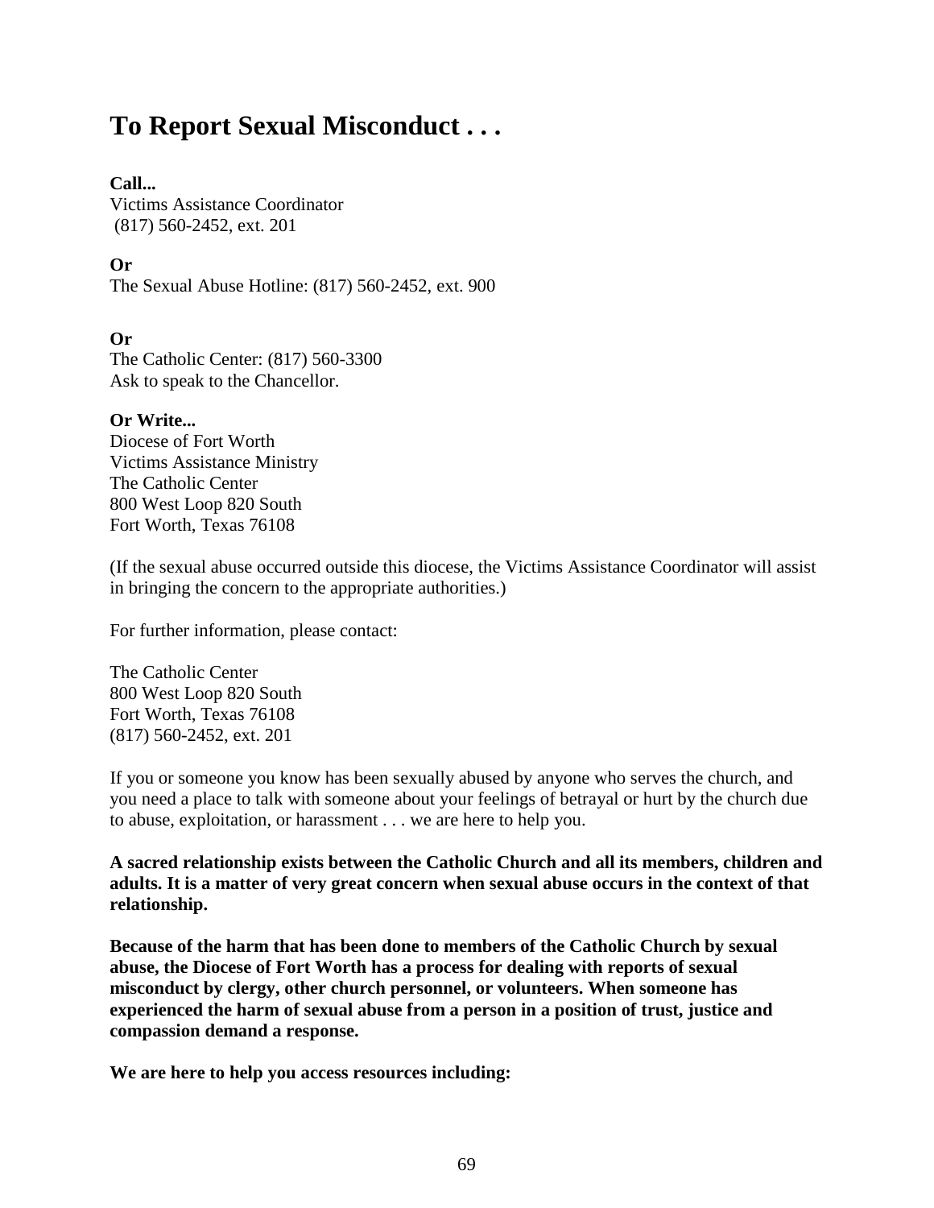# To Report Sexual Misconduct . . .

**Call...**
Victims Assistance Coordinator
(817) 560-2452, ext. 201

**Or**
The Sexual Abuse Hotline: (817) 560-2452, ext. 900

**Or**
The Catholic Center: (817) 560-3300
Ask to speak to the Chancellor.

**Or Write...**
Diocese of Fort Worth
Victims Assistance Ministry
The Catholic Center
800 West Loop 820 South
Fort Worth, Texas 76108

(If the sexual abuse occurred outside this diocese, the Victims Assistance Coordinator will assist in bringing the concern to the appropriate authorities.)

For further information, please contact:

The Catholic Center
800 West Loop 820 South
Fort Worth, Texas 76108
(817) 560-2452, ext. 201

If you or someone you know has been sexually abused by anyone who serves the church, and you need a place to talk with someone about your feelings of betrayal or hurt by the church due to abuse, exploitation, or harassment . . . we are here to help you.

**A sacred relationship exists between the Catholic Church and all its members, children and adults. It is a matter of very great concern when sexual abuse occurs in the context of that relationship.**

**Because of the harm that has been done to members of the Catholic Church by sexual abuse, the Diocese of Fort Worth has a process for dealing with reports of sexual misconduct by clergy, other church personnel, or volunteers. When someone has experienced the harm of sexual abuse from a person in a position of trust, justice and compassion demand a response.**

**We are here to help you access resources including:**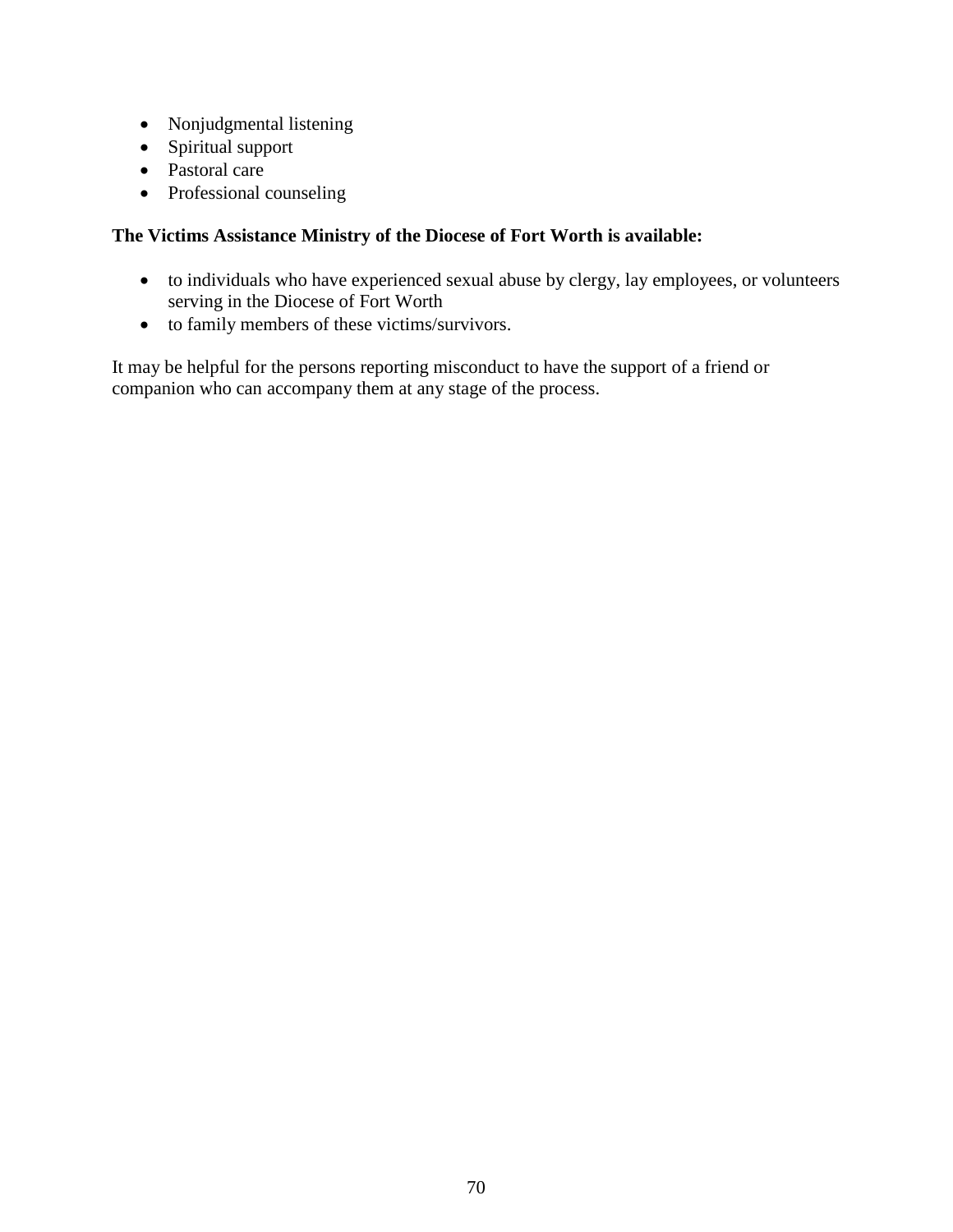- Nonjudgmental listening
- Spiritual support
- Pastoral care
- Professional counseling

**The Victims Assistance Ministry of the Diocese of Fort Worth is available:**

- to individuals who have experienced sexual abuse by clergy, lay employees, or volunteers serving in the Diocese of Fort Worth
- to family members of these victims/survivors.

It may be helpful for the persons reporting misconduct to have the support of a friend or companion who can accompany them at any stage of the process.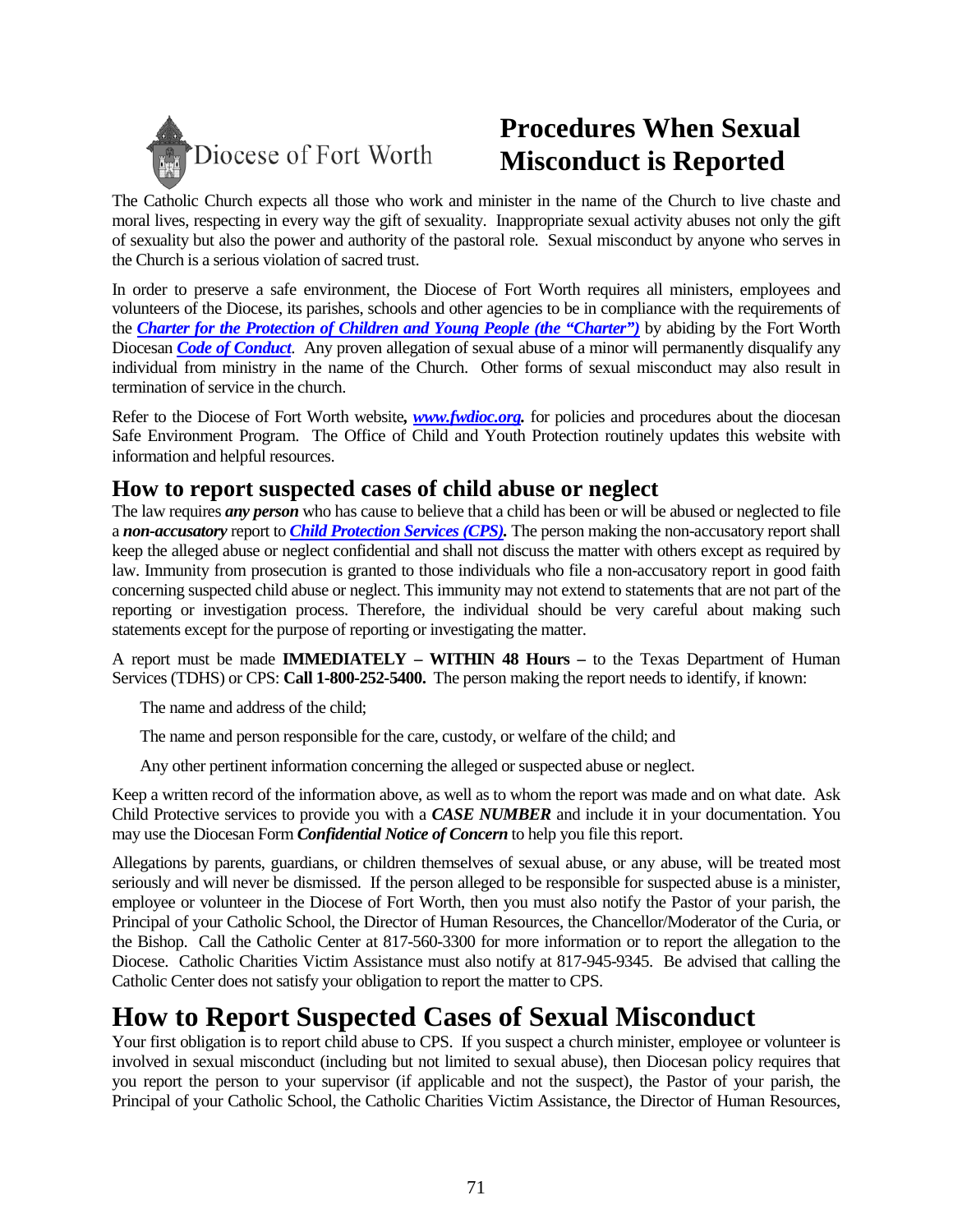Diocese of Fort Worth

# Procedures When Sexual Misconduct is Reported

The Catholic Church expects all those who work and minister in the name of the Church to live chaste and moral lives, respecting in every way the gift of sexuality. Inappropriate sexual activity abuses not only the gift of sexuality but also the power and authority of the pastoral role. Sexual misconduct by anyone who serves in the Church is a serious violation of sacred trust.

In order to preserve a safe environment, the Diocese of Fort Worth requires all ministers, employees and volunteers of the Diocese, its parishes, schools and other agencies to be in compliance with the requirements of the ***Charter for the Protection of Children and Young People (the "Charter")*** by abiding by the Fort Worth Diocesan ***Code of Conduct***. Any proven allegation of sexual abuse of a minor will permanently disqualify any individual from ministry in the name of the Church. Other forms of sexual misconduct may also result in termination of service in the church.

Refer to the Diocese of Fort Worth website**,** ***www.fwdioc.org*****.** for policies and procedures about the diocesan Safe Environment Program. The Office of Child and Youth Protection routinely updates this website with information and helpful resources.

## How to report suspected cases of child abuse or neglect

The law requires ***any person*** who has cause to believe that a child has been or will be abused or neglected to file a ***non-accusatory*** report to ***Child Protection Services (CPS).*** The person making the non-accusatory report shall keep the alleged abuse or neglect confidential and shall not discuss the matter with others except as required by law. Immunity from prosecution is granted to those individuals who file a non-accusatory report in good faith concerning suspected child abuse or neglect. This immunity may not extend to statements that are not part of the reporting or investigation process. Therefore, the individual should be very careful about making such statements except for the purpose of reporting or investigating the matter.

A report must be made **IMMEDIATELY – WITHIN 48 Hours –** to the Texas Department of Human Services (TDHS) or CPS: **Call 1-800-252-5400.** The person making the report needs to identify, if known:

The name and address of the child;

The name and person responsible for the care, custody, or welfare of the child; and

Any other pertinent information concerning the alleged or suspected abuse or neglect.

Keep a written record of the information above, as well as to whom the report was made and on what date. Ask Child Protective services to provide you with a ***CASE NUMBER*** and include it in your documentation. You may use the Diocesan Form ***Confidential Notice of Concern*** to help you file this report.

Allegations by parents, guardians, or children themselves of sexual abuse, or any abuse, will be treated most seriously and will never be dismissed. If the person alleged to be responsible for suspected abuse is a minister, employee or volunteer in the Diocese of Fort Worth, then you must also notify the Pastor of your parish, the Principal of your Catholic School, the Director of Human Resources, the Chancellor/Moderator of the Curia, or the Bishop. Call the Catholic Center at 817-560-3300 for more information or to report the allegation to the Diocese. Catholic Charities Victim Assistance must also notify at 817-945-9345. Be advised that calling the Catholic Center does not satisfy your obligation to report the matter to CPS.

# How to Report Suspected Cases of Sexual Misconduct

Your first obligation is to report child abuse to CPS. If you suspect a church minister, employee or volunteer is involved in sexual misconduct (including but not limited to sexual abuse), then Diocesan policy requires that you report the person to your supervisor (if applicable and not the suspect), the Pastor of your parish, the Principal of your Catholic School, the Catholic Charities Victim Assistance, the Director of Human Resources,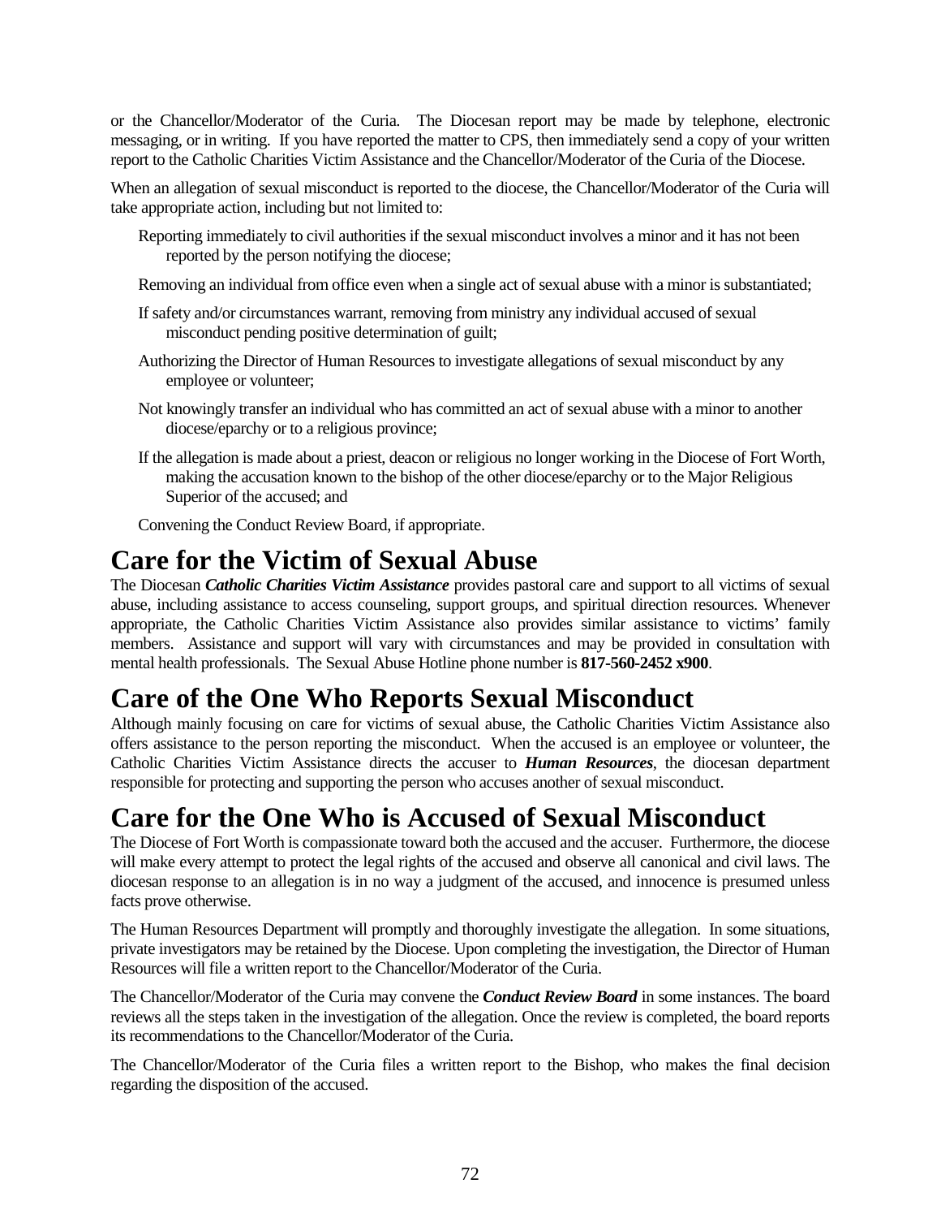or the Chancellor/Moderator of the Curia. The Diocesan report may be made by telephone, electronic messaging, or in writing. If you have reported the matter to CPS, then immediately send a copy of your written report to the Catholic Charities Victim Assistance and the Chancellor/Moderator of the Curia of the Diocese.

When an allegation of sexual misconduct is reported to the diocese, the Chancellor/Moderator of the Curia will take appropriate action, including but not limited to:

Reporting immediately to civil authorities if the sexual misconduct involves a minor and it has not been reported by the person notifying the diocese;

Removing an individual from office even when a single act of sexual abuse with a minor is substantiated;

If safety and/or circumstances warrant, removing from ministry any individual accused of sexual misconduct pending positive determination of guilt;

Authorizing the Director of Human Resources to investigate allegations of sexual misconduct by any employee or volunteer;

Not knowingly transfer an individual who has committed an act of sexual abuse with a minor to another diocese/eparchy or to a religious province;

If the allegation is made about a priest, deacon or religious no longer working in the Diocese of Fort Worth, making the accusation known to the bishop of the other diocese/eparchy or to the Major Religious Superior of the accused; and

Convening the Conduct Review Board, if appropriate.

# Care for the Victim of Sexual Abuse

The Diocesan ***Catholic Charities Victim Assistance*** provides pastoral care and support to all victims of sexual abuse, including assistance to access counseling, support groups, and spiritual direction resources. Whenever appropriate, the Catholic Charities Victim Assistance also provides similar assistance to victims' family members. Assistance and support will vary with circumstances and may be provided in consultation with mental health professionals. The Sexual Abuse Hotline phone number is **817-560-2452 x900**.

# Care of the One Who Reports Sexual Misconduct

Although mainly focusing on care for victims of sexual abuse, the Catholic Charities Victim Assistance also offers assistance to the person reporting the misconduct. When the accused is an employee or volunteer, the Catholic Charities Victim Assistance directs the accuser to ***Human Resources***, the diocesan department responsible for protecting and supporting the person who accuses another of sexual misconduct.

# Care for the One Who is Accused of Sexual Misconduct

The Diocese of Fort Worth is compassionate toward both the accused and the accuser. Furthermore, the diocese will make every attempt to protect the legal rights of the accused and observe all canonical and civil laws. The diocesan response to an allegation is in no way a judgment of the accused, and innocence is presumed unless facts prove otherwise.

The Human Resources Department will promptly and thoroughly investigate the allegation. In some situations, private investigators may be retained by the Diocese. Upon completing the investigation, the Director of Human Resources will file a written report to the Chancellor/Moderator of the Curia.

The Chancellor/Moderator of the Curia may convene the ***Conduct Review Board*** in some instances. The board reviews all the steps taken in the investigation of the allegation. Once the review is completed, the board reports its recommendations to the Chancellor/Moderator of the Curia.

The Chancellor/Moderator of the Curia files a written report to the Bishop, who makes the final decision regarding the disposition of the accused.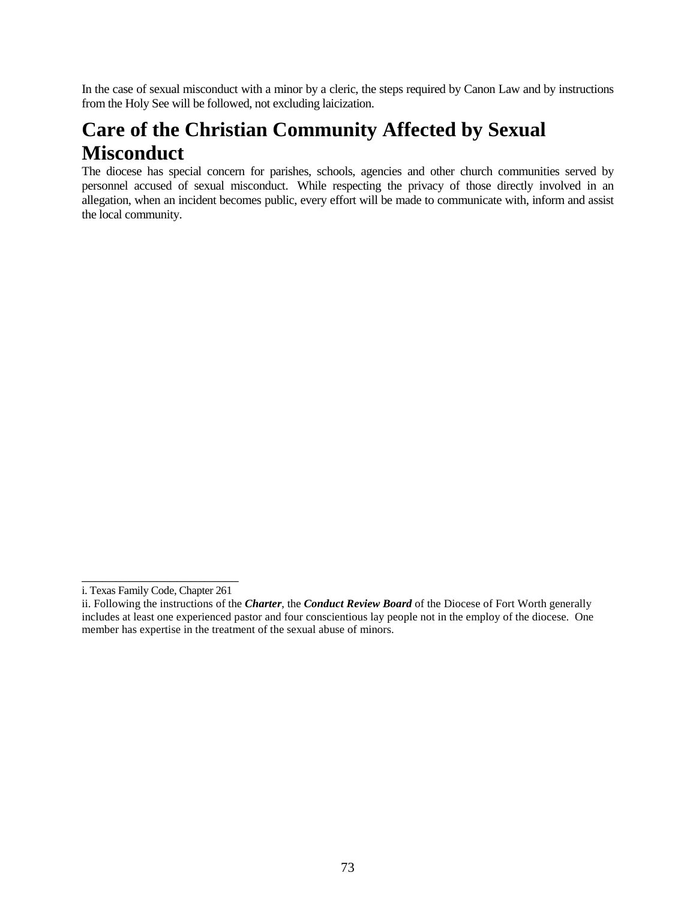In the case of sexual misconduct with a minor by a cleric, the steps required by Canon Law and by instructions from the Holy See will be followed, not excluding laicization.

# Care of the Christian Community Affected by Sexual Misconduct

The diocese has special concern for parishes, schools, agencies and other church communities served by personnel accused of sexual misconduct. While respecting the privacy of those directly involved in an allegation, when an incident becomes public, every effort will be made to communicate with, inform and assist the local community.

---

i. Texas Family Code, Chapter 261

ii. Following the instructions of the ***Charter***, the ***Conduct Review Board*** of the Diocese of Fort Worth generally includes at least one experienced pastor and four conscientious lay people not in the employ of the diocese. One member has expertise in the treatment of the sexual abuse of minors.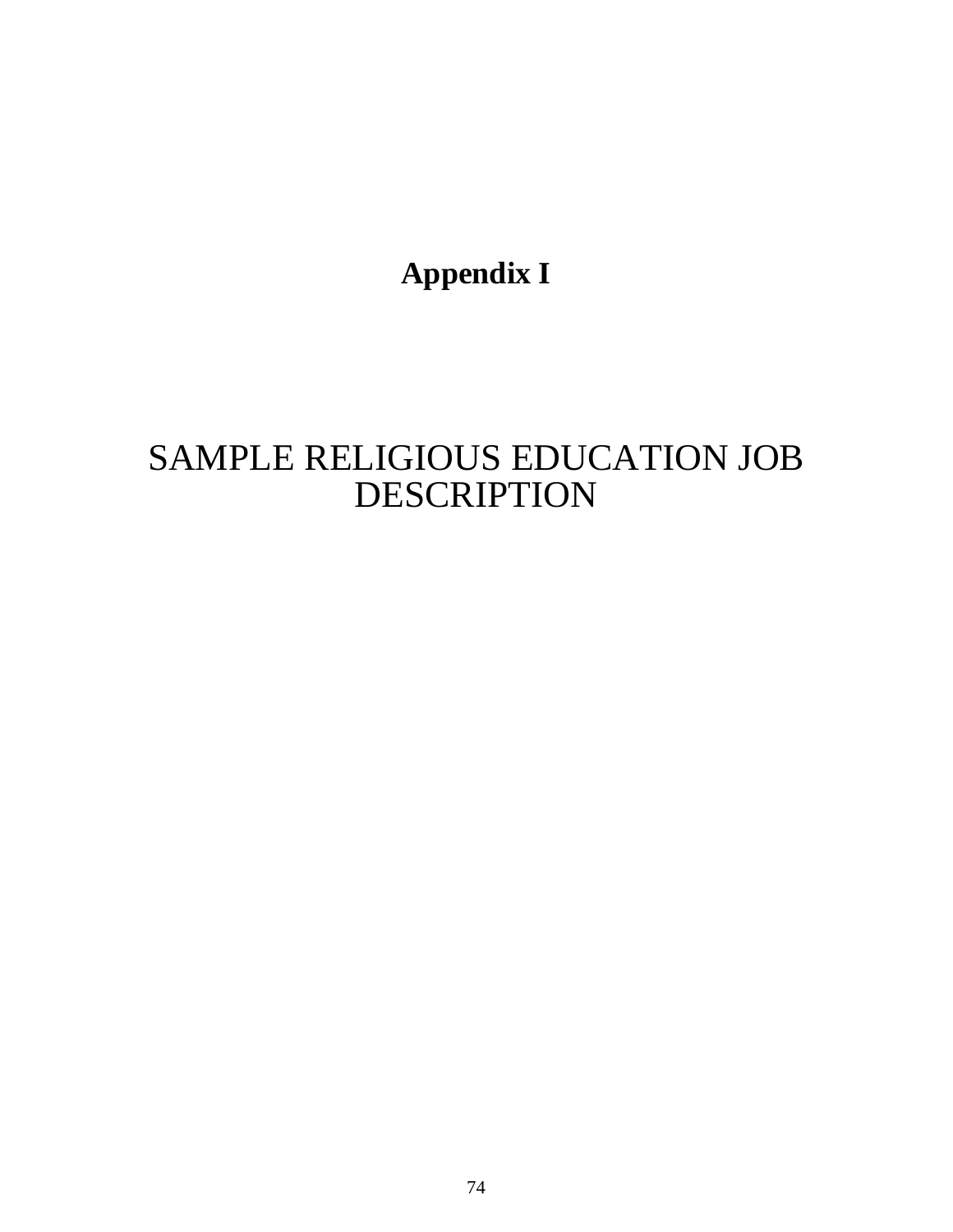# Appendix I

# SAMPLE RELIGIOUS EDUCATION JOB DESCRIPTION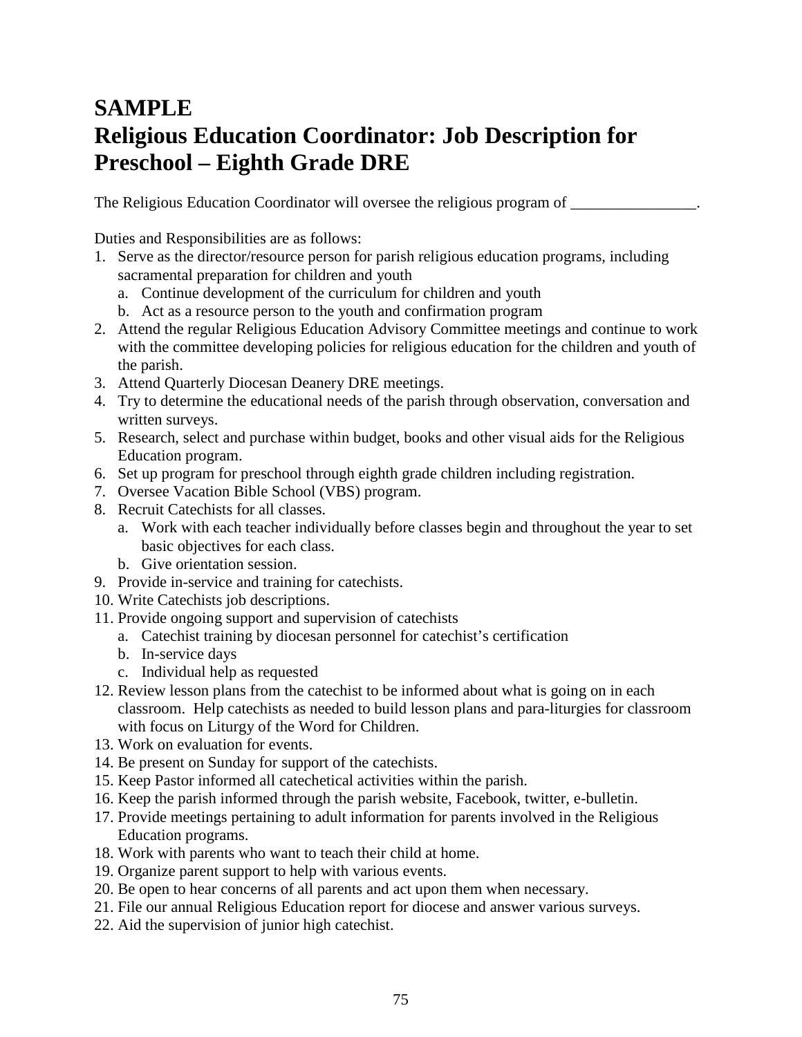# SAMPLE
# Religious Education Coordinator: Job Description for Preschool – Eighth Grade DRE

The Religious Education Coordinator will oversee the religious program of ________________.

Duties and Responsibilities are as follows:

1. Serve as the director/resource person for parish religious education programs, including sacramental preparation for children and youth
   a. Continue development of the curriculum for children and youth
   b. Act as a resource person to the youth and confirmation program
2. Attend the regular Religious Education Advisory Committee meetings and continue to work with the committee developing policies for religious education for the children and youth of the parish.
3. Attend Quarterly Diocesan Deanery DRE meetings.
4. Try to determine the educational needs of the parish through observation, conversation and written surveys.
5. Research, select and purchase within budget, books and other visual aids for the Religious Education program.
6. Set up program for preschool through eighth grade children including registration.
7. Oversee Vacation Bible School (VBS) program.
8. Recruit Catechists for all classes.
   a. Work with each teacher individually before classes begin and throughout the year to set basic objectives for each class.
   b. Give orientation session.
9. Provide in-service and training for catechists.
10. Write Catechists job descriptions.
11. Provide ongoing support and supervision of catechists
    a. Catechist training by diocesan personnel for catechist's certification
    b. In-service days
    c. Individual help as requested
12. Review lesson plans from the catechist to be informed about what is going on in each classroom. Help catechists as needed to build lesson plans and para-liturgies for classroom with focus on Liturgy of the Word for Children.
13. Work on evaluation for events.
14. Be present on Sunday for support of the catechists.
15. Keep Pastor informed all catechetical activities within the parish.
16. Keep the parish informed through the parish website, Facebook, twitter, e-bulletin.
17. Provide meetings pertaining to adult information for parents involved in the Religious Education programs.
18. Work with parents who want to teach their child at home.
19. Organize parent support to help with various events.
20. Be open to hear concerns of all parents and act upon them when necessary.
21. File our annual Religious Education report for diocese and answer various surveys.
22. Aid the supervision of junior high catechist.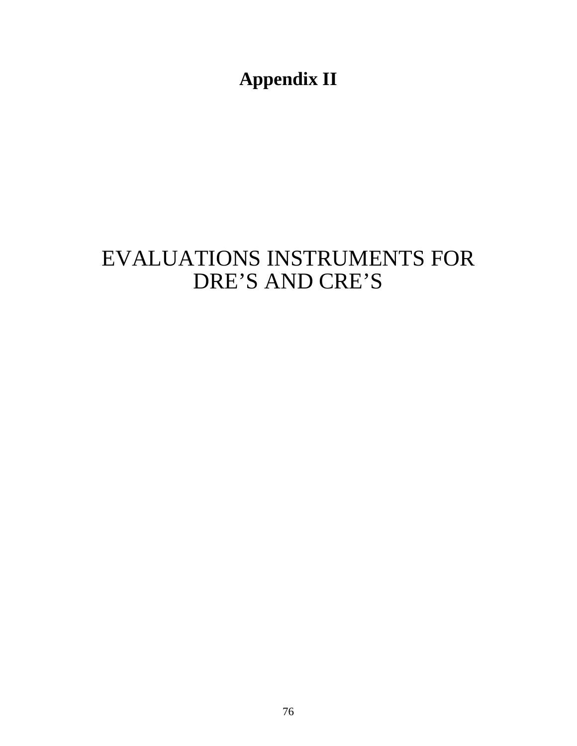# Appendix II

## EVALUATIONS INSTRUMENTS FOR DRE'S AND CRE'S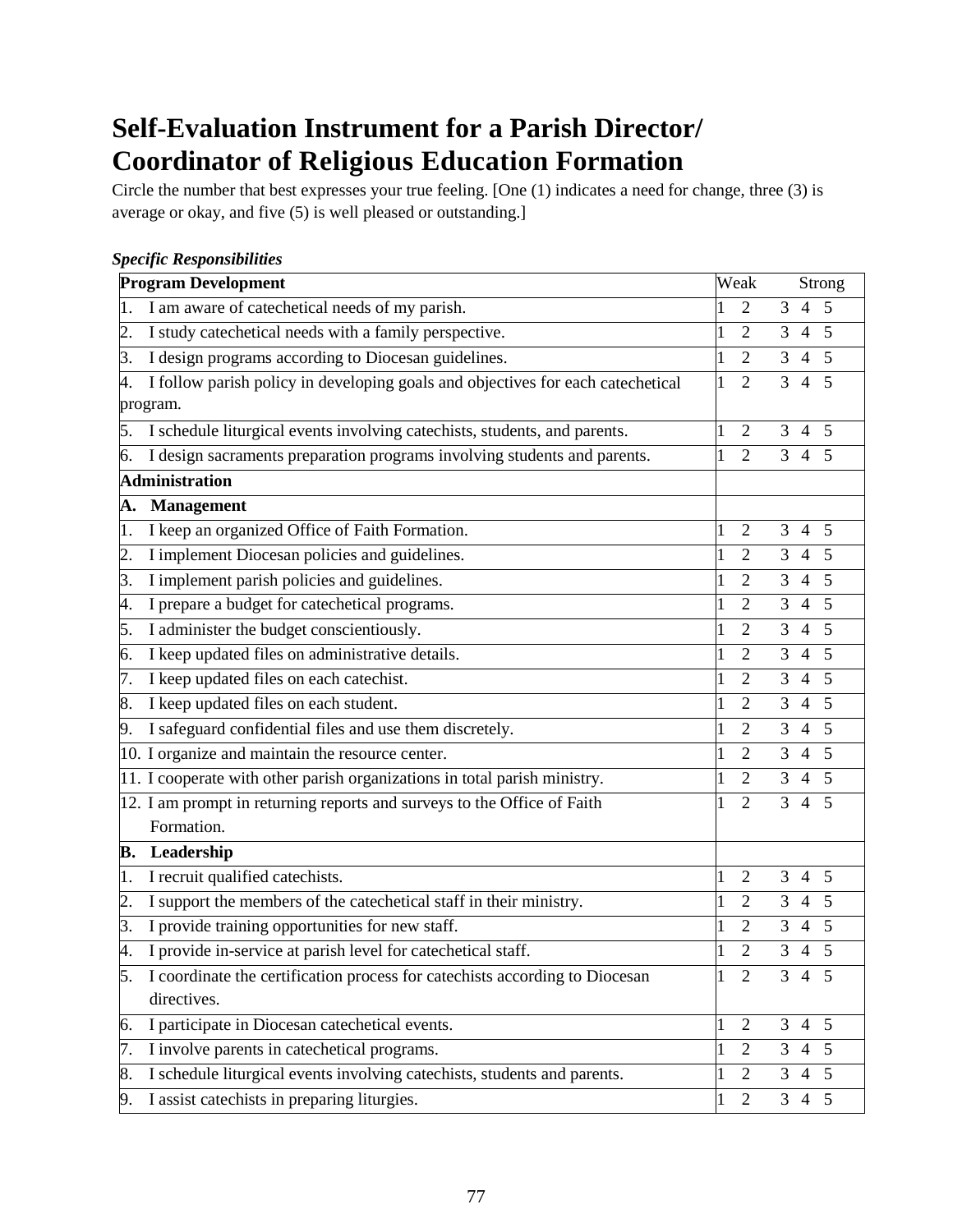# Self-Evaluation Instrument for a Parish Director/ Coordinator of Religious Education Formation

Circle the number that best expresses your true feeling. [One (1) indicates a need for change, three (3) is average or okay, and five (5) is well pleased or outstanding.]

***Specific Responsibilities***

| **Program Development** | Weak Strong |
|---|---|
| 1. I am aware of catechetical needs of my parish. | 1 2 3 4 5 |
| 2. I study catechetical needs with a family perspective. | 1 2 3 4 5 |
| 3. I design programs according to Diocesan guidelines. | 1 2 3 4 5 |
| 4. I follow parish policy in developing goals and objectives for each catechetical program. | 1 2 3 4 5 |
| 5. I schedule liturgical events involving catechists, students, and parents. | 1 2 3 4 5 |
| 6. I design sacraments preparation programs involving students and parents. | 1 2 3 4 5 |
| **Administration** | |
| **A. Management** | |
| 1. I keep an organized Office of Faith Formation. | 1 2 3 4 5 |
| 2. I implement Diocesan policies and guidelines. | 1 2 3 4 5 |
| 3. I implement parish policies and guidelines. | 1 2 3 4 5 |
| 4. I prepare a budget for catechetical programs. | 1 2 3 4 5 |
| 5. I administer the budget conscientiously. | 1 2 3 4 5 |
| 6. I keep updated files on administrative details. | 1 2 3 4 5 |
| 7. I keep updated files on each catechist. | 1 2 3 4 5 |
| 8. I keep updated files on each student. | 1 2 3 4 5 |
| 9. I safeguard confidential files and use them discretely. | 1 2 3 4 5 |
| 10. I organize and maintain the resource center. | 1 2 3 4 5 |
| 11. I cooperate with other parish organizations in total parish ministry. | 1 2 3 4 5 |
| 12. I am prompt in returning reports and surveys to the Office of Faith Formation. | 1 2 3 4 5 |
| **B. Leadership** | |
| 1. I recruit qualified catechists. | 1 2 3 4 5 |
| 2. I support the members of the catechetical staff in their ministry. | 1 2 3 4 5 |
| 3. I provide training opportunities for new staff. | 1 2 3 4 5 |
| 4. I provide in-service at parish level for catechetical staff. | 1 2 3 4 5 |
| 5. I coordinate the certification process for catechists according to Diocesan directives. | 1 2 3 4 5 |
| 6. I participate in Diocesan catechetical events. | 1 2 3 4 5 |
| 7. I involve parents in catechetical programs. | 1 2 3 4 5 |
| 8. I schedule liturgical events involving catechists, students and parents. | 1 2 3 4 5 |
| 9. I assist catechists in preparing liturgies. | 1 2 3 4 5 |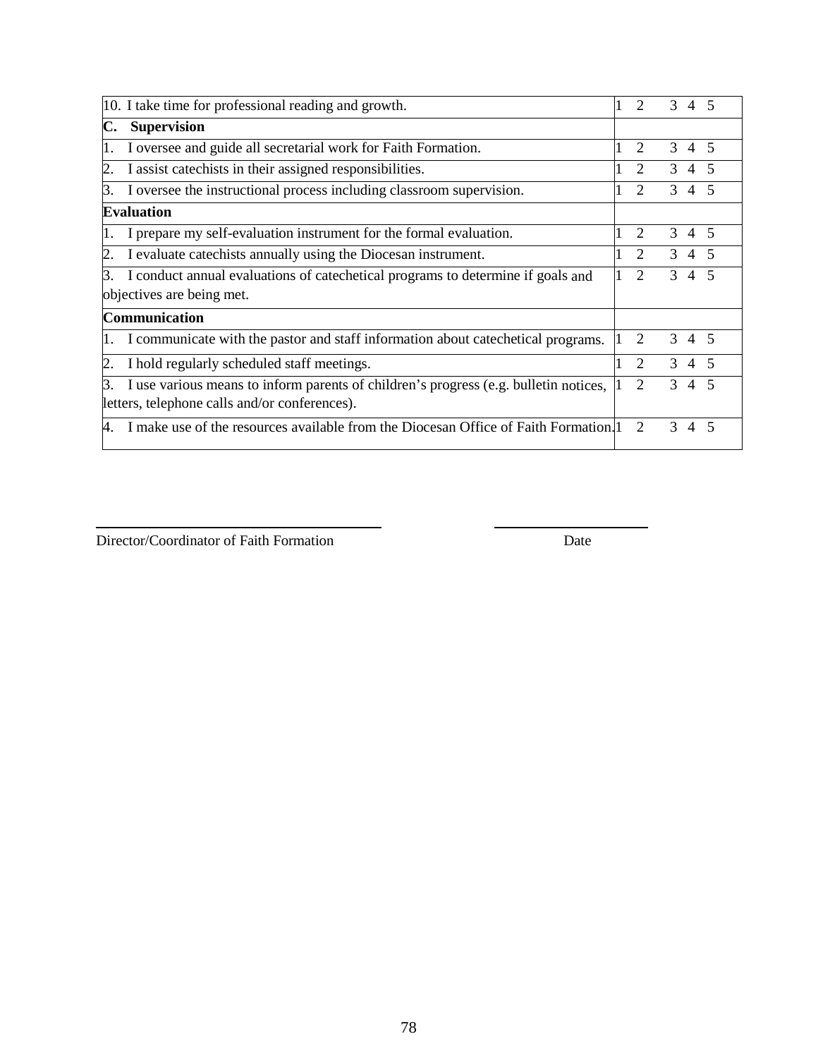| | |
|---|---|
| 10. I take time for professional reading and growth. | 1 2 3 4 5 |
| **C. Supervision** | |
| 1. I oversee and guide all secretarial work for Faith Formation. | 1 2 3 4 5 |
| 2. I assist catechists in their assigned responsibilities. | 1 2 3 4 5 |
| 3. I oversee the instructional process including classroom supervision. | 1 2 3 4 5 |
| **Evaluation** | |
| 1. I prepare my self-evaluation instrument for the formal evaluation. | 1 2 3 4 5 |
| 2. I evaluate catechists annually using the Diocesan instrument. | 1 2 3 4 5 |
| 3. I conduct annual evaluations of catechetical programs to determine if goals and objectives are being met. | 1 2 3 4 5 |
| **Communication** | |
| 1. I communicate with the pastor and staff information about catechetical programs. | 1 2 3 4 5 |
| 2. I hold regularly scheduled staff meetings. | 1 2 3 4 5 |
| 3. I use various means to inform parents of children's progress (e.g. bulletin notices, letters, telephone calls and/or conferences). | 1 2 3 4 5 |
| 4. I make use of the resources available from the Diocesan Office of Faith Formation. | 1 2 3 4 5 |

\_\_\_\_\_\_\_\_\_\_\_\_\_\_\_\_\_\_\_\_\_\_\_\_\_\_\_\_\_\_\_\_\_\_ \_\_\_\_\_\_\_\_\_\_\_\_\_\_\_\_\_\_

Director/Coordinator of Faith Formation Date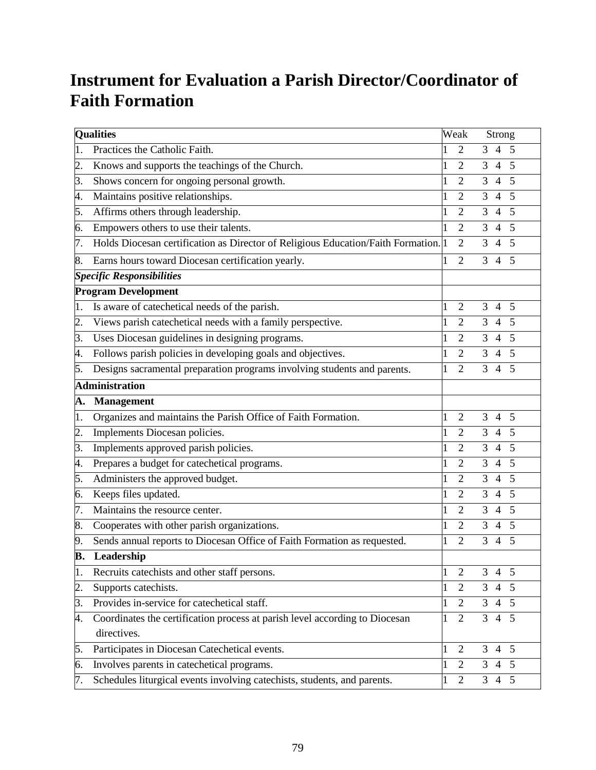# Instrument for Evaluation a Parish Director/Coordinator of Faith Formation

| **Qualities** | Weak Strong |
|---|---|
| 1. Practices the Catholic Faith. | 1 2 3 4 5 |
| 2. Knows and supports the teachings of the Church. | 1 2 3 4 5 |
| 3. Shows concern for ongoing personal growth. | 1 2 3 4 5 |
| 4. Maintains positive relationships. | 1 2 3 4 5 |
| 5. Affirms others through leadership. | 1 2 3 4 5 |
| 6. Empowers others to use their talents. | 1 2 3 4 5 |
| 7. Holds Diocesan certification as Director of Religious Education/Faith Formation. | 1 2 3 4 5 |
| 8. Earns hours toward Diocesan certification yearly. | 1 2 3 4 5 |
| ***Specific Responsibilities*** | |
| **Program Development** | |
| 1. Is aware of catechetical needs of the parish. | 1 2 3 4 5 |
| 2. Views parish catechetical needs with a family perspective. | 1 2 3 4 5 |
| 3. Uses Diocesan guidelines in designing programs. | 1 2 3 4 5 |
| 4. Follows parish policies in developing goals and objectives. | 1 2 3 4 5 |
| 5. Designs sacramental preparation programs involving students and parents. | 1 2 3 4 5 |
| **Administration** | |
| **A. Management** | |
| 1. Organizes and maintains the Parish Office of Faith Formation. | 1 2 3 4 5 |
| 2. Implements Diocesan policies. | 1 2 3 4 5 |
| 3. Implements approved parish policies. | 1 2 3 4 5 |
| 4. Prepares a budget for catechetical programs. | 1 2 3 4 5 |
| 5. Administers the approved budget. | 1 2 3 4 5 |
| 6. Keeps files updated. | 1 2 3 4 5 |
| 7. Maintains the resource center. | 1 2 3 4 5 |
| 8. Cooperates with other parish organizations. | 1 2 3 4 5 |
| 9. Sends annual reports to Diocesan Office of Faith Formation as requested. | 1 2 3 4 5 |
| **B. Leadership** | |
| 1. Recruits catechists and other staff persons. | 1 2 3 4 5 |
| 2. Supports catechists. | 1 2 3 4 5 |
| 3. Provides in-service for catechetical staff. | 1 2 3 4 5 |
| 4. Coordinates the certification process at parish level according to Diocesan directives. | 1 2 3 4 5 |
| 5. Participates in Diocesan Catechetical events. | 1 2 3 4 5 |
| 6. Involves parents in catechetical programs. | 1 2 3 4 5 |
| 7. Schedules liturgical events involving catechists, students, and parents. | 1 2 3 4 5 |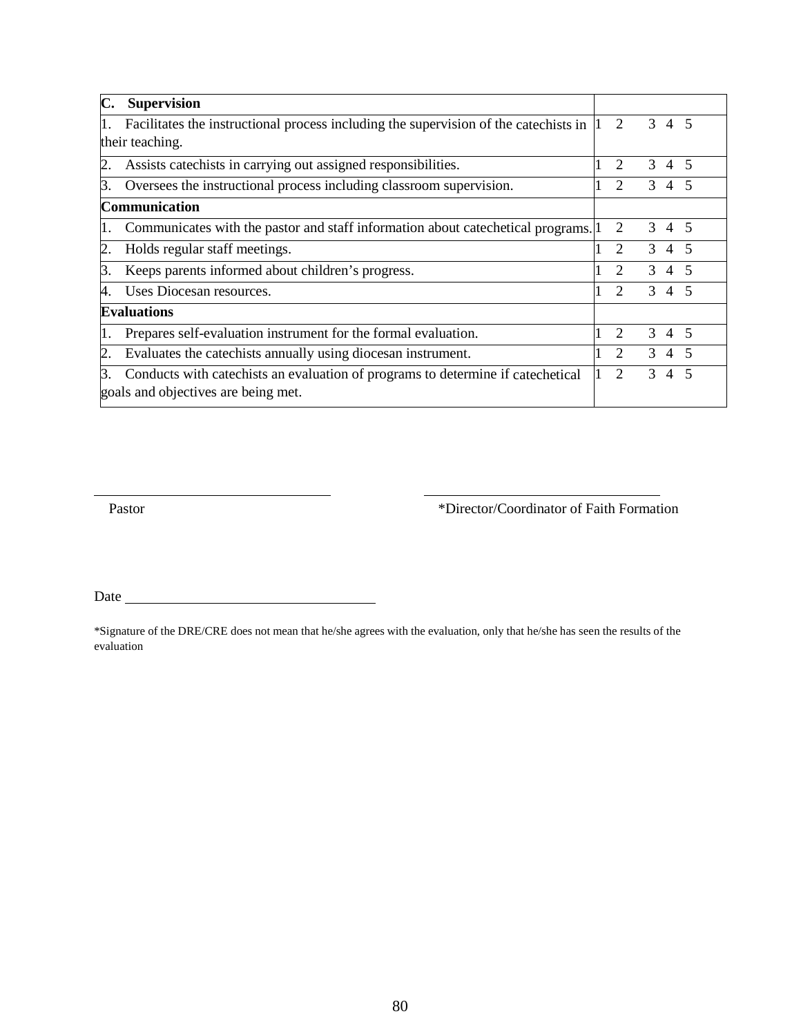| C. Supervision | |
|---|---|
| 1. Facilitates the instructional process including the supervision of the catechists in their teaching. | 1 2 3 4 5 |
| 2. Assists catechists in carrying out assigned responsibilities. | 1 2 3 4 5 |
| 3. Oversees the instructional process including classroom supervision. | 1 2 3 4 5 |
| **Communication** | |
| 1. Communicates with the pastor and staff information about catechetical programs. | 1 2 3 4 5 |
| 2. Holds regular staff meetings. | 1 2 3 4 5 |
| 3. Keeps parents informed about children's progress. | 1 2 3 4 5 |
| 4. Uses Diocesan resources. | 1 2 3 4 5 |
| **Evaluations** | |
| 1. Prepares self-evaluation instrument for the formal evaluation. | 1 2 3 4 5 |
| 2. Evaluates the catechists annually using diocesan instrument. | 1 2 3 4 5 |
| 3. Conducts with catechists an evaluation of programs to determine if catechetical goals and objectives are being met. | 1 2 3 4 5 |

\_\_\_\_\_\_\_\_\_\_\_\_\_\_\_\_\_\_\_\_\_\_\_\_\_\_\_\_ Pastor

\_\_\_\_\_\_\_\_\_\_\_\_\_\_\_\_\_\_\_\_\_\_\_\_\_\_\_\_ *Director/Coordinator of Faith Formation

Date \_\_\_\_\_\_\_\_\_\_\_\_\_\_\_\_\_\_\_\_\_\_\_\_\_\_\_\_

*Signature of the DRE/CRE does not mean that he/she agrees with the evaluation, only that he/she has seen the results of the evaluation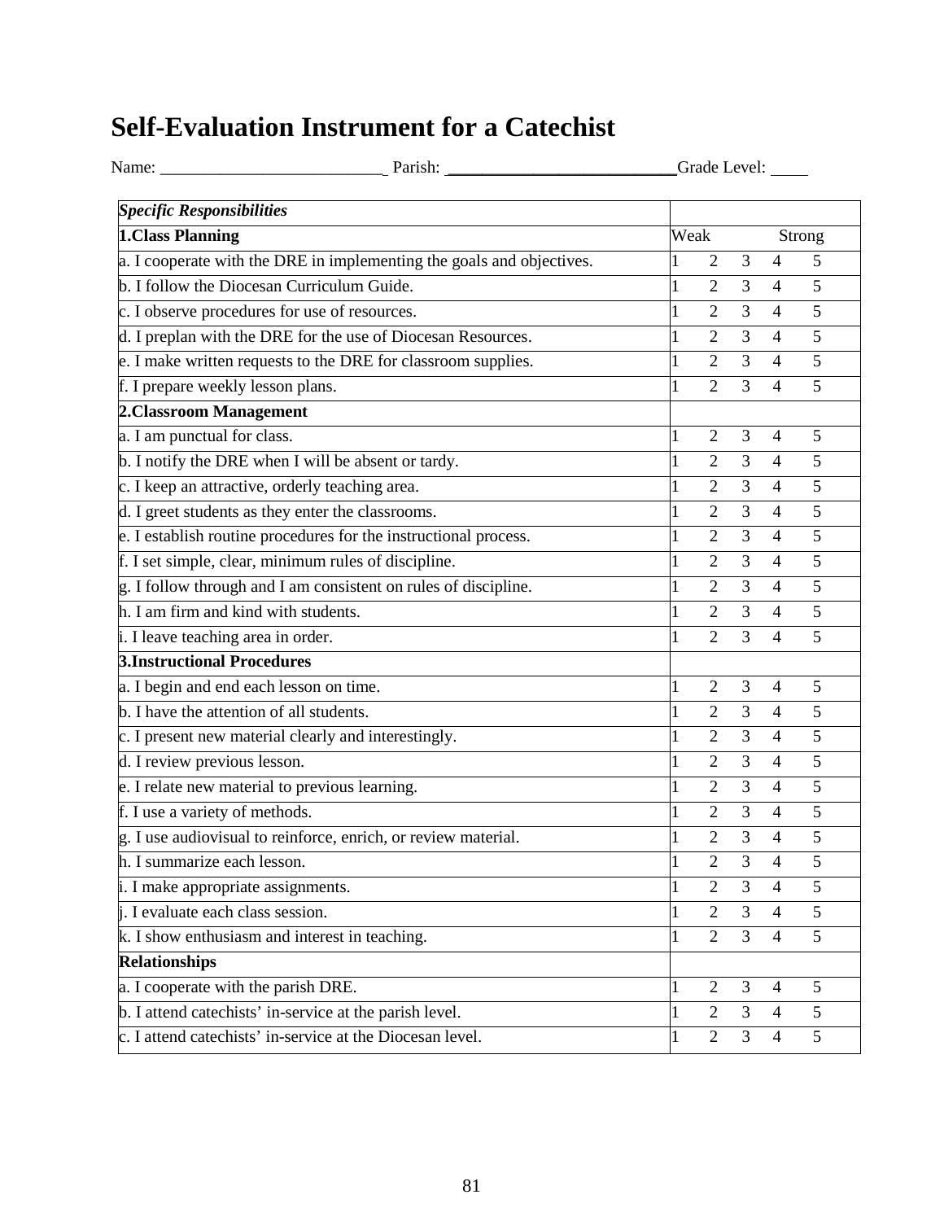# Self-Evaluation Instrument for a Catechist

Name: ___________________________ Parish: ___________________________ Grade Level: ____

| *Specific Responsibilities* | | | | | |
|---|---|---|---|---|---|
| **1.Class Planning** | Weak | | | | Strong |
| a. I cooperate with the DRE in implementing the goals and objectives. | 1 | 2 | 3 | 4 | 5 |
| b. I follow the Diocesan Curriculum Guide. | 1 | 2 | 3 | 4 | 5 |
| c. I observe procedures for use of resources. | 1 | 2 | 3 | 4 | 5 |
| d. I preplan with the DRE for the use of Diocesan Resources. | 1 | 2 | 3 | 4 | 5 |
| e. I make written requests to the DRE for classroom supplies. | 1 | 2 | 3 | 4 | 5 |
| f. I prepare weekly lesson plans. | 1 | 2 | 3 | 4 | 5 |
| **2.Classroom Management** | | | | | |
| a. I am punctual for class. | 1 | 2 | 3 | 4 | 5 |
| b. I notify the DRE when I will be absent or tardy. | 1 | 2 | 3 | 4 | 5 |
| c. I keep an attractive, orderly teaching area. | 1 | 2 | 3 | 4 | 5 |
| d. I greet students as they enter the classrooms. | 1 | 2 | 3 | 4 | 5 |
| e. I establish routine procedures for the instructional process. | 1 | 2 | 3 | 4 | 5 |
| f. I set simple, clear, minimum rules of discipline. | 1 | 2 | 3 | 4 | 5 |
| g. I follow through and I am consistent on rules of discipline. | 1 | 2 | 3 | 4 | 5 |
| h. I am firm and kind with students. | 1 | 2 | 3 | 4 | 5 |
| i. I leave teaching area in order. | 1 | 2 | 3 | 4 | 5 |
| **3.Instructional Procedures** | | | | | |
| a. I begin and end each lesson on time. | 1 | 2 | 3 | 4 | 5 |
| b. I have the attention of all students. | 1 | 2 | 3 | 4 | 5 |
| c. I present new material clearly and interestingly. | 1 | 2 | 3 | 4 | 5 |
| d. I review previous lesson. | 1 | 2 | 3 | 4 | 5 |
| e. I relate new material to previous learning. | 1 | 2 | 3 | 4 | 5 |
| f. I use a variety of methods. | 1 | 2 | 3 | 4 | 5 |
| g. I use audiovisual to reinforce, enrich, or review material. | 1 | 2 | 3 | 4 | 5 |
| h. I summarize each lesson. | 1 | 2 | 3 | 4 | 5 |
| i. I make appropriate assignments. | 1 | 2 | 3 | 4 | 5 |
| j. I evaluate each class session. | 1 | 2 | 3 | 4 | 5 |
| k. I show enthusiasm and interest in teaching. | 1 | 2 | 3 | 4 | 5 |
| **Relationships** | | | | | |
| a. I cooperate with the parish DRE. | 1 | 2 | 3 | 4 | 5 |
| b. I attend catechists' in-service at the parish level. | 1 | 2 | 3 | 4 | 5 |
| c. I attend catechists' in-service at the Diocesan level. | 1 | 2 | 3 | 4 | 5 |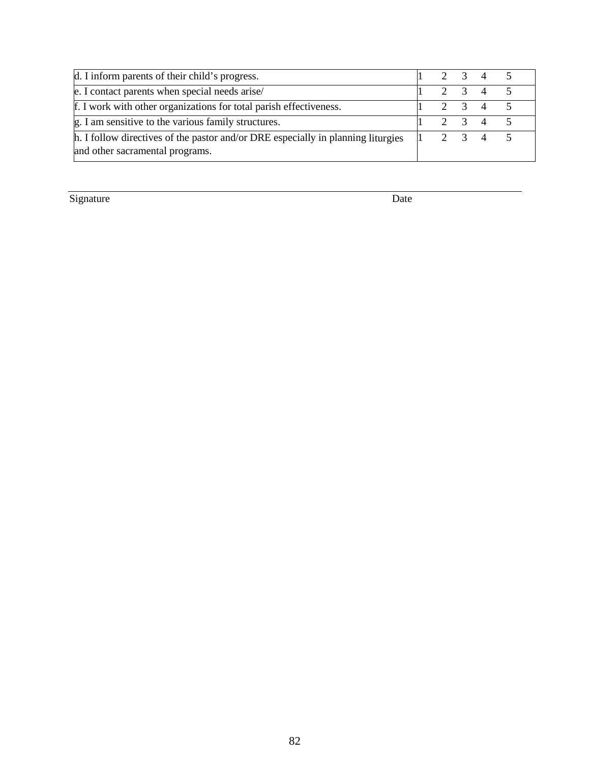| d. I inform parents of their child’s progress. | 1 2 3 4 5 |
|---|---|
| e. I contact parents when special needs arise/ | 1 2 3 4 5 |
| f. I work with other organizations for total parish effectiveness. | 1 2 3 4 5 |
| g. I am sensitive to the various family structures. | 1 2 3 4 5 |
| h. I follow directives of the pastor and/or DRE especially in planning liturgies and other sacramental programs. | 1 2 3 4 5 |

Signature ____________________________ Date ____________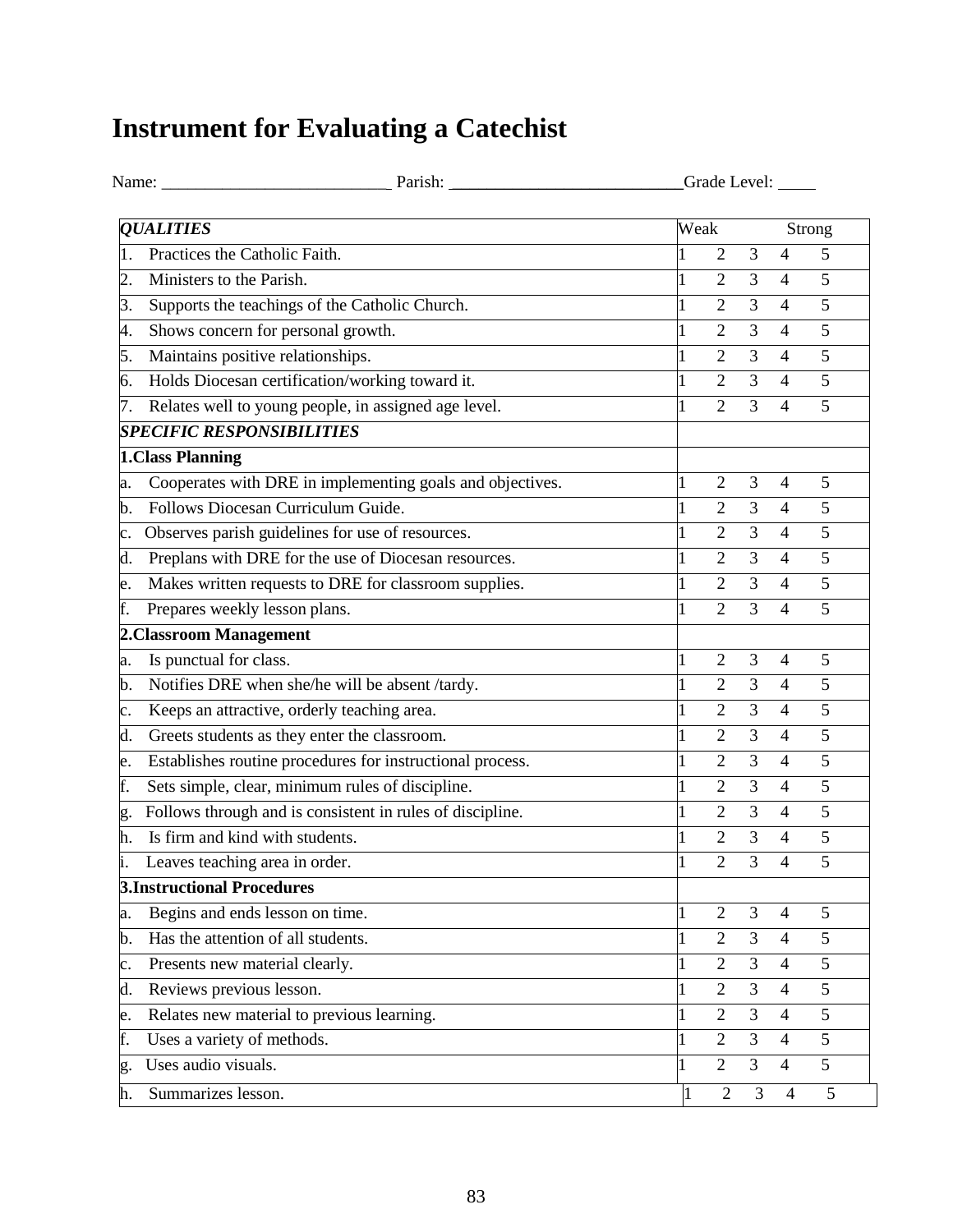# Instrument for Evaluating a Catechist

Name: ___________________________ Parish: ___________________________Grade Level: ____

| *QUALITIES* | Weak | | | | Strong |
|---|---|---|---|---|---|
| 1. Practices the Catholic Faith. | 1 | 2 | 3 | 4 | 5 |
| 2. Ministers to the Parish. | 1 | 2 | 3 | 4 | 5 |
| 3. Supports the teachings of the Catholic Church. | 1 | 2 | 3 | 4 | 5 |
| 4. Shows concern for personal growth. | 1 | 2 | 3 | 4 | 5 |
| 5. Maintains positive relationships. | 1 | 2 | 3 | 4 | 5 |
| 6. Holds Diocesan certification/working toward it. | 1 | 2 | 3 | 4 | 5 |
| 7. Relates well to young people, in assigned age level. | 1 | 2 | 3 | 4 | 5 |
| ***SPECIFIC RESPONSIBILITIES*** | | | | | |
| **1.Class Planning** | | | | | |
| a. Cooperates with DRE in implementing goals and objectives. | 1 | 2 | 3 | 4 | 5 |
| b. Follows Diocesan Curriculum Guide. | 1 | 2 | 3 | 4 | 5 |
| c. Observes parish guidelines for use of resources. | 1 | 2 | 3 | 4 | 5 |
| d. Preplans with DRE for the use of Diocesan resources. | 1 | 2 | 3 | 4 | 5 |
| e. Makes written requests to DRE for classroom supplies. | 1 | 2 | 3 | 4 | 5 |
| f. Prepares weekly lesson plans. | 1 | 2 | 3 | 4 | 5 |
| **2.Classroom Management** | | | | | |
| a. Is punctual for class. | 1 | 2 | 3 | 4 | 5 |
| b. Notifies DRE when she/he will be absent /tardy. | 1 | 2 | 3 | 4 | 5 |
| c. Keeps an attractive, orderly teaching area. | 1 | 2 | 3 | 4 | 5 |
| d. Greets students as they enter the classroom. | 1 | 2 | 3 | 4 | 5 |
| e. Establishes routine procedures for instructional process. | 1 | 2 | 3 | 4 | 5 |
| f. Sets simple, clear, minimum rules of discipline. | 1 | 2 | 3 | 4 | 5 |
| g. Follows through and is consistent in rules of discipline. | 1 | 2 | 3 | 4 | 5 |
| h. Is firm and kind with students. | 1 | 2 | 3 | 4 | 5 |
| i. Leaves teaching area in order. | 1 | 2 | 3 | 4 | 5 |
| **3.Instructional Procedures** | | | | | |
| a. Begins and ends lesson on time. | 1 | 2 | 3 | 4 | 5 |
| b. Has the attention of all students. | 1 | 2 | 3 | 4 | 5 |
| c. Presents new material clearly. | 1 | 2 | 3 | 4 | 5 |
| d. Reviews previous lesson. | 1 | 2 | 3 | 4 | 5 |
| e. Relates new material to previous learning. | 1 | 2 | 3 | 4 | 5 |
| f. Uses a variety of methods. | 1 | 2 | 3 | 4 | 5 |
| g. Uses audio visuals. | 1 | 2 | 3 | 4 | 5 |
| h. Summarizes lesson. | 1 | 2 | 3 | 4 | 5 |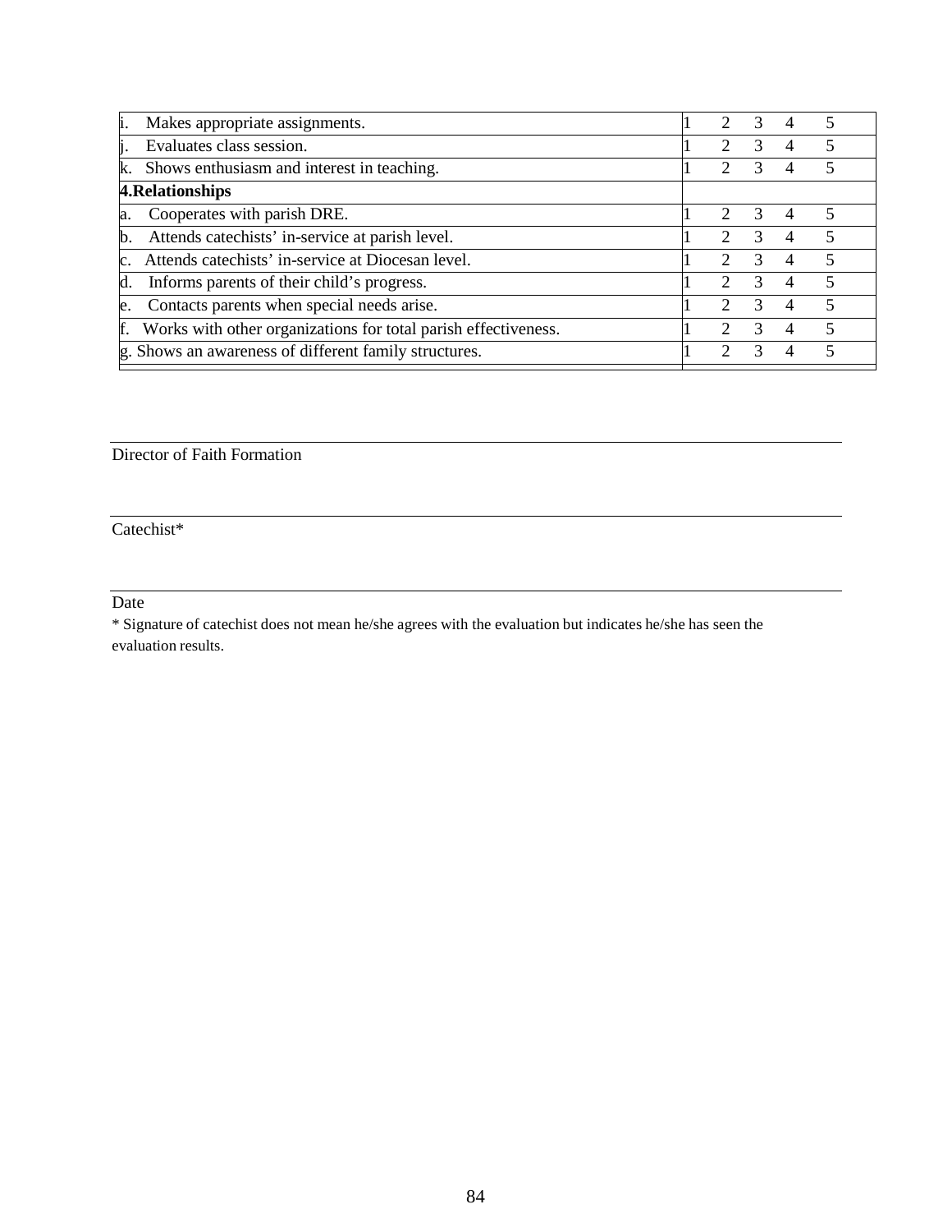| | | | | | |
|---|---|---|---|---|---|
| i. Makes appropriate assignments. | 1 | 2 | 3 | 4 | 5 |
| j. Evaluates class session. | 1 | 2 | 3 | 4 | 5 |
| k. Shows enthusiasm and interest in teaching. | 1 | 2 | 3 | 4 | 5 |
| **4.Relationships** | | | | | |
| a. Cooperates with parish DRE. | 1 | 2 | 3 | 4 | 5 |
| b. Attends catechists' in-service at parish level. | 1 | 2 | 3 | 4 | 5 |
| c. Attends catechists' in-service at Diocesan level. | 1 | 2 | 3 | 4 | 5 |
| d. Informs parents of their child's progress. | 1 | 2 | 3 | 4 | 5 |
| e. Contacts parents when special needs arise. | 1 | 2 | 3 | 4 | 5 |
| f. Works with other organizations for total parish effectiveness. | 1 | 2 | 3 | 4 | 5 |
| g. Shows an awareness of different family structures. | 1 | 2 | 3 | 4 | 5 |

---

Director of Faith Formation

---

Catechist*

---

Date

\* Signature of catechist does not mean he/she agrees with the evaluation but indicates he/she has seen the evaluation results.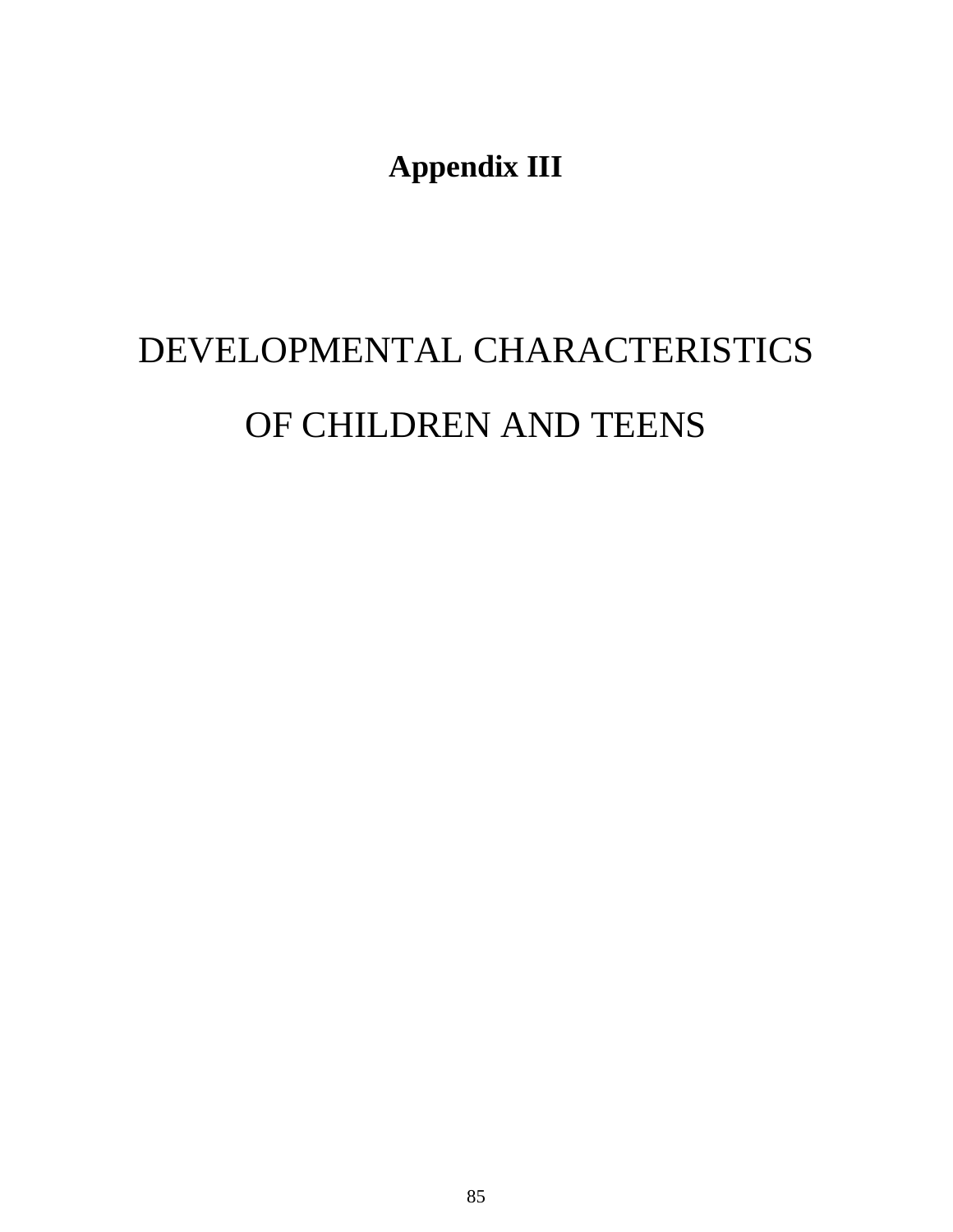# Appendix III

# DEVELOPMENTAL CHARACTERISTICS OF CHILDREN AND TEENS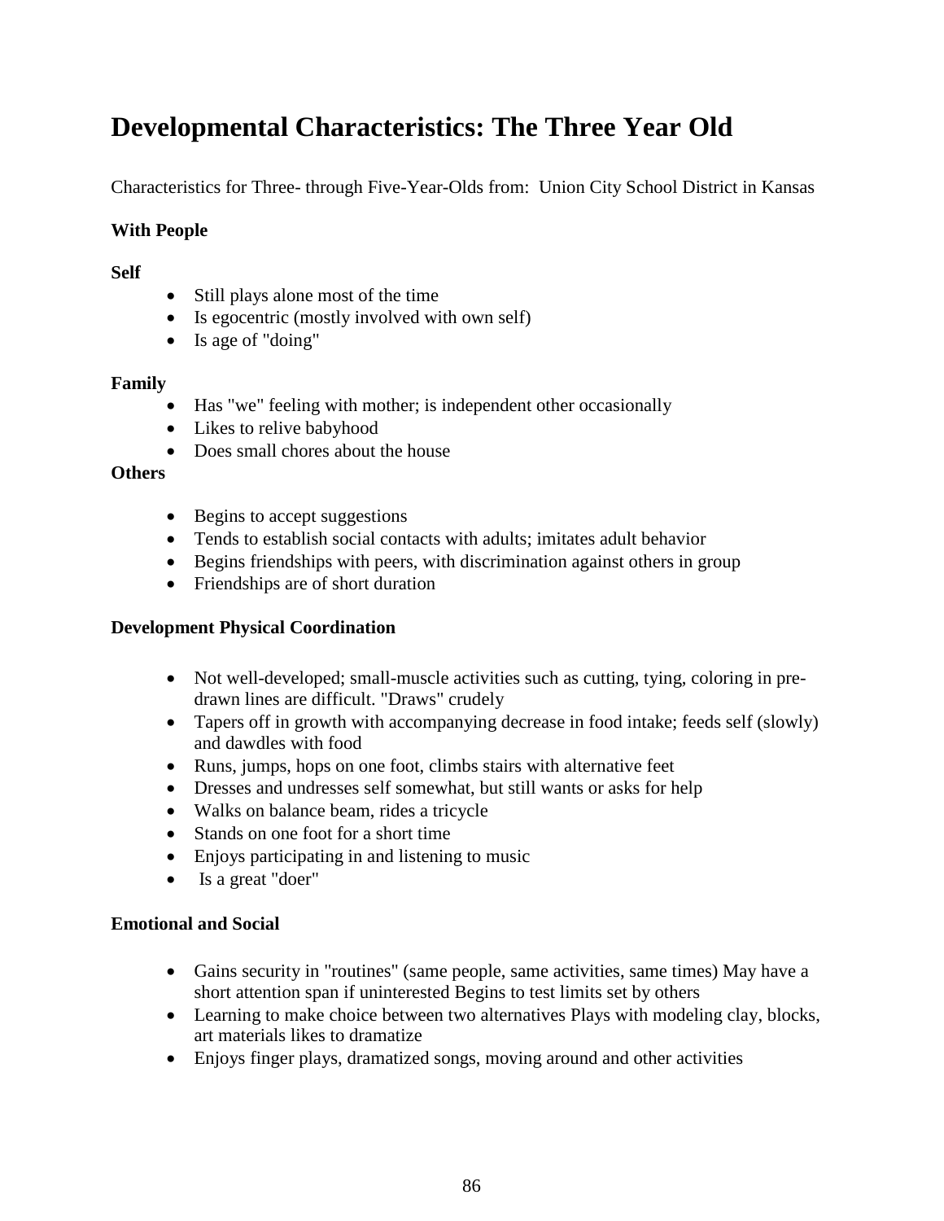# Developmental Characteristics: The Three Year Old

Characteristics for Three- through Five-Year-Olds from: Union City School District in Kansas

**With People**

**Self**

- Still plays alone most of the time
- Is egocentric (mostly involved with own self)
- Is age of "doing"

**Family**

- Has "we" feeling with mother; is independent other occasionally
- Likes to relive babyhood
- Does small chores about the house

**Others**

- Begins to accept suggestions
- Tends to establish social contacts with adults; imitates adult behavior
- Begins friendships with peers, with discrimination against others in group
- Friendships are of short duration

**Development Physical Coordination**

- Not well-developed; small-muscle activities such as cutting, tying, coloring in pre-drawn lines are difficult. "Draws" crudely
- Tapers off in growth with accompanying decrease in food intake; feeds self (slowly) and dawdles with food
- Runs, jumps, hops on one foot, climbs stairs with alternative feet
- Dresses and undresses self somewhat, but still wants or asks for help
- Walks on balance beam, rides a tricycle
- Stands on one foot for a short time
- Enjoys participating in and listening to music
- Is a great "doer"

**Emotional and Social**

- Gains security in "routines" (same people, same activities, same times) May have a short attention span if uninterested Begins to test limits set by others
- Learning to make choice between two alternatives Plays with modeling clay, blocks, art materials likes to dramatize
- Enjoys finger plays, dramatized songs, moving around and other activities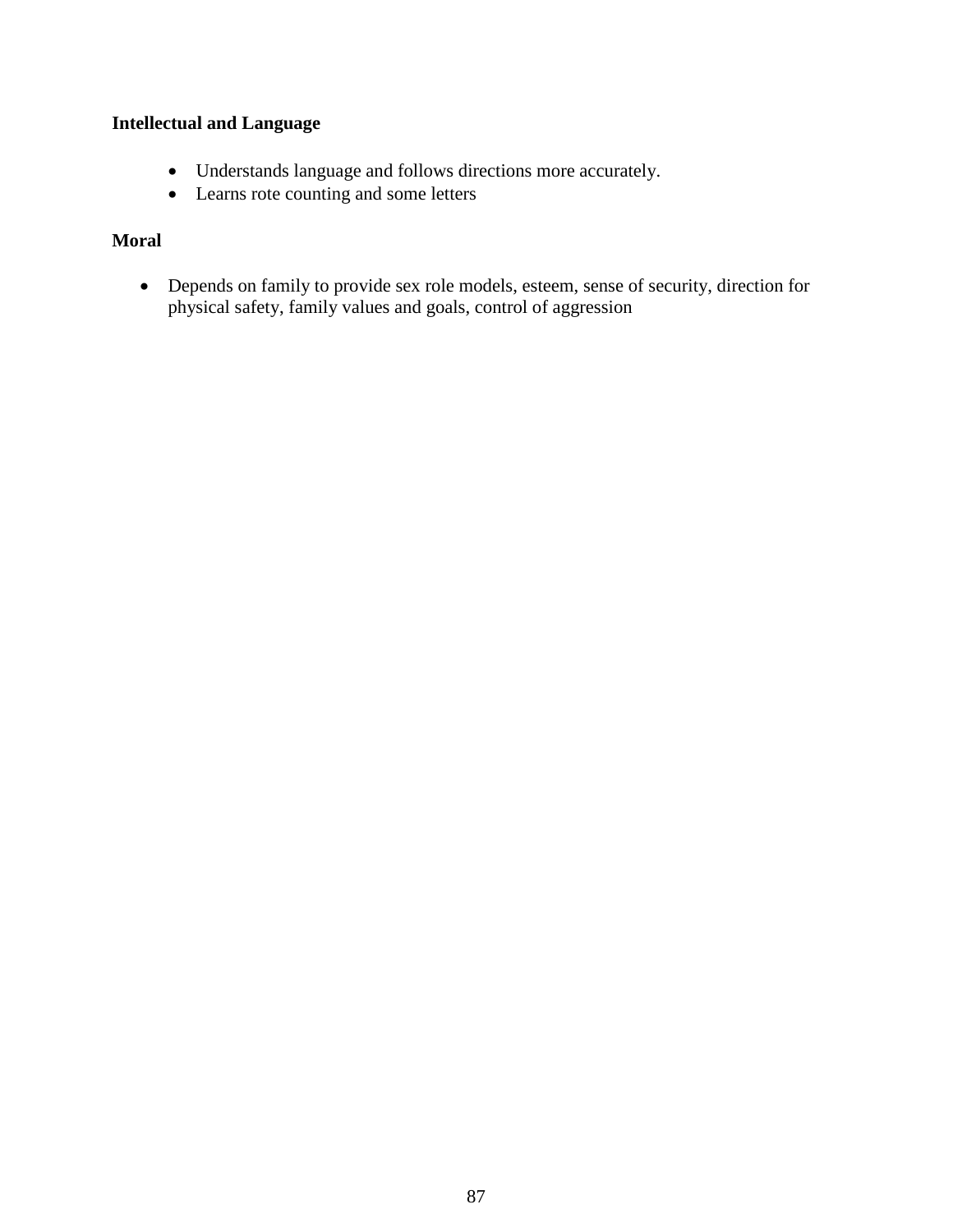**Intellectual and Language**

- Understands language and follows directions more accurately.
- Learns rote counting and some letters

**Moral**

- Depends on family to provide sex role models, esteem, sense of security, direction for physical safety, family values and goals, control of aggression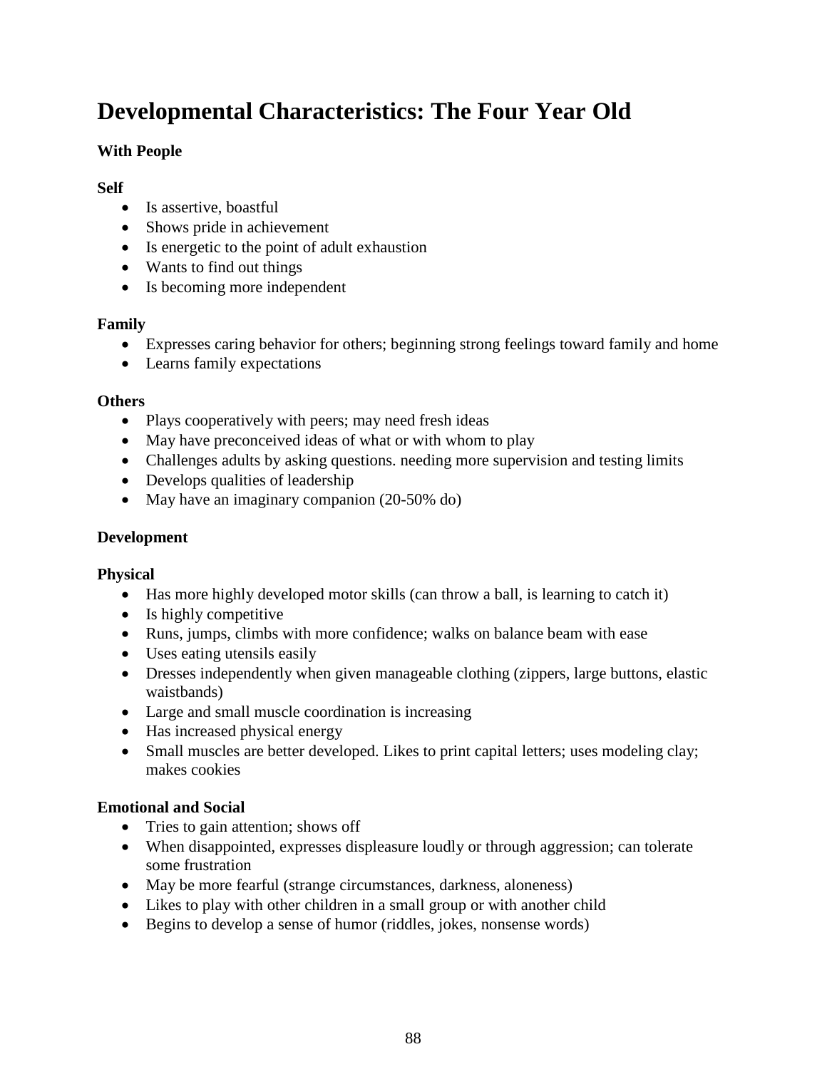# Developmental Characteristics: The Four Year Old

### With People

**Self**

- Is assertive, boastful
- Shows pride in achievement
- Is energetic to the point of adult exhaustion
- Wants to find out things
- Is becoming more independent

**Family**

- Expresses caring behavior for others; beginning strong feelings toward family and home
- Learns family expectations

**Others**

- Plays cooperatively with peers; may need fresh ideas
- May have preconceived ideas of what or with whom to play
- Challenges adults by asking questions. needing more supervision and testing limits
- Develops qualities of leadership
- May have an imaginary companion (20-50% do)

### Development

**Physical**

- Has more highly developed motor skills (can throw a ball, is learning to catch it)
- Is highly competitive
- Runs, jumps, climbs with more confidence; walks on balance beam with ease
- Uses eating utensils easily
- Dresses independently when given manageable clothing (zippers, large buttons, elastic waistbands)
- Large and small muscle coordination is increasing
- Has increased physical energy
- Small muscles are better developed. Likes to print capital letters; uses modeling clay; makes cookies

**Emotional and Social**

- Tries to gain attention; shows off
- When disappointed, expresses displeasure loudly or through aggression; can tolerate some frustration
- May be more fearful (strange circumstances, darkness, aloneness)
- Likes to play with other children in a small group or with another child
- Begins to develop a sense of humor (riddles, jokes, nonsense words)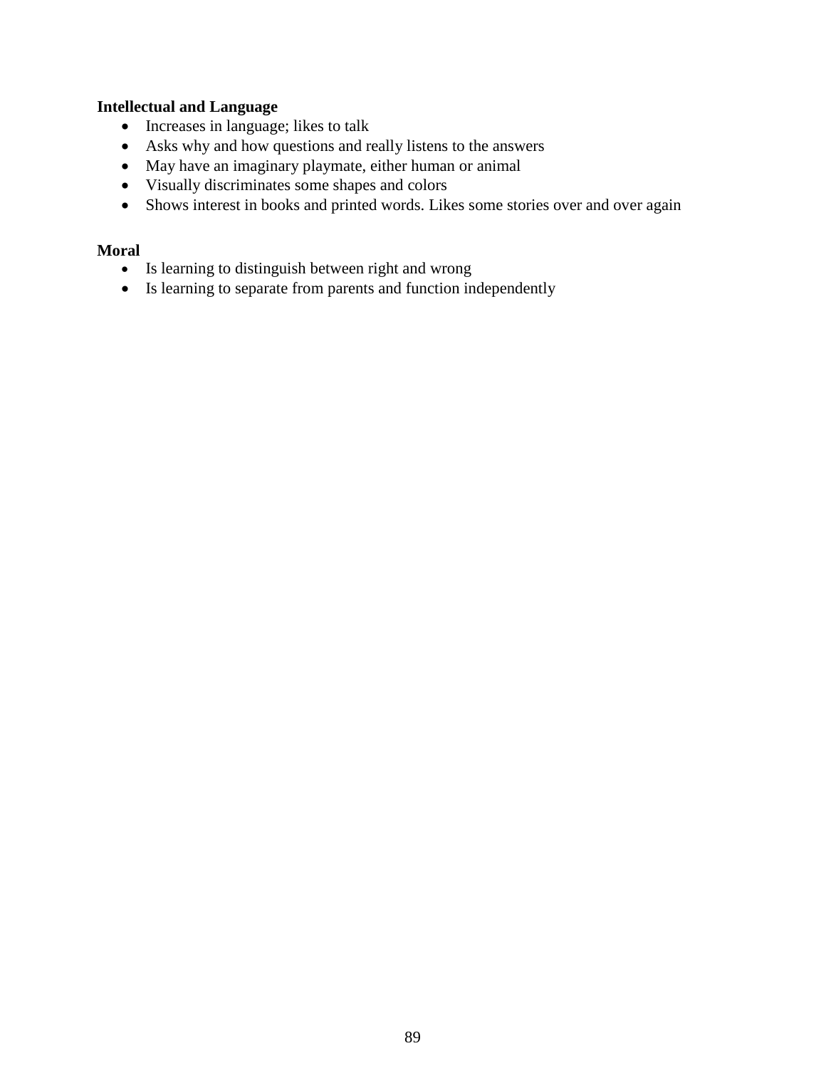**Intellectual and Language**

- Increases in language; likes to talk
- Asks why and how questions and really listens to the answers
- May have an imaginary playmate, either human or animal
- Visually discriminates some shapes and colors
- Shows interest in books and printed words. Likes some stories over and over again

**Moral**

- Is learning to distinguish between right and wrong
- Is learning to separate from parents and function independently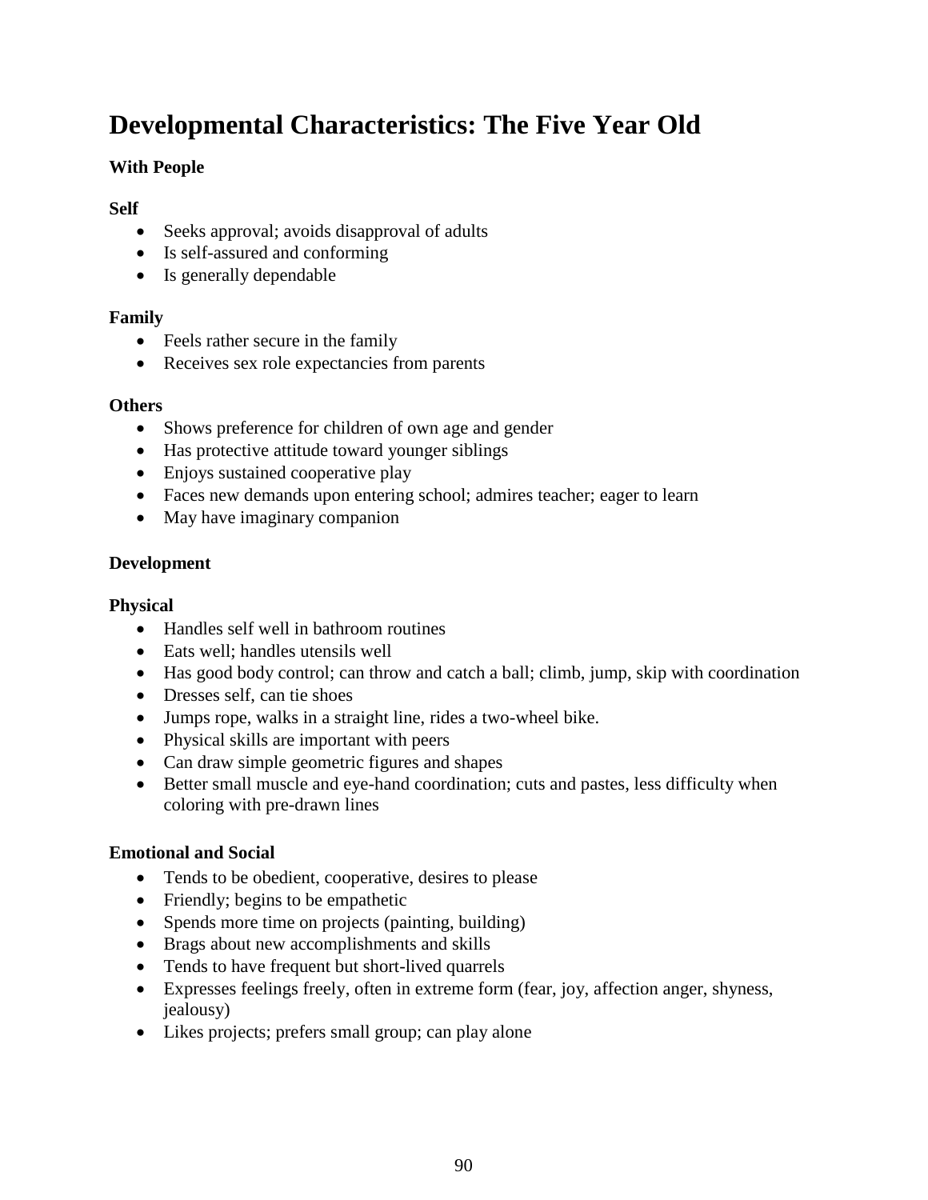# Developmental Characteristics: The Five Year Old

## With People

### Self

- Seeks approval; avoids disapproval of adults
- Is self-assured and conforming
- Is generally dependable

### Family

- Feels rather secure in the family
- Receives sex role expectancies from parents

### Others

- Shows preference for children of own age and gender
- Has protective attitude toward younger siblings
- Enjoys sustained cooperative play
- Faces new demands upon entering school; admires teacher; eager to learn
- May have imaginary companion

## Development

### Physical

- Handles self well in bathroom routines
- Eats well; handles utensils well
- Has good body control; can throw and catch a ball; climb, jump, skip with coordination
- Dresses self, can tie shoes
- Jumps rope, walks in a straight line, rides a two-wheel bike.
- Physical skills are important with peers
- Can draw simple geometric figures and shapes
- Better small muscle and eye-hand coordination; cuts and pastes, less difficulty when coloring with pre-drawn lines

### Emotional and Social

- Tends to be obedient, cooperative, desires to please
- Friendly; begins to be empathetic
- Spends more time on projects (painting, building)
- Brags about new accomplishments and skills
- Tends to have frequent but short-lived quarrels
- Expresses feelings freely, often in extreme form (fear, joy, affection anger, shyness, jealousy)
- Likes projects; prefers small group; can play alone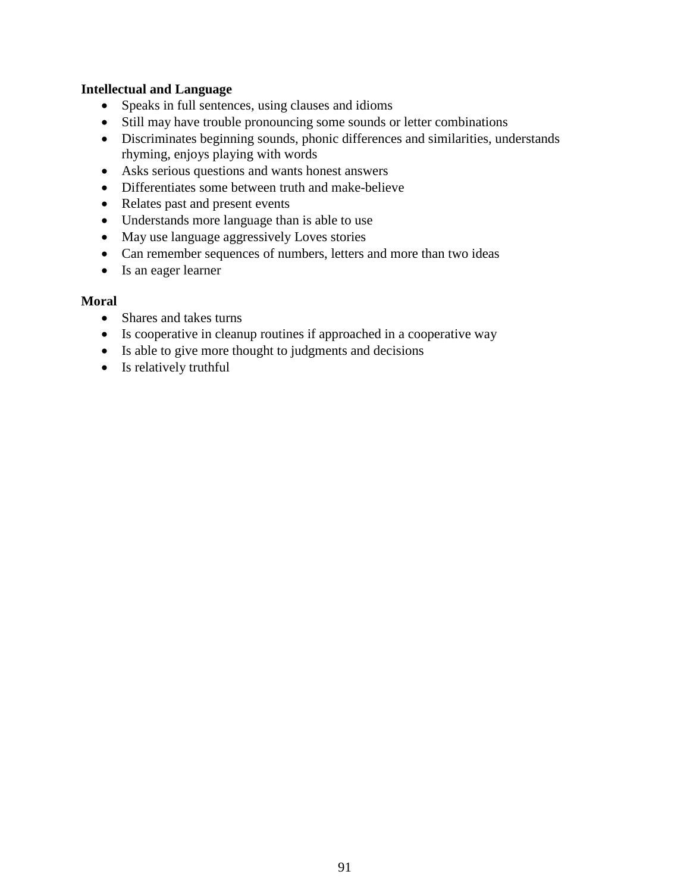**Intellectual and Language**

- Speaks in full sentences, using clauses and idioms
- Still may have trouble pronouncing some sounds or letter combinations
- Discriminates beginning sounds, phonic differences and similarities, understands rhyming, enjoys playing with words
- Asks serious questions and wants honest answers
- Differentiates some between truth and make-believe
- Relates past and present events
- Understands more language than is able to use
- May use language aggressively Loves stories
- Can remember sequences of numbers, letters and more than two ideas
- Is an eager learner

**Moral**

- Shares and takes turns
- Is cooperative in cleanup routines if approached in a cooperative way
- Is able to give more thought to judgments and decisions
- Is relatively truthful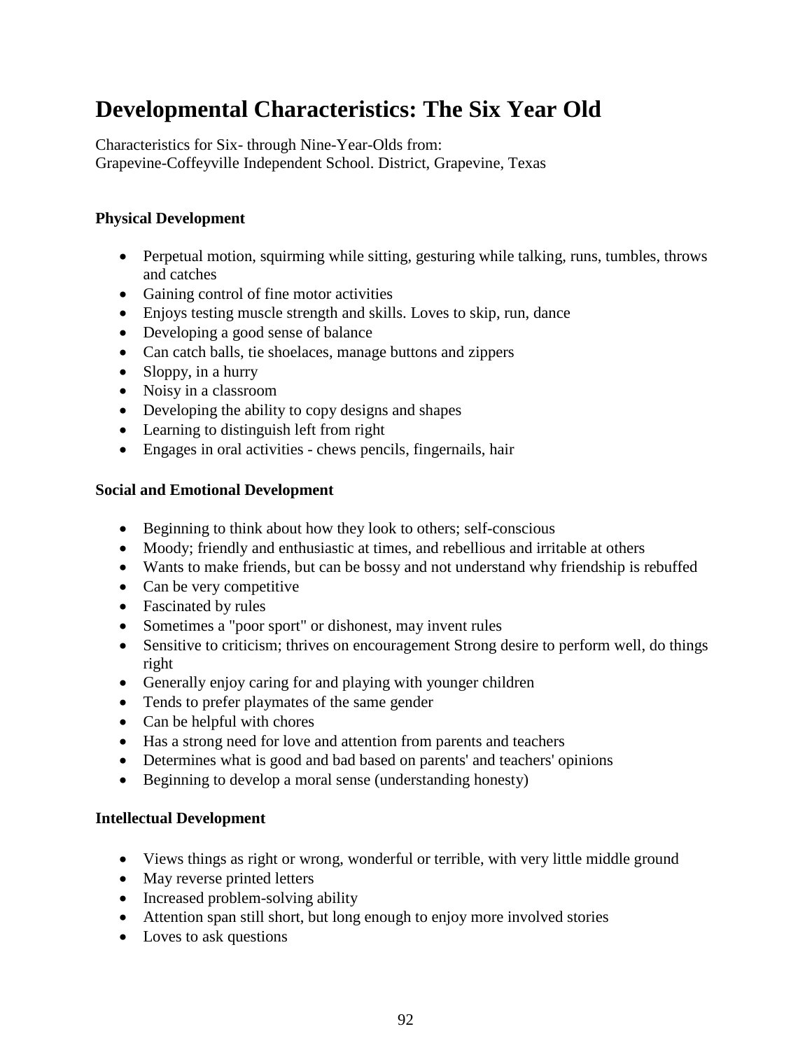# Developmental Characteristics: The Six Year Old

Characteristics for Six- through Nine-Year-Olds from:
Grapevine-Coffeyville Independent School. District, Grapevine, Texas

**Physical Development**

- Perpetual motion, squirming while sitting, gesturing while talking, runs, tumbles, throws and catches
- Gaining control of fine motor activities
- Enjoys testing muscle strength and skills. Loves to skip, run, dance
- Developing a good sense of balance
- Can catch balls, tie shoelaces, manage buttons and zippers
- Sloppy, in a hurry
- Noisy in a classroom
- Developing the ability to copy designs and shapes
- Learning to distinguish left from right
- Engages in oral activities - chews pencils, fingernails, hair

**Social and Emotional Development**

- Beginning to think about how they look to others; self-conscious
- Moody; friendly and enthusiastic at times, and rebellious and irritable at others
- Wants to make friends, but can be bossy and not understand why friendship is rebuffed
- Can be very competitive
- Fascinated by rules
- Sometimes a "poor sport" or dishonest, may invent rules
- Sensitive to criticism; thrives on encouragement Strong desire to perform well, do things right
- Generally enjoy caring for and playing with younger children
- Tends to prefer playmates of the same gender
- Can be helpful with chores
- Has a strong need for love and attention from parents and teachers
- Determines what is good and bad based on parents' and teachers' opinions
- Beginning to develop a moral sense (understanding honesty)

**Intellectual Development**

- Views things as right or wrong, wonderful or terrible, with very little middle ground
- May reverse printed letters
- Increased problem-solving ability
- Attention span still short, but long enough to enjoy more involved stories
- Loves to ask questions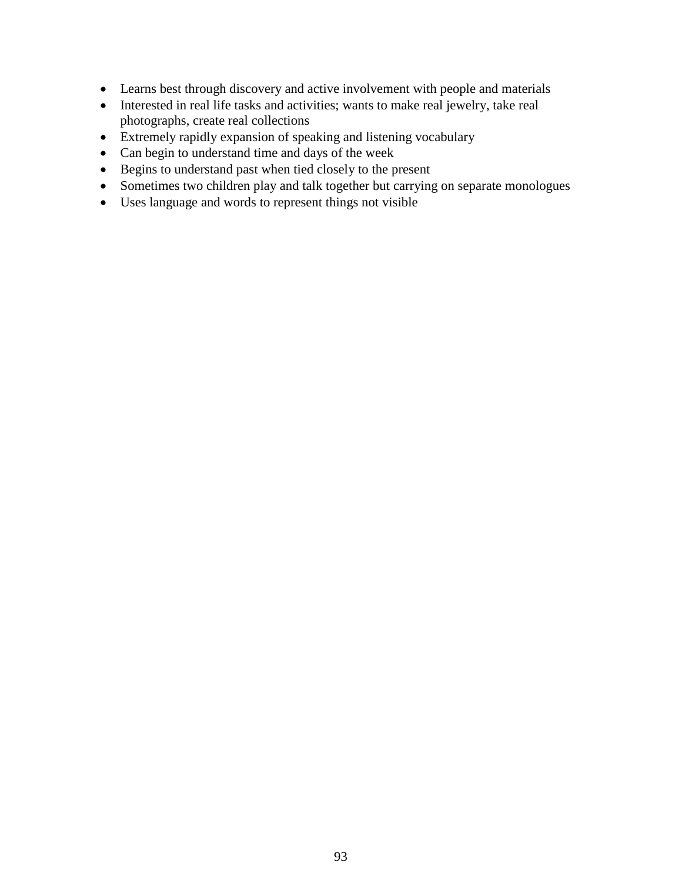- Learns best through discovery and active involvement with people and materials
- Interested in real life tasks and activities; wants to make real jewelry, take real photographs, create real collections
- Extremely rapidly expansion of speaking and listening vocabulary
- Can begin to understand time and days of the week
- Begins to understand past when tied closely to the present
- Sometimes two children play and talk together but carrying on separate monologues
- Uses language and words to represent things not visible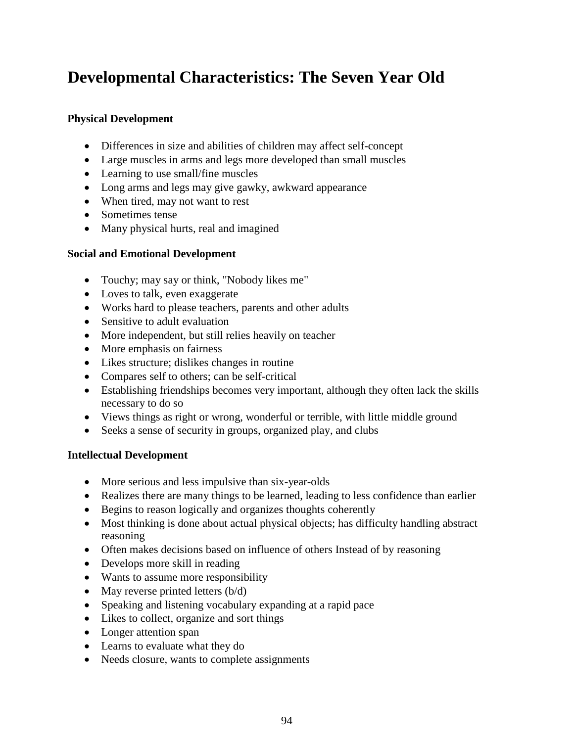# Developmental Characteristics: The Seven Year Old

### Physical Development

- Differences in size and abilities of children may affect self-concept
- Large muscles in arms and legs more developed than small muscles
- Learning to use small/fine muscles
- Long arms and legs may give gawky, awkward appearance
- When tired, may not want to rest
- Sometimes tense
- Many physical hurts, real and imagined

### Social and Emotional Development

- Touchy; may say or think, "Nobody likes me"
- Loves to talk, even exaggerate
- Works hard to please teachers, parents and other adults
- Sensitive to adult evaluation
- More independent, but still relies heavily on teacher
- More emphasis on fairness
- Likes structure; dislikes changes in routine
- Compares self to others; can be self-critical
- Establishing friendships becomes very important, although they often lack the skills necessary to do so
- Views things as right or wrong, wonderful or terrible, with little middle ground
- Seeks a sense of security in groups, organized play, and clubs

### Intellectual Development

- More serious and less impulsive than six-year-olds
- Realizes there are many things to be learned, leading to less confidence than earlier
- Begins to reason logically and organizes thoughts coherently
- Most thinking is done about actual physical objects; has difficulty handling abstract reasoning
- Often makes decisions based on influence of others Instead of by reasoning
- Develops more skill in reading
- Wants to assume more responsibility
- May reverse printed letters (b/d)
- Speaking and listening vocabulary expanding at a rapid pace
- Likes to collect, organize and sort things
- Longer attention span
- Learns to evaluate what they do
- Needs closure, wants to complete assignments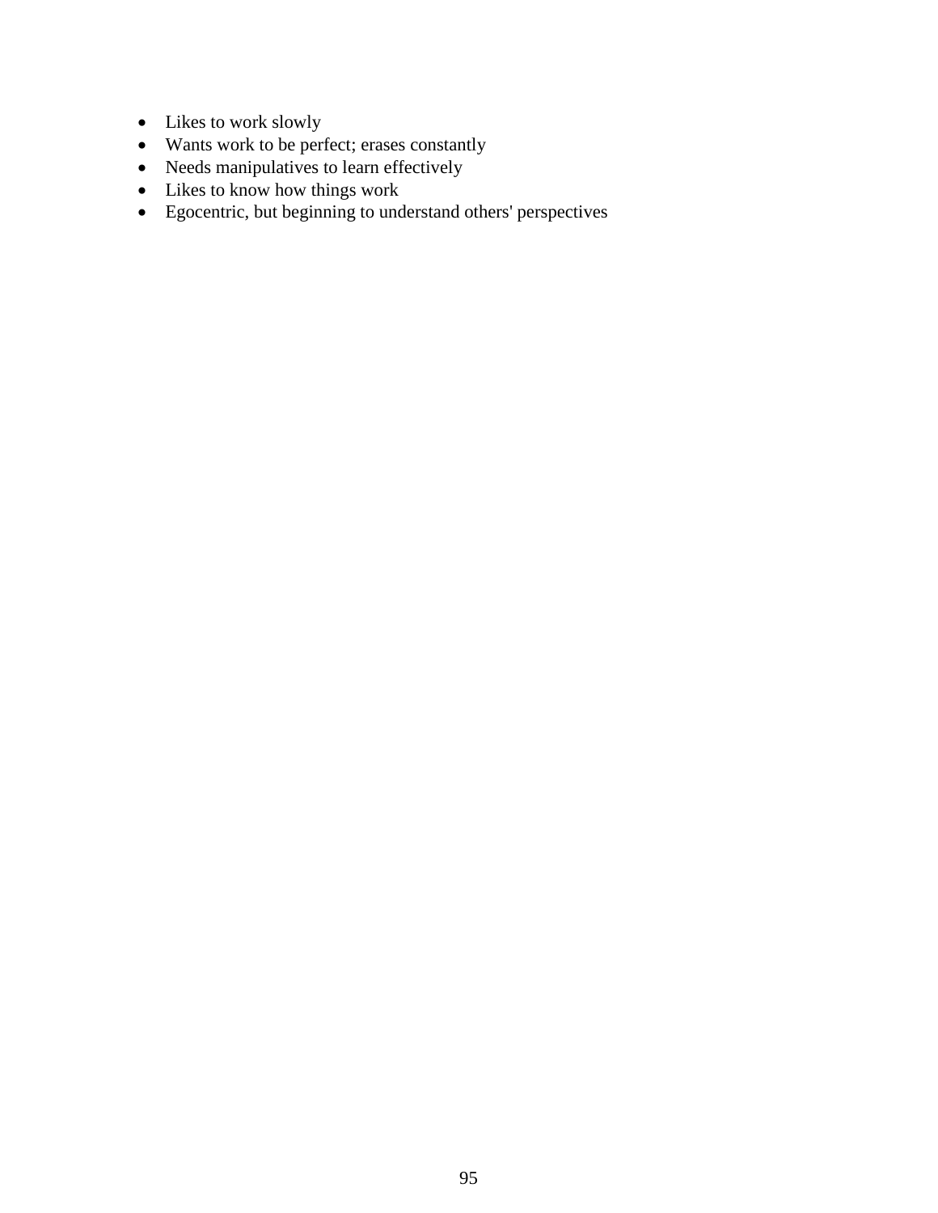- Likes to work slowly
- Wants work to be perfect; erases constantly
- Needs manipulatives to learn effectively
- Likes to know how things work
- Egocentric, but beginning to understand others' perspectives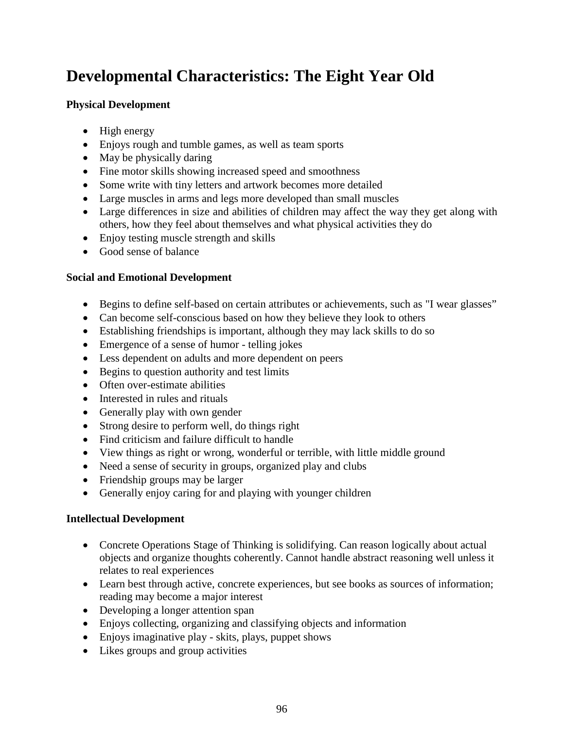# Developmental Characteristics: The Eight Year Old

**Physical Development**

- High energy
- Enjoys rough and tumble games, as well as team sports
- May be physically daring
- Fine motor skills showing increased speed and smoothness
- Some write with tiny letters and artwork becomes more detailed
- Large muscles in arms and legs more developed than small muscles
- Large differences in size and abilities of children may affect the way they get along with others, how they feel about themselves and what physical activities they do
- Enjoy testing muscle strength and skills
- Good sense of balance

**Social and Emotional Development**

- Begins to define self-based on certain attributes or achievements, such as "I wear glasses"
- Can become self-conscious based on how they believe they look to others
- Establishing friendships is important, although they may lack skills to do so
- Emergence of a sense of humor - telling jokes
- Less dependent on adults and more dependent on peers
- Begins to question authority and test limits
- Often over-estimate abilities
- Interested in rules and rituals
- Generally play with own gender
- Strong desire to perform well, do things right
- Find criticism and failure difficult to handle
- View things as right or wrong, wonderful or terrible, with little middle ground
- Need a sense of security in groups, organized play and clubs
- Friendship groups may be larger
- Generally enjoy caring for and playing with younger children

**Intellectual Development**

- Concrete Operations Stage of Thinking is solidifying. Can reason logically about actual objects and organize thoughts coherently. Cannot handle abstract reasoning well unless it relates to real experiences
- Learn best through active, concrete experiences, but see books as sources of information; reading may become a major interest
- Developing a longer attention span
- Enjoys collecting, organizing and classifying objects and information
- Enjoys imaginative play - skits, plays, puppet shows
- Likes groups and group activities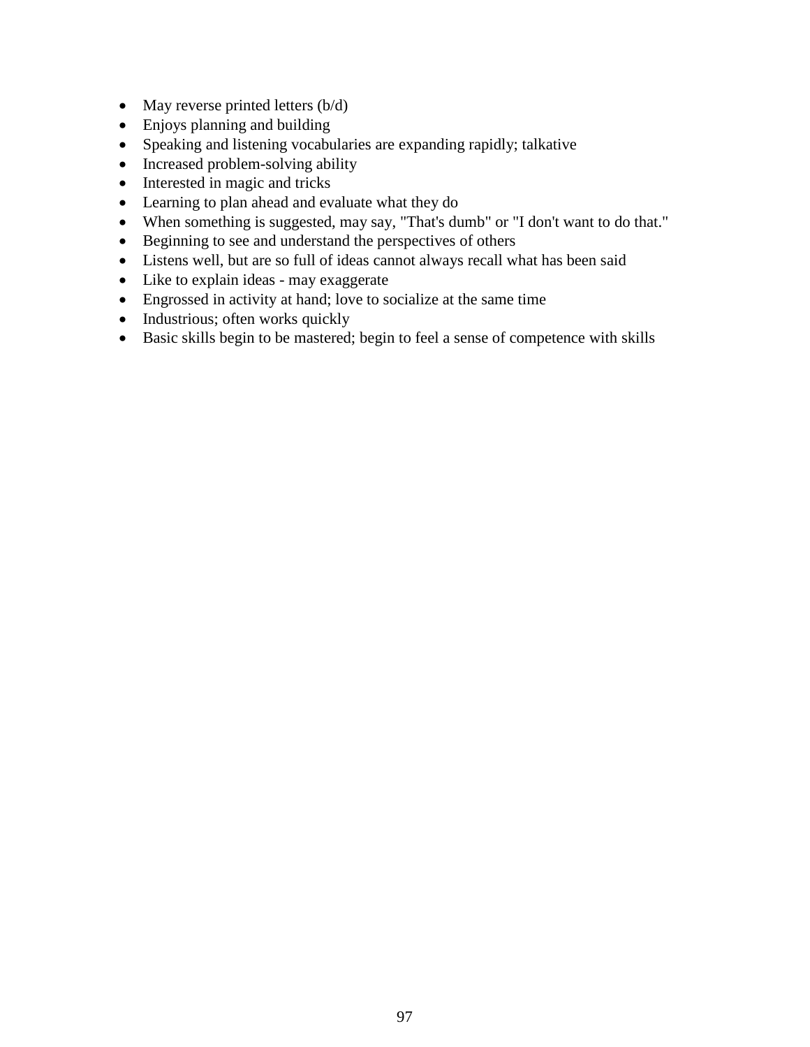- May reverse printed letters (b/d)
- Enjoys planning and building
- Speaking and listening vocabularies are expanding rapidly; talkative
- Increased problem-solving ability
- Interested in magic and tricks
- Learning to plan ahead and evaluate what they do
- When something is suggested, may say, "That's dumb" or "I don't want to do that."
- Beginning to see and understand the perspectives of others
- Listens well, but are so full of ideas cannot always recall what has been said
- Like to explain ideas - may exaggerate
- Engrossed in activity at hand; love to socialize at the same time
- Industrious; often works quickly
- Basic skills begin to be mastered; begin to feel a sense of competence with skills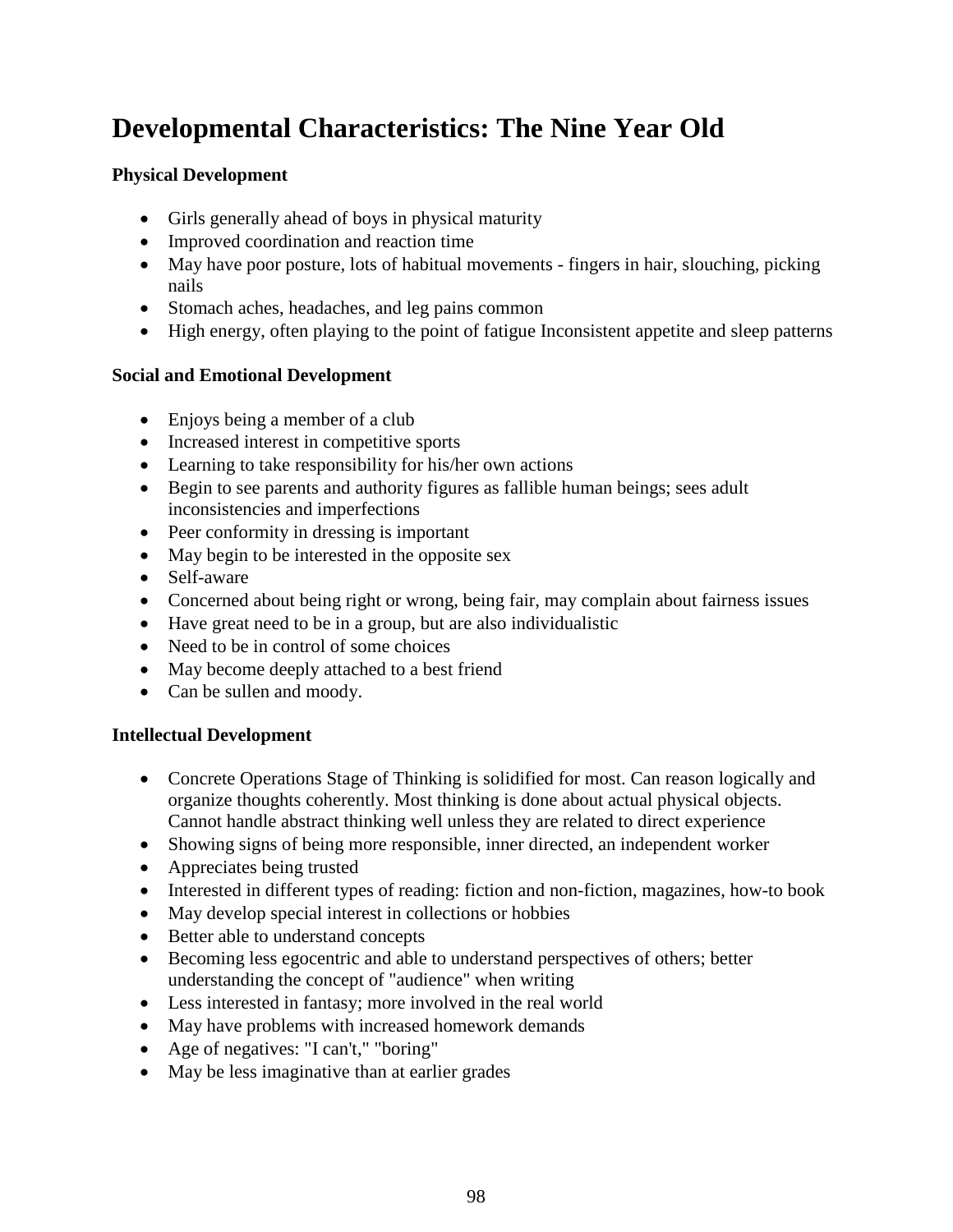# Developmental Characteristics: The Nine Year Old

**Physical Development**

- Girls generally ahead of boys in physical maturity
- Improved coordination and reaction time
- May have poor posture, lots of habitual movements - fingers in hair, slouching, picking nails
- Stomach aches, headaches, and leg pains common
- High energy, often playing to the point of fatigue Inconsistent appetite and sleep patterns

**Social and Emotional Development**

- Enjoys being a member of a club
- Increased interest in competitive sports
- Learning to take responsibility for his/her own actions
- Begin to see parents and authority figures as fallible human beings; sees adult inconsistencies and imperfections
- Peer conformity in dressing is important
- May begin to be interested in the opposite sex
- Self-aware
- Concerned about being right or wrong, being fair, may complain about fairness issues
- Have great need to be in a group, but are also individualistic
- Need to be in control of some choices
- May become deeply attached to a best friend
- Can be sullen and moody.

**Intellectual Development**

- Concrete Operations Stage of Thinking is solidified for most. Can reason logically and organize thoughts coherently. Most thinking is done about actual physical objects. Cannot handle abstract thinking well unless they are related to direct experience
- Showing signs of being more responsible, inner directed, an independent worker
- Appreciates being trusted
- Interested in different types of reading: fiction and non-fiction, magazines, how-to book
- May develop special interest in collections or hobbies
- Better able to understand concepts
- Becoming less egocentric and able to understand perspectives of others; better understanding the concept of "audience" when writing
- Less interested in fantasy; more involved in the real world
- May have problems with increased homework demands
- Age of negatives: "I can't," "boring"
- May be less imaginative than at earlier grades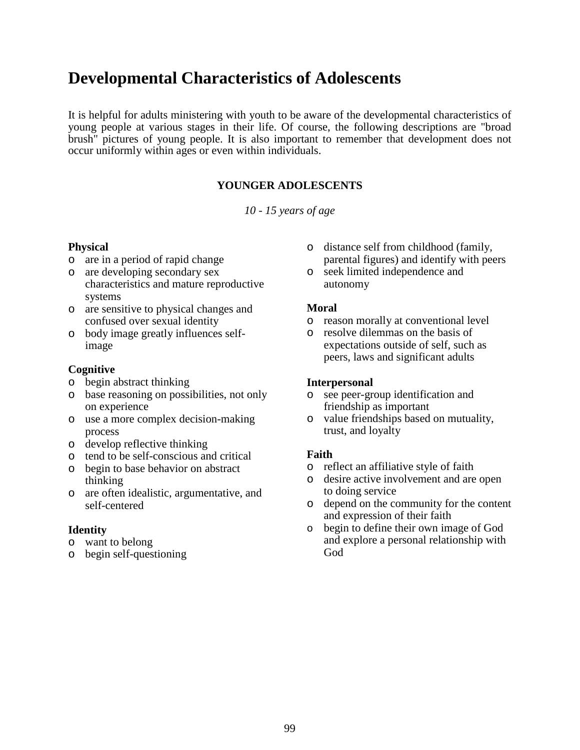# Developmental Characteristics of Adolescents

It is helpful for adults ministering with youth to be aware of the developmental characteristics of young people at various stages in their life. Of course, the following descriptions are "broad brush" pictures of young people. It is also important to remember that development does not occur uniformly within ages or even within individuals.

## YOUNGER ADOLESCENTS

*10 - 15 years of age*

**Physical**

- are in a period of rapid change
- are developing secondary sex characteristics and mature reproductive systems
- are sensitive to physical changes and confused over sexual identity
- body image greatly influences self-image

**Cognitive**

- begin abstract thinking
- base reasoning on possibilities, not only on experience
- use a more complex decision-making process
- develop reflective thinking
- tend to be self-conscious and critical
- begin to base behavior on abstract thinking
- are often idealistic, argumentative, and self-centered

**Identity**

- want to belong
- begin self-questioning
- distance self from childhood (family, parental figures) and identify with peers
- seek limited independence and autonomy

**Moral**

- reason morally at conventional level
- resolve dilemmas on the basis of expectations outside of self, such as peers, laws and significant adults

**Interpersonal**

- see peer-group identification and friendship as important
- value friendships based on mutuality, trust, and loyalty

**Faith**

- reflect an affiliative style of faith
- desire active involvement and are open to doing service
- depend on the community for the content and expression of their faith
- begin to define their own image of God and explore a personal relationship with God